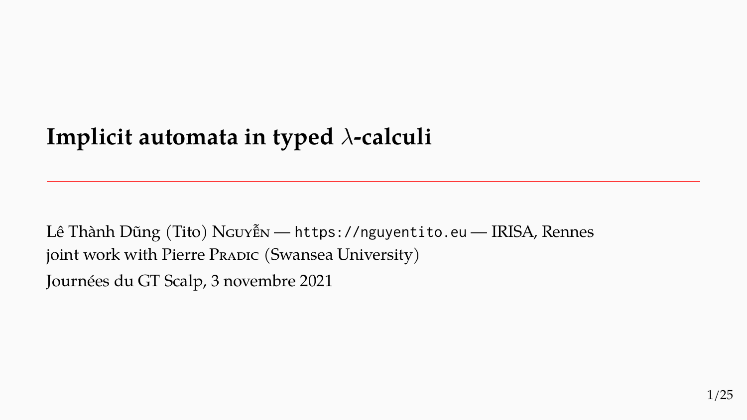# Implicit automata in typed $\lambda$-calculi

Lê Thành Dũng (Tito) Nguyễn — https://nguyentito.eu — IRISA, Rennes

joint work with Pierre Pradic (Swansea University)

Journées du GT Scalp, 3 novembre 2021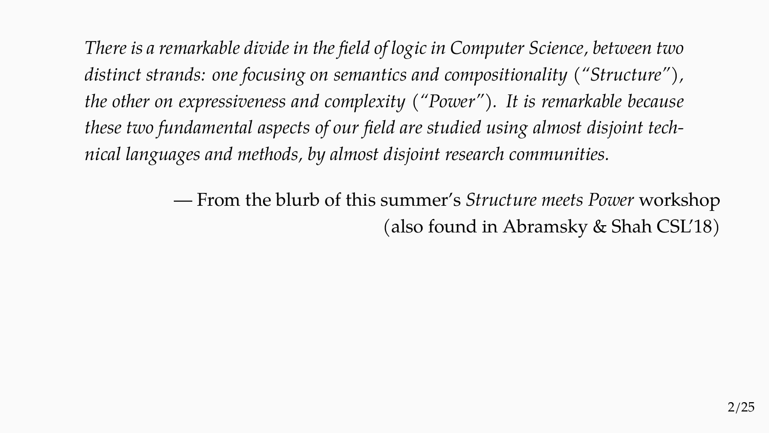*There is a remarkable divide in the field of logic in Computer Science, between two distinct strands: one focusing on semantics and compositionality ("Structure"), the other on expressiveness and complexity ("Power"). It is remarkable because these two fundamental aspects of our field are studied using almost disjoint technical languages and methods, by almost disjoint research communities.*

— From the blurb of this summer's *Structure meets Power* workshop (also found in Abramsky & Shah CSL'18)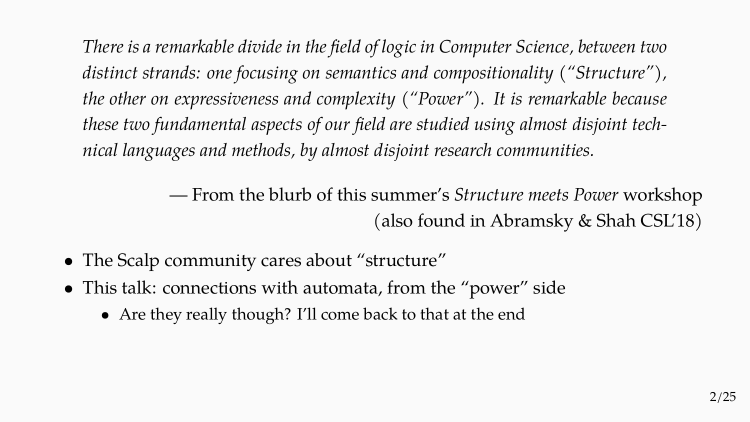*There is a remarkable divide in the field of logic in Computer Science, between two distinct strands: one focusing on semantics and compositionality ("Structure"), the other on expressiveness and complexity ("Power"). It is remarkable because these two fundamental aspects of our field are studied using almost disjoint technical languages and methods, by almost disjoint research communities.*

— From the blurb of this summer's *Structure meets Power* workshop
(also found in Abramsky & Shah CSL'18)

- The Scalp community cares about "structure"
- This talk: connections with automata, from the "power" side
  - Are they really though? I'll come back to that at the end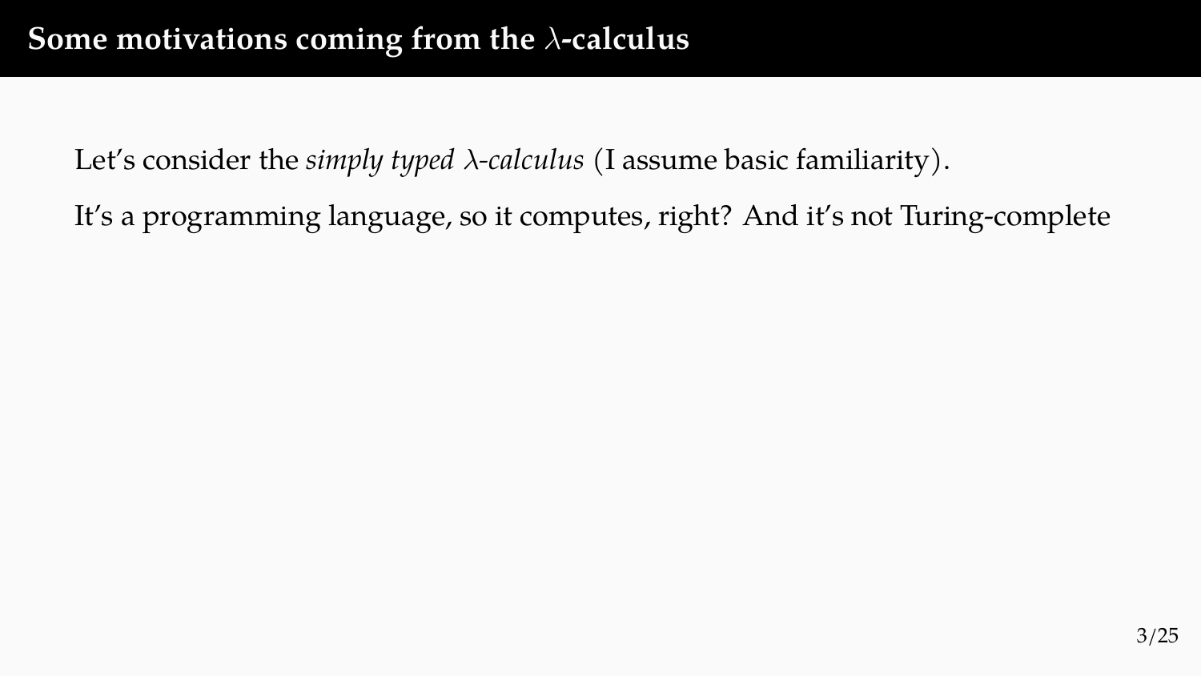# Some motivations coming from the $\lambda$-calculus

Let's consider the *simply typed $\lambda$-calculus* (I assume basic familiarity).

It's a programming language, so it computes, right? And it's not Turing-complete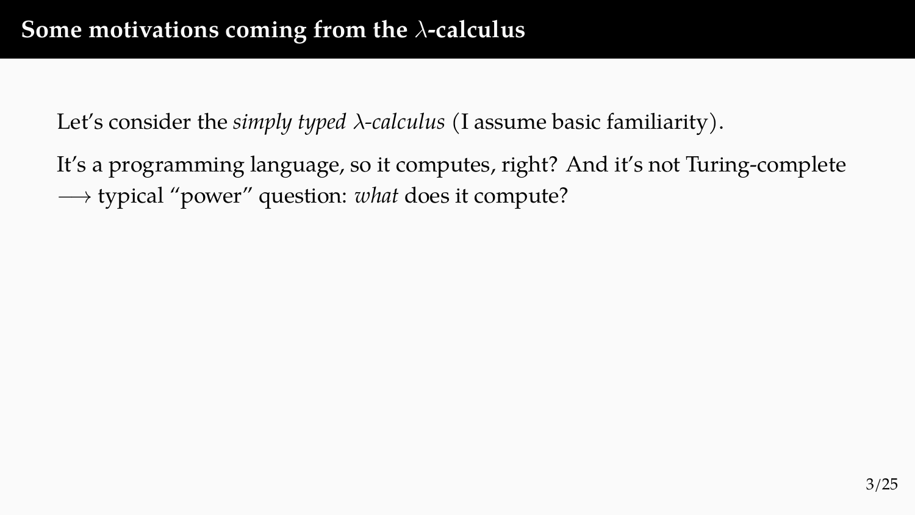# Some motivations coming from the $\lambda$-calculus

Let's consider the *simply typed $\lambda$-calculus* (I assume basic familiarity).

It's a programming language, so it computes, right? And it's not Turing-complete $\longrightarrow$ typical "power" question: *what* does it compute?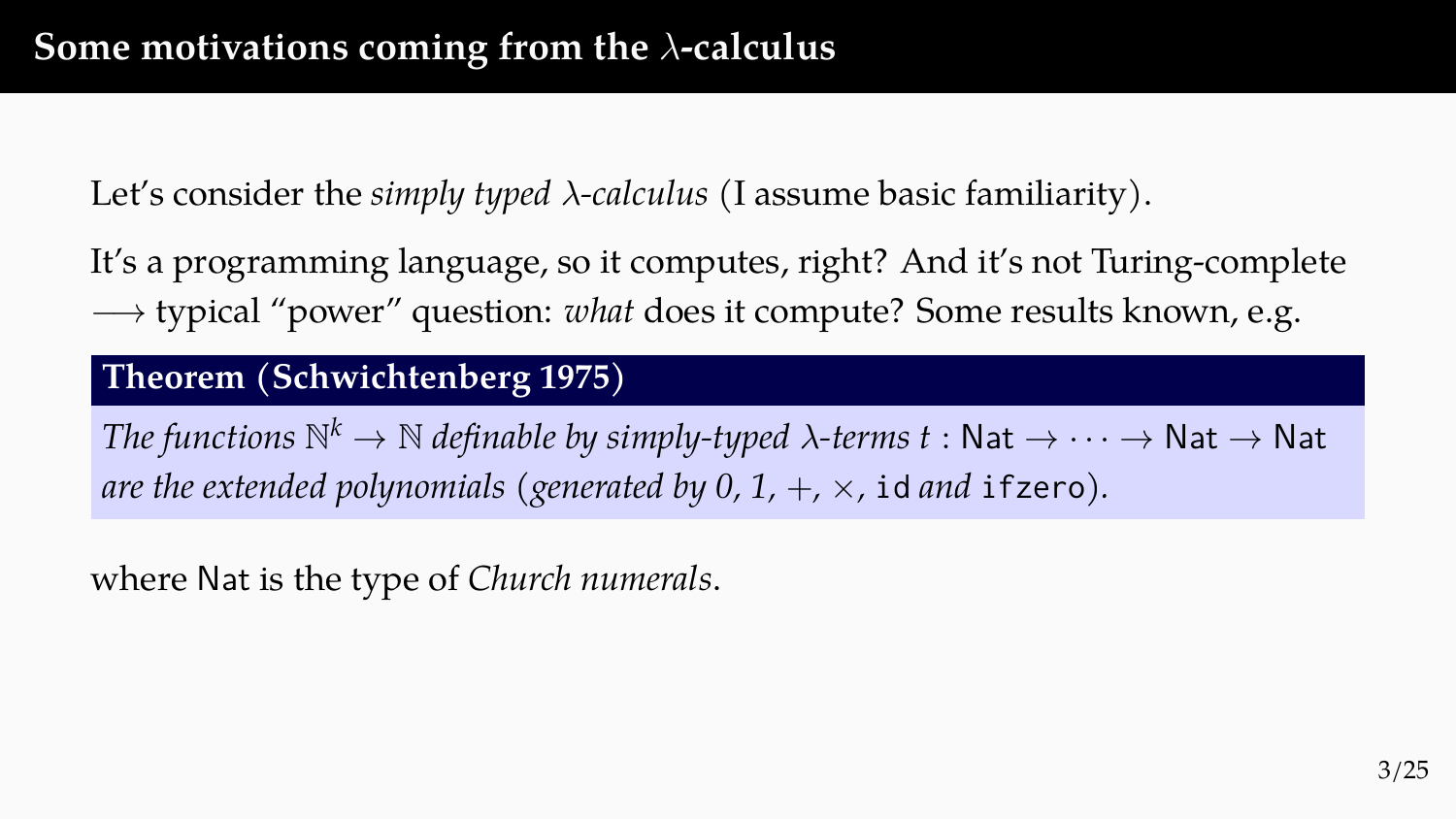# Some motivations coming from the $\lambda$-calculus

Let's consider the *simply typed $\lambda$-calculus* (I assume basic familiarity).

It's a programming language, so it computes, right? And it's not Turing-complete $\longrightarrow$ typical "power" question: *what* does it compute? Some results known, e.g.

**Theorem (Schwichtenberg 1975)**

*The functions $\mathbb{N}^k \to \mathbb{N}$ definable by simply-typed $\lambda$-terms $t : \mathsf{Nat} \to \cdots \to \mathsf{Nat} \to \mathsf{Nat}$ are the extended polynomials (generated by 0, 1, $+$, $\times$,* `id` *and* `ifzero`*).*

where $\mathsf{Nat}$ is the type of *Church numerals*.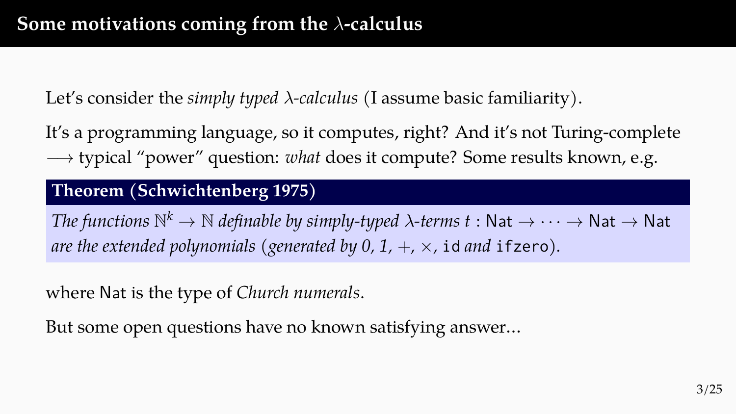# Some motivations coming from the $\lambda$-calculus

Let's consider the *simply typed $\lambda$-calculus* (I assume basic familiarity).

It's a programming language, so it computes, right? And it's not Turing-complete $\longrightarrow$ typical "power" question: *what* does it compute? Some results known, e.g.

**Theorem (Schwichtenberg 1975)**

*The functions $\mathbb{N}^k \to \mathbb{N}$ definable by simply-typed $\lambda$-terms $t : \mathsf{Nat} \to \cdots \to \mathsf{Nat} \to \mathsf{Nat}$ are the extended polynomials (generated by 0, 1, $+$, $\times$,* `id` *and* `ifzero`*).*

where $\mathsf{Nat}$ is the type of *Church numerals*.

But some open questions have no known satisfying answer...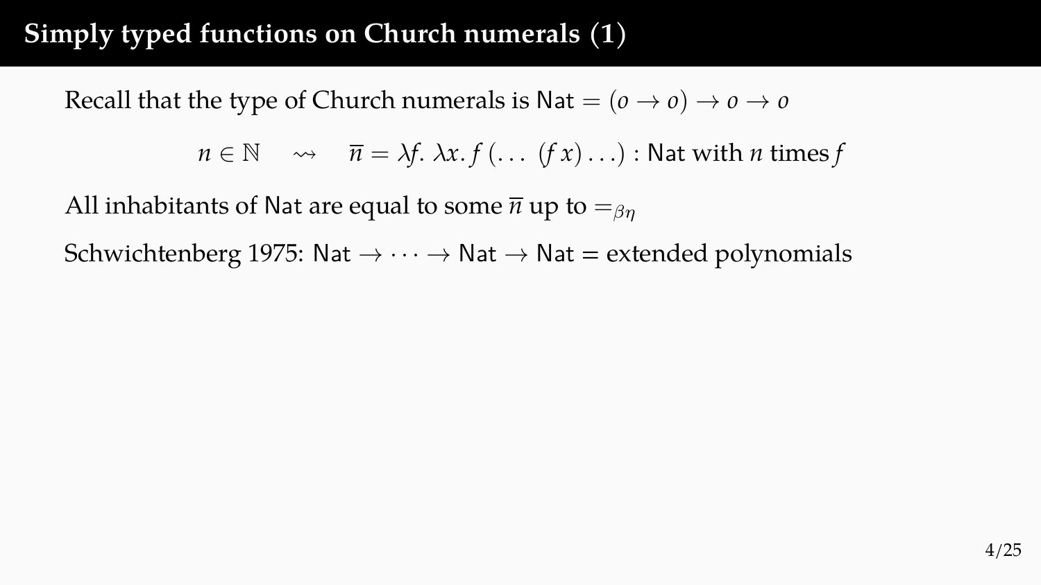# Simply typed functions on Church numerals (1)

Recall that the type of Church numerals is $\mathsf{Nat} = (o \to o) \to o \to o$

$$n \in \mathbb{N} \quad \rightsquigarrow \quad \overline{n} = \lambda f.\ \lambda x.\ f\,(\ldots\ (f\,x)\ldots) : \mathsf{Nat} \text{ with } n \text{ times } f$$

All inhabitants of $\mathsf{Nat}$ are equal to some $\overline{n}$ up to $=_{\beta\eta}$

Schwichtenberg 1975: $\mathsf{Nat} \to \cdots \to \mathsf{Nat} \to \mathsf{Nat}$ = extended polynomials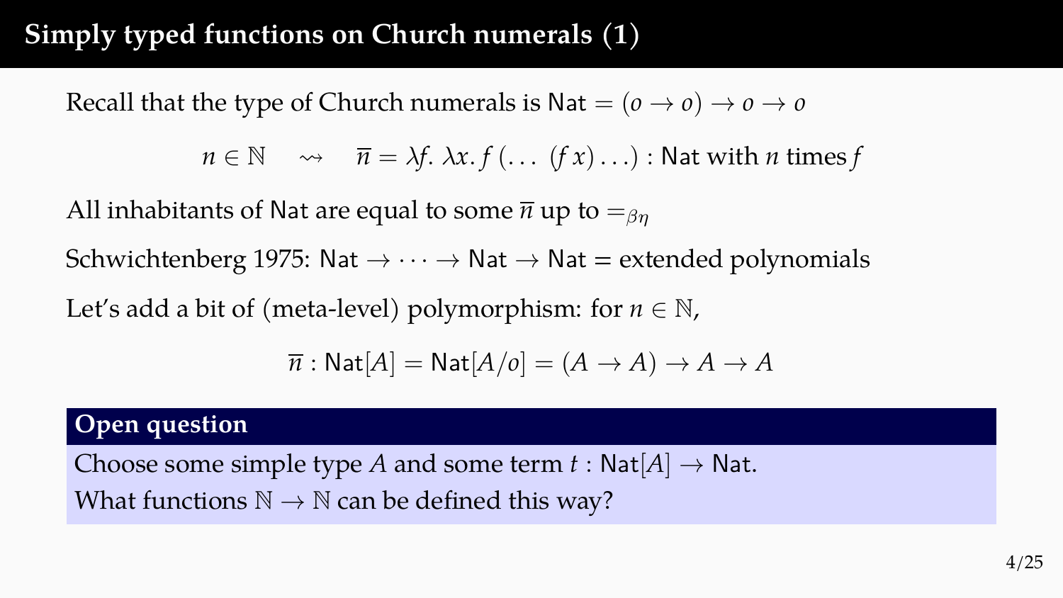# Simply typed functions on Church numerals (1)

Recall that the type of Church numerals is $\mathsf{Nat} = (o \to o) \to o \to o$

$$n \in \mathbb{N} \quad \rightsquigarrow \quad \overline{n} = \lambda f.\, \lambda x.\, f\,(\ldots\,(f\,x)\ldots) : \mathsf{Nat} \text{ with } n \text{ times } f$$

All inhabitants of $\mathsf{Nat}$ are equal to some $\overline{n}$ up to $=_{\beta\eta}$

Schwichtenberg 1975: $\mathsf{Nat} \to \cdots \to \mathsf{Nat} \to \mathsf{Nat}$ = extended polynomials

Let's add a bit of (meta-level) polymorphism: for $n \in \mathbb{N}$,

$$\overline{n} : \mathsf{Nat}[A] = \mathsf{Nat}[A/o] = (A \to A) \to A \to A$$

**Open question**

Choose some simple type $A$ and some term $t : \mathsf{Nat}[A] \to \mathsf{Nat}$.
What functions $\mathbb{N} \to \mathbb{N}$ can be defined this way?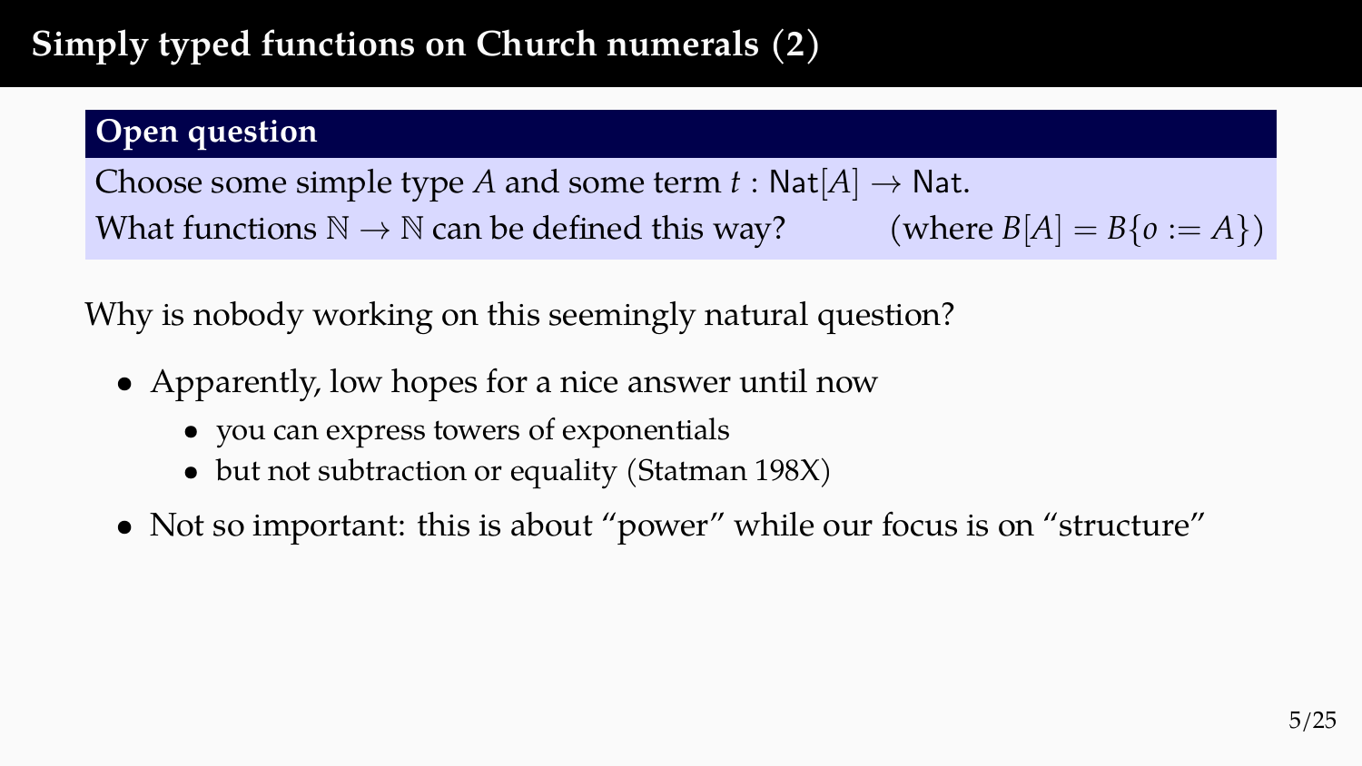# Simply typed functions on Church numerals (2)

**Open question**

Choose some simple type $A$ and some term $t : \mathsf{Nat}[A] \to \mathsf{Nat}$.
What functions $\mathbb{N} \to \mathbb{N}$ can be defined this way? (where $B[A] = B\{o := A\}$)

Why is nobody working on this seemingly natural question?

- Apparently, low hopes for a nice answer until now
  - you can express towers of exponentials
  - but not subtraction or equality (Statman 198X)
- Not so important: this is about "power" while our focus is on "structure"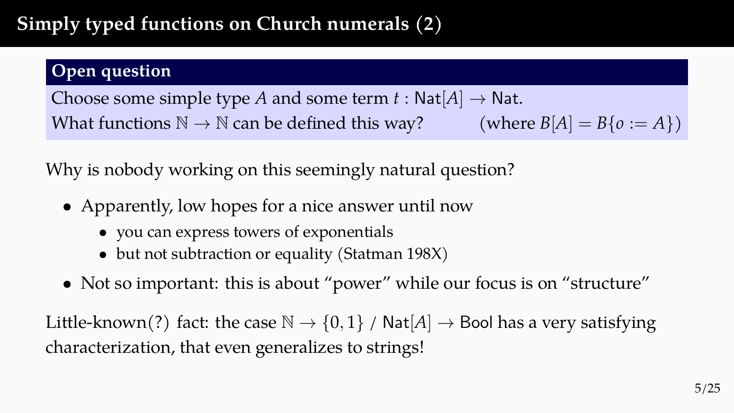# Simply typed functions on Church numerals (2)

**Open question**

Choose some simple type $A$ and some term $t : \mathsf{Nat}[A] \to \mathsf{Nat}$.
What functions $\mathbb{N} \to \mathbb{N}$ can be defined this way? (where $B[A] = B\{o := A\}$)

Why is nobody working on this seemingly natural question?

- Apparently, low hopes for a nice answer until now
  - you can express towers of exponentials
  - but not subtraction or equality (Statman 198X)
- Not so important: this is about "power" while our focus is on "structure"

Little-known(?) fact: the case $\mathbb{N} \to \{0, 1\}$ / $\mathsf{Nat}[A] \to \mathsf{Bool}$ has a very satisfying characterization, that even generalizes to strings!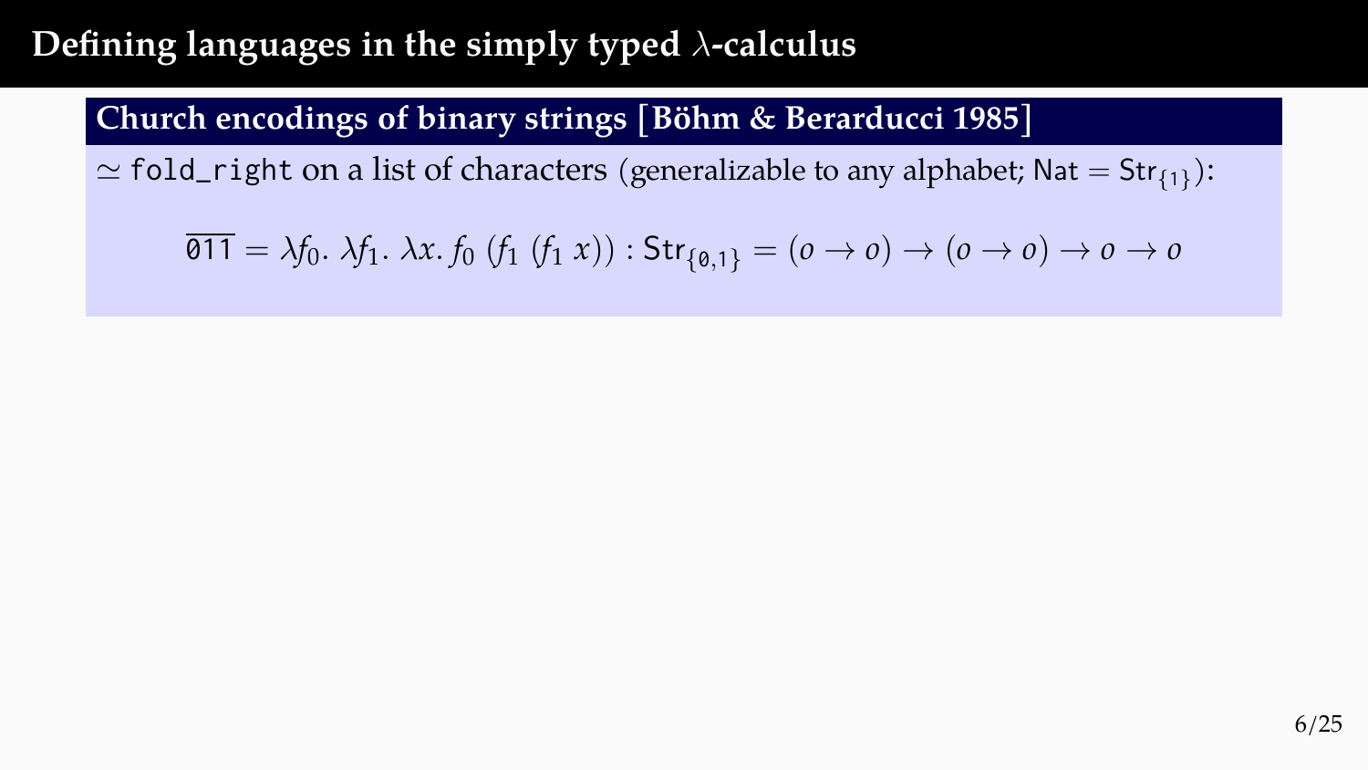# Defining languages in the simply typed $\lambda$-calculus

## Church encodings of binary strings [Böhm & Berarducci 1985]

$\simeq$ `fold_right` on a list of characters (generalizable to any alphabet; $\mathsf{Nat} = \mathsf{Str}_{\{1\}}$):

$$\overline{\mathtt{011}} = \lambda f_0.\ \lambda f_1.\ \lambda x.\ f_0\ (f_1\ (f_1\ x)) : \mathsf{Str}_{\{\mathtt{0},\mathtt{1}\}} = (o \to o) \to (o \to o) \to o \to o$$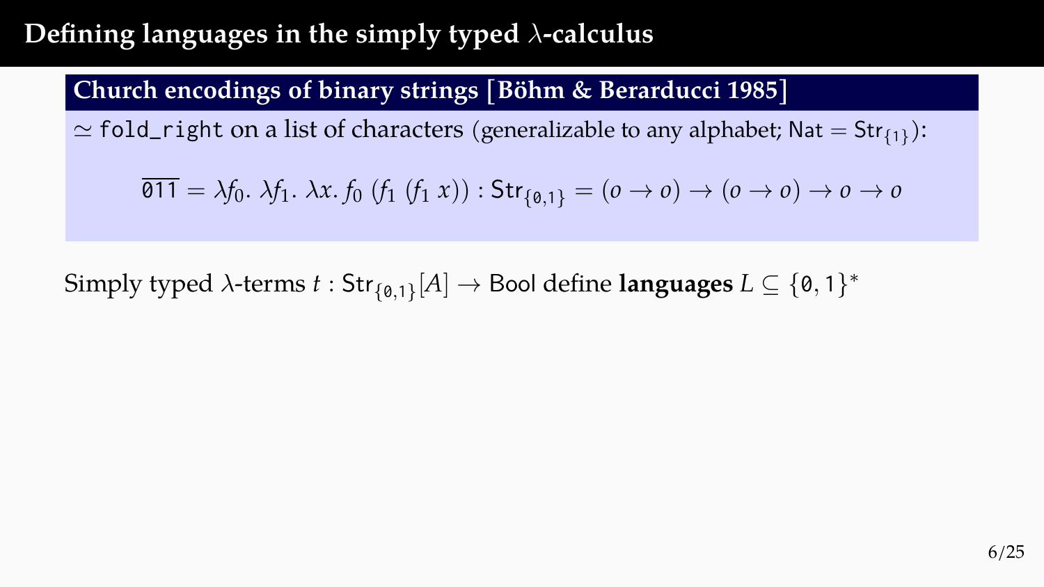# Defining languages in the simply typed $\lambda$-calculus

## Church encodings of binary strings [Böhm & Berarducci 1985]

$\simeq$ `fold_right` on a list of characters (generalizable to any alphabet; $\mathsf{Nat} = \mathsf{Str}_{\{1\}}$):

$$\overline{\mathtt{011}} = \lambda f_0.\ \lambda f_1.\ \lambda x.\ f_0\ (f_1\ (f_1\ x)) : \mathsf{Str}_{\{\mathtt{0},\mathtt{1}\}} = (o \to o) \to (o \to o) \to o \to o$$

Simply typed $\lambda$-terms $t : \mathsf{Str}_{\{\mathtt{0},\mathtt{1}\}}[A] \to \mathsf{Bool}$ define **languages** $L \subseteq \{\mathtt{0}, \mathtt{1}\}^*$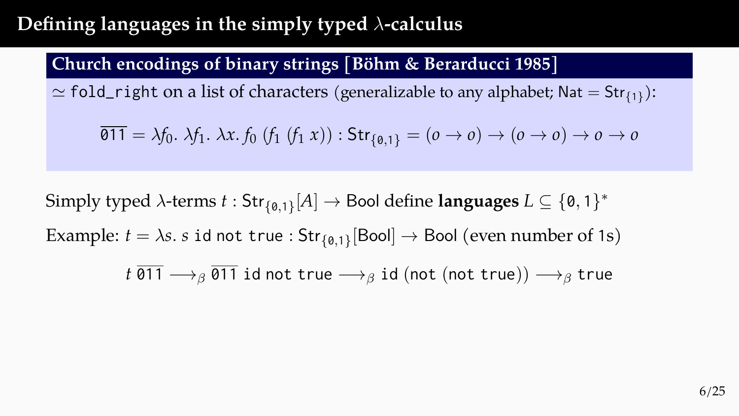# Defining languages in the simply typed $\lambda$-calculus

## Church encodings of binary strings [Böhm & Berarducci 1985]

$\simeq$ `fold_right` on a list of characters (generalizable to any alphabet; $\mathsf{Nat} = \mathsf{Str}_{\{1\}}$):

$$\overline{\mathtt{011}} = \lambda f_0.\ \lambda f_1.\ \lambda x.\ f_0\ (f_1\ (f_1\ x)) : \mathsf{Str}_{\{\mathtt{0},\mathtt{1}\}} = (o \to o) \to (o \to o) \to o \to o$$

Simply typed $\lambda$-terms $t : \mathsf{Str}_{\{\mathtt{0},\mathtt{1}\}}[A] \to \mathsf{Bool}$ define **languages** $L \subseteq \{\mathtt{0},\mathtt{1}\}^*$

Example: $t = \lambda s.\ s\ \mathtt{id}\ \mathtt{not}\ \mathtt{true} : \mathsf{Str}_{\{\mathtt{0},\mathtt{1}\}}[\mathsf{Bool}] \to \mathsf{Bool}$ (even number of 1s)

$$t\ \overline{\mathtt{011}} \longrightarrow_\beta \overline{\mathtt{011}}\ \mathtt{id}\ \mathtt{not}\ \mathtt{true} \longrightarrow_\beta \mathtt{id}\ (\mathtt{not}\ (\mathtt{not}\ \mathtt{true})) \longrightarrow_\beta \mathtt{true}$$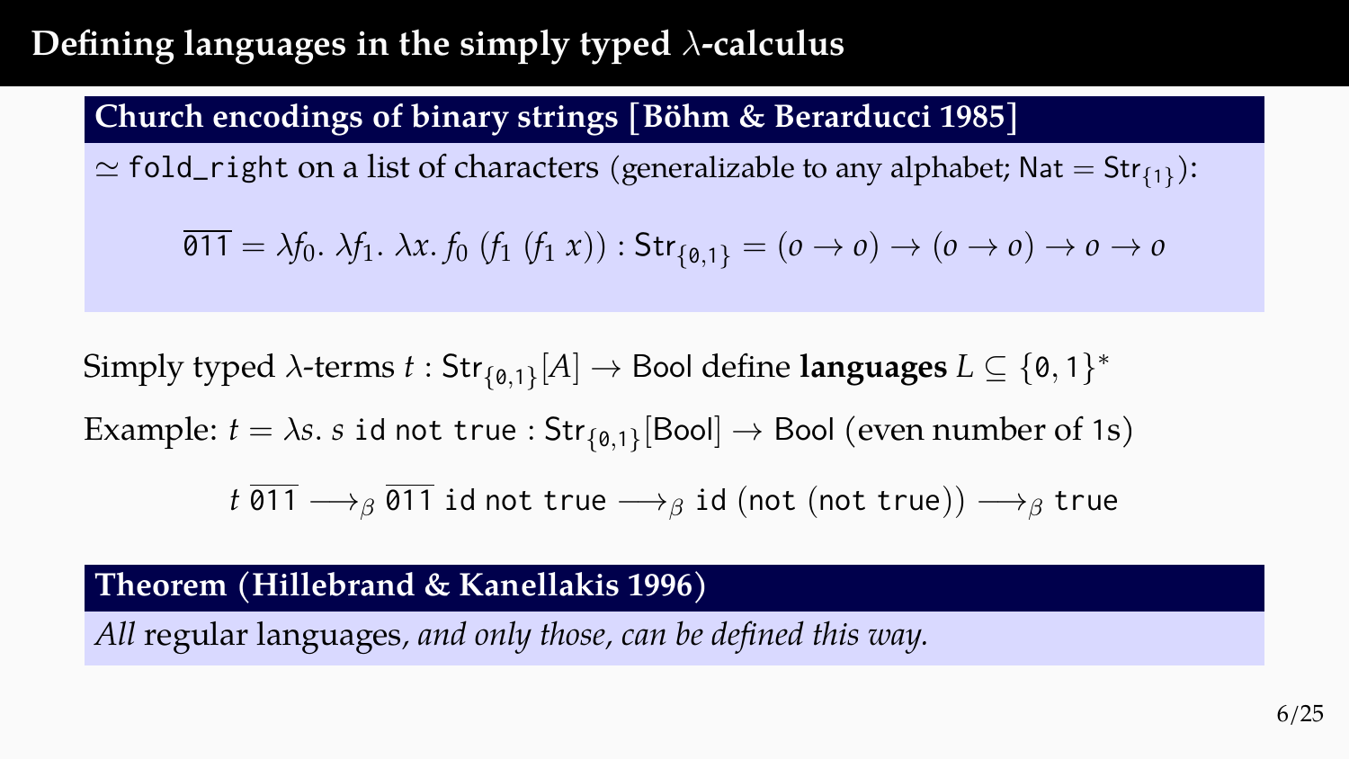# Defining languages in the simply typed $\lambda$-calculus

**Church encodings of binary strings [Böhm & Berarducci 1985]**

$\simeq$ `fold_right` on a list of characters (generalizable to any alphabet; $\mathsf{Nat} = \mathsf{Str}_{\{1\}}$):

$$\overline{\mathtt{011}} = \lambda f_0.\ \lambda f_1.\ \lambda x.\ f_0\ (f_1\ (f_1\ x)) : \mathsf{Str}_{\{\mathtt{0},\mathtt{1}\}} = (o \to o) \to (o \to o) \to o \to o$$

Simply typed $\lambda$-terms $t : \mathsf{Str}_{\{\mathtt{0},\mathtt{1}\}}[A] \to \mathsf{Bool}$ define **languages** $L \subseteq \{\mathtt{0}, \mathtt{1}\}^*$

Example: $t = \lambda s.\ s\ \mathtt{id}\ \mathtt{not}\ \mathtt{true} : \mathsf{Str}_{\{\mathtt{0},\mathtt{1}\}}[\mathsf{Bool}] \to \mathsf{Bool}$ (even number of 1s)

$$t\ \overline{\mathtt{011}} \longrightarrow_\beta \overline{\mathtt{011}}\ \mathtt{id}\ \mathtt{not}\ \mathtt{true} \longrightarrow_\beta \mathtt{id}\ (\mathtt{not}\ (\mathtt{not}\ \mathtt{true})) \longrightarrow_\beta \mathtt{true}$$

**Theorem (Hillebrand & Kanellakis 1996)**

*All* regular languages*, and only those, can be defined this way.*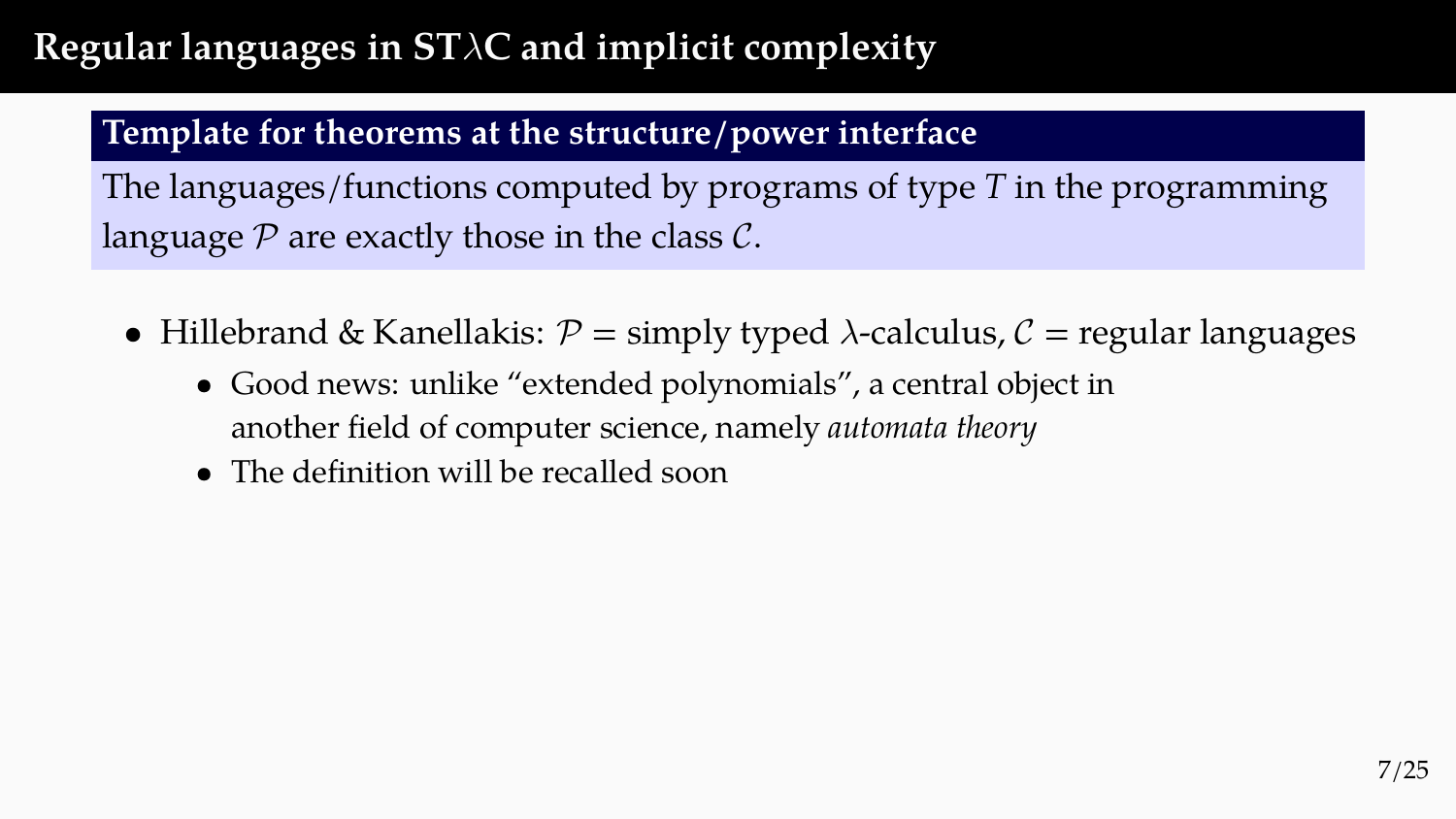# Regular languages in ST$\lambda$C and implicit complexity

**Template for theorems at the structure/power interface**

The languages/functions computed by programs of type $T$ in the programming language $\mathcal{P}$ are exactly those in the class $\mathcal{C}$.

- Hillebrand & Kanellakis: $\mathcal{P}$ = simply typed $\lambda$-calculus, $\mathcal{C}$ = regular languages
  - Good news: unlike "extended polynomials", a central object in another field of computer science, namely *automata theory*
  - The definition will be recalled soon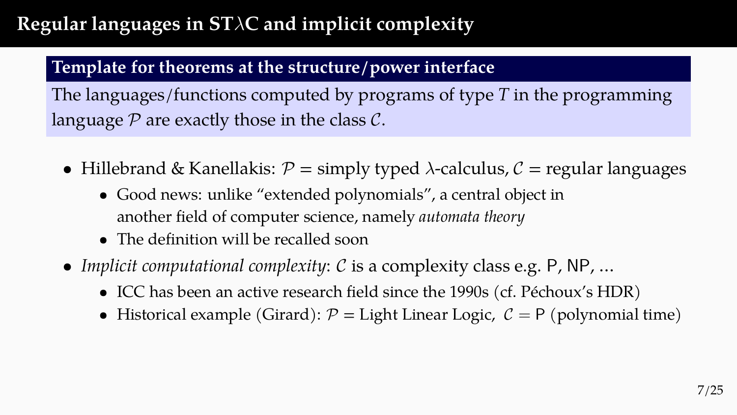# Regular languages in ST$\lambda$C and implicit complexity

**Template for theorems at the structure/power interface**

The languages/functions computed by programs of type $T$ in the programming language $\mathcal{P}$ are exactly those in the class $\mathcal{C}$.

- Hillebrand & Kanellakis: $\mathcal{P}$ = simply typed $\lambda$-calculus, $\mathcal{C}$ = regular languages
  - Good news: unlike "extended polynomials", a central object in another field of computer science, namely *automata theory*
  - The definition will be recalled soon
- *Implicit computational complexity*: $\mathcal{C}$ is a complexity class e.g. $\mathsf{P}$, $\mathsf{NP}$, ...
  - ICC has been an active research field since the 1990s (cf. Péchoux's HDR)
  - Historical example (Girard): $\mathcal{P}$ = Light Linear Logic, $\mathcal{C} = \mathsf{P}$ (polynomial time)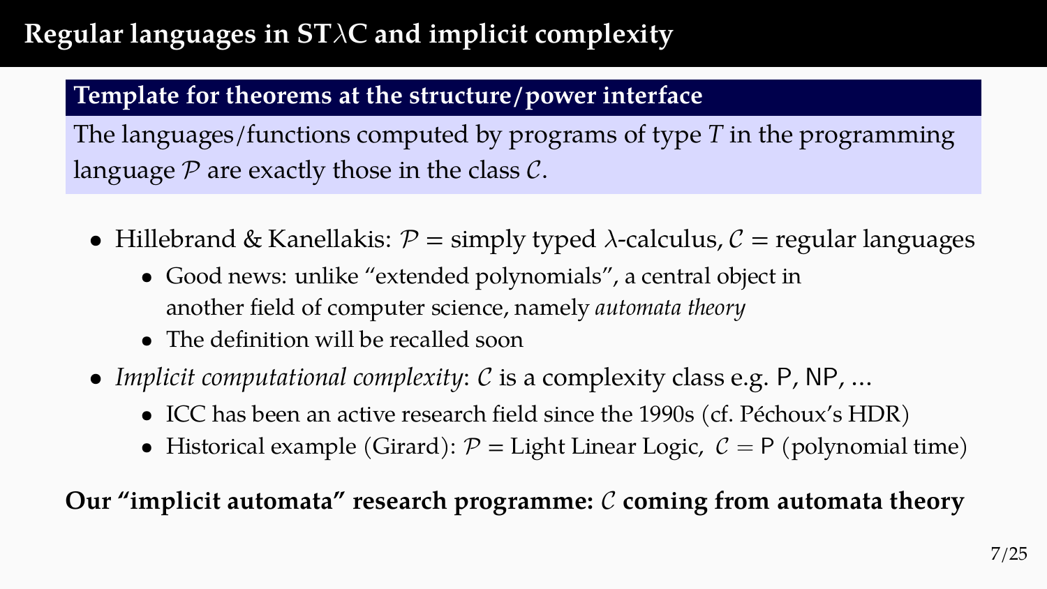# Regular languages in ST$\lambda$C and implicit complexity

**Template for theorems at the structure/power interface**

The languages/functions computed by programs of type $T$ in the programming language $\mathcal{P}$ are exactly those in the class $\mathcal{C}$.

- Hillebrand & Kanellakis: $\mathcal{P}$ = simply typed $\lambda$-calculus, $\mathcal{C}$ = regular languages
  - Good news: unlike "extended polynomials", a central object in another field of computer science, namely *automata theory*
  - The definition will be recalled soon
- *Implicit computational complexity*: $\mathcal{C}$ is a complexity class e.g. $\mathsf{P}$, $\mathsf{NP}$, ...
  - ICC has been an active research field since the 1990s (cf. Péchoux's HDR)
  - Historical example (Girard): $\mathcal{P}$ = Light Linear Logic, $\mathcal{C} = \mathsf{P}$ (polynomial time)

**Our "implicit automata" research programme: $\mathcal{C}$ coming from automata theory**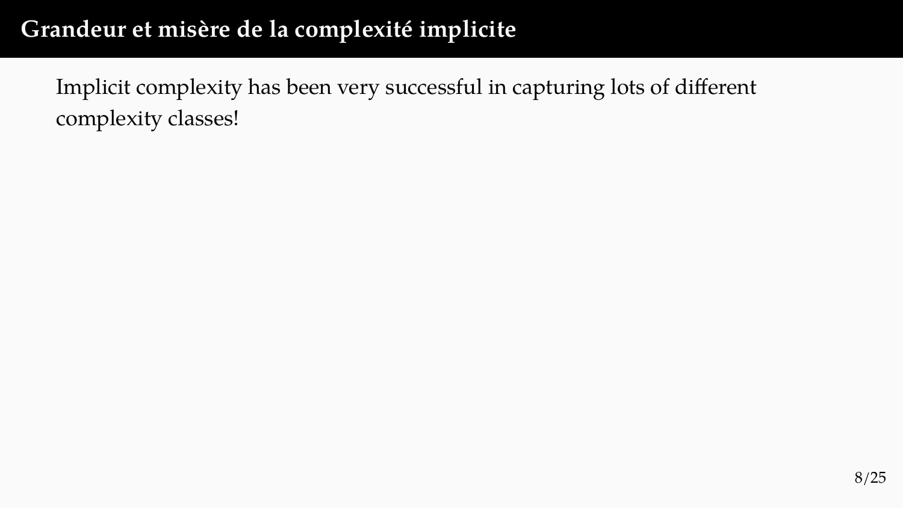# Grandeur et misère de la complexité implicite

Implicit complexity has been very successful in capturing lots of different complexity classes!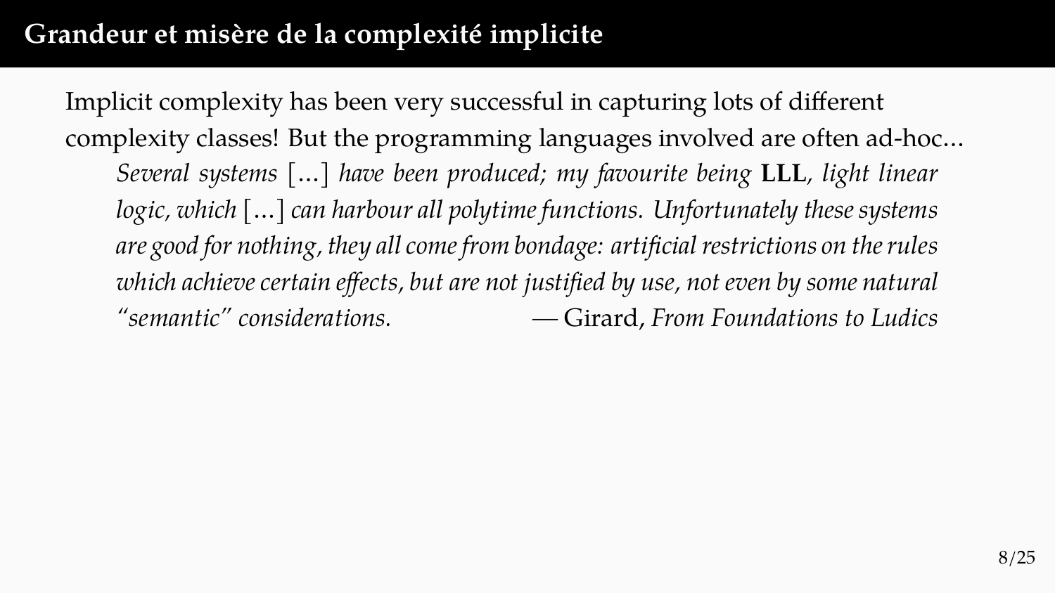# Grandeur et misère de la complexité implicite

Implicit complexity has been very successful in capturing lots of different complexity classes! But the programming languages involved are often ad-hoc...

> *Several systems* [...] *have been produced; my favourite being* **LLL***, light linear logic, which* [...] *can harbour all polytime functions. Unfortunately these systems are good for nothing, they all come from bondage: artificial restrictions on the rules which achieve certain effects, but are not justified by use, not even by some natural "semantic" considerations.* — Girard, *From Foundations to Ludics*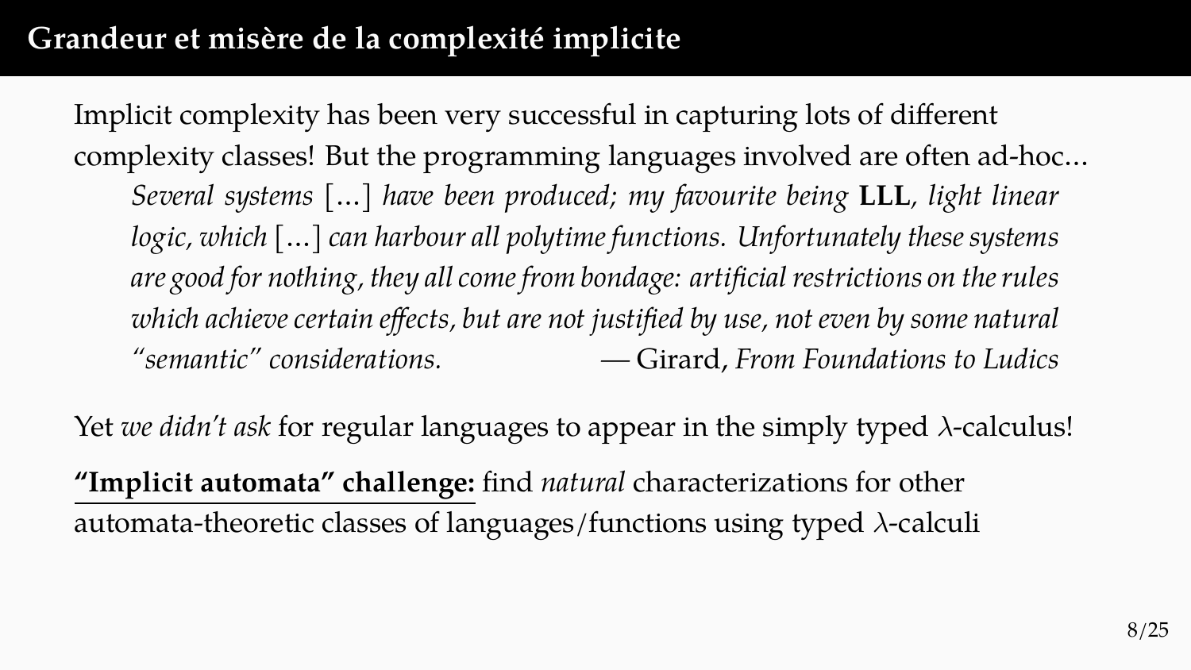# Grandeur et misère de la complexité implicite

Implicit complexity has been very successful in capturing lots of different complexity classes! But the programming languages involved are often ad-hoc...

> *Several systems* [...] *have been produced; my favourite being* **LLL**, *light linear logic, which* [...] *can harbour all polytime functions. Unfortunately these systems are good for nothing, they all come from bondage: artificial restrictions on the rules which achieve certain effects, but are not justified by use, not even by some natural "semantic" considerations.* — Girard, *From Foundations to Ludics*

Yet *we didn't ask* for regular languages to appear in the simply typed $\lambda$-calculus!

**"Implicit automata" challenge:** find *natural* characterizations for other automata-theoretic classes of languages/functions using typed $\lambda$-calculi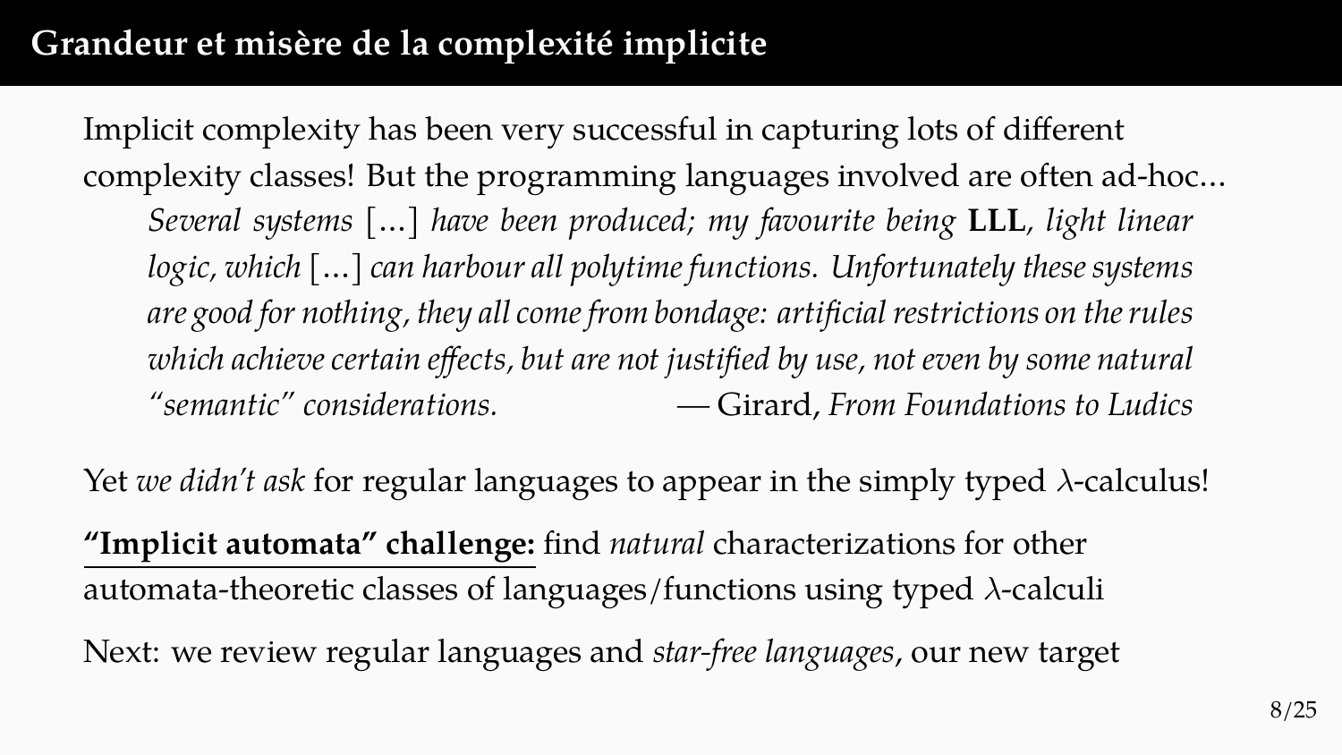# Grandeur et misère de la complexité implicite

Implicit complexity has been very successful in capturing lots of different complexity classes! But the programming languages involved are often ad-hoc...

> *Several systems* [...] *have been produced; my favourite being* **LLL**, *light linear logic, which* [...] *can harbour all polytime functions. Unfortunately these systems are good for nothing, they all come from bondage: artificial restrictions on the rules which achieve certain effects, but are not justified by use, not even by some natural "semantic" considerations.* — Girard, *From Foundations to Ludics*

Yet *we didn't ask* for regular languages to appear in the simply typed $\lambda$-calculus!

**"Implicit automata" challenge:** find *natural* characterizations for other automata-theoretic classes of languages/functions using typed $\lambda$-calculi

Next: we review regular languages and *star-free languages*, our new target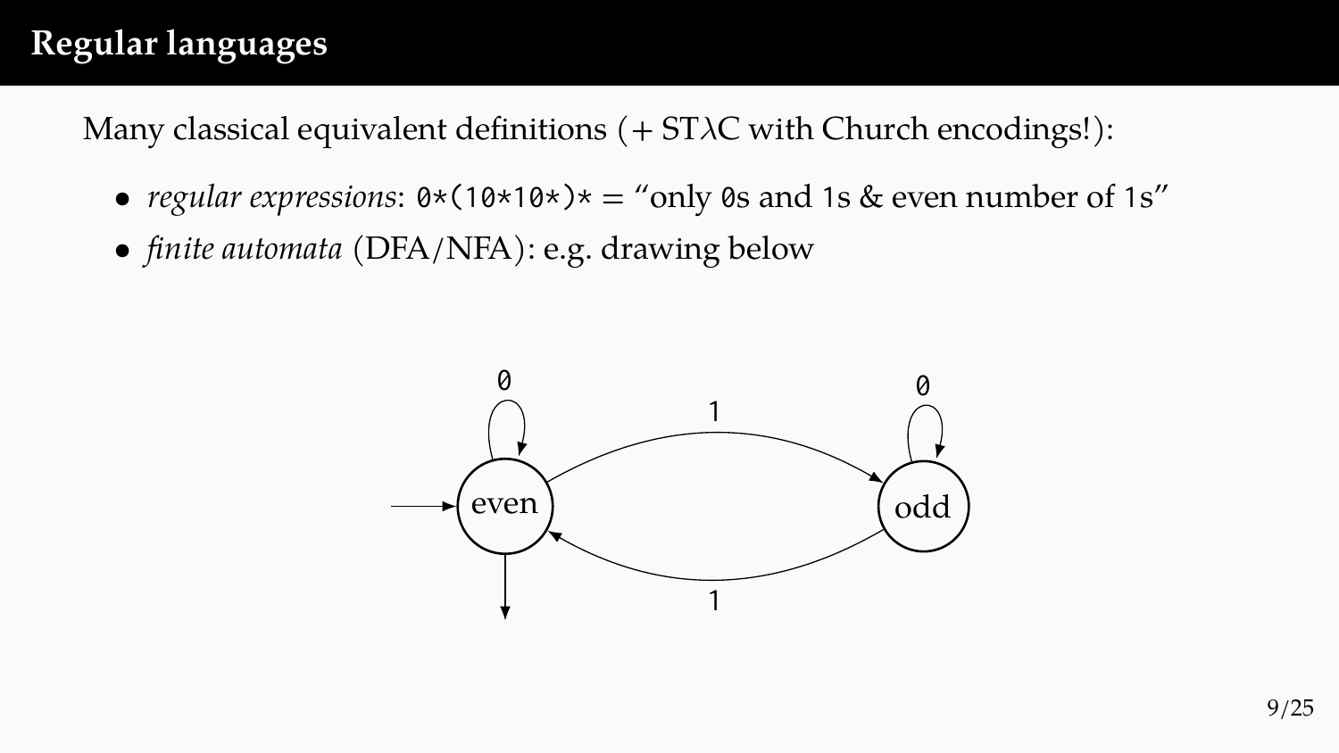# Regular languages

Many classical equivalent definitions (+ ST$\lambda$C with Church encodings!):

- *regular expressions*: `0*(10*10*)*` = "only `0`s and `1`s & even number of `1`s"
- *finite automata* (DFA/NFA): e.g. drawing below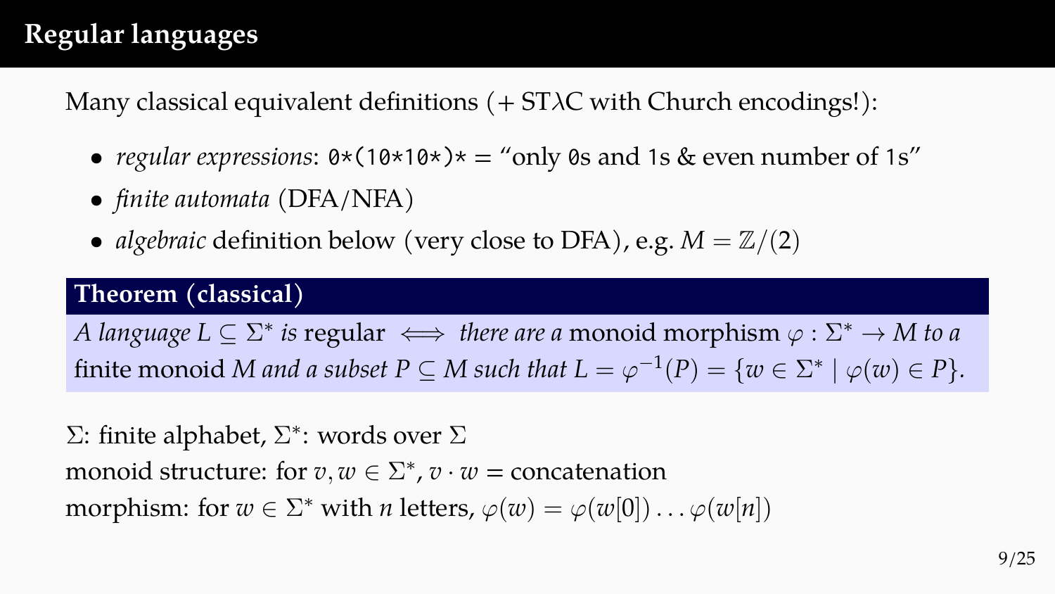# Regular languages

Many classical equivalent definitions (+ ST$\lambda$C with Church encodings!):

- *regular expressions*: `0*(10*10*)*` = "only `0`s and `1`s & even number of `1`s"
- *finite automata* (DFA/NFA)
- *algebraic* definition below (very close to DFA), e.g. $M = \mathbb{Z}/(2)$

**Theorem (classical)**

*A language $L \subseteq \Sigma^*$ is* regular $\iff$ *there are a* monoid morphism $\varphi : \Sigma^* \to M$ *to a* finite monoid $M$ *and a subset $P \subseteq M$ such that $L = \varphi^{-1}(P) = \{w \in \Sigma^* \mid \varphi(w) \in P\}$.*

$\Sigma$: finite alphabet, $\Sigma^*$: words over $\Sigma$
monoid structure: for $v, w \in \Sigma^*$, $v \cdot w$ = concatenation
morphism: for $w \in \Sigma^*$ with $n$ letters, $\varphi(w) = \varphi(w[0]) \dots \varphi(w[n])$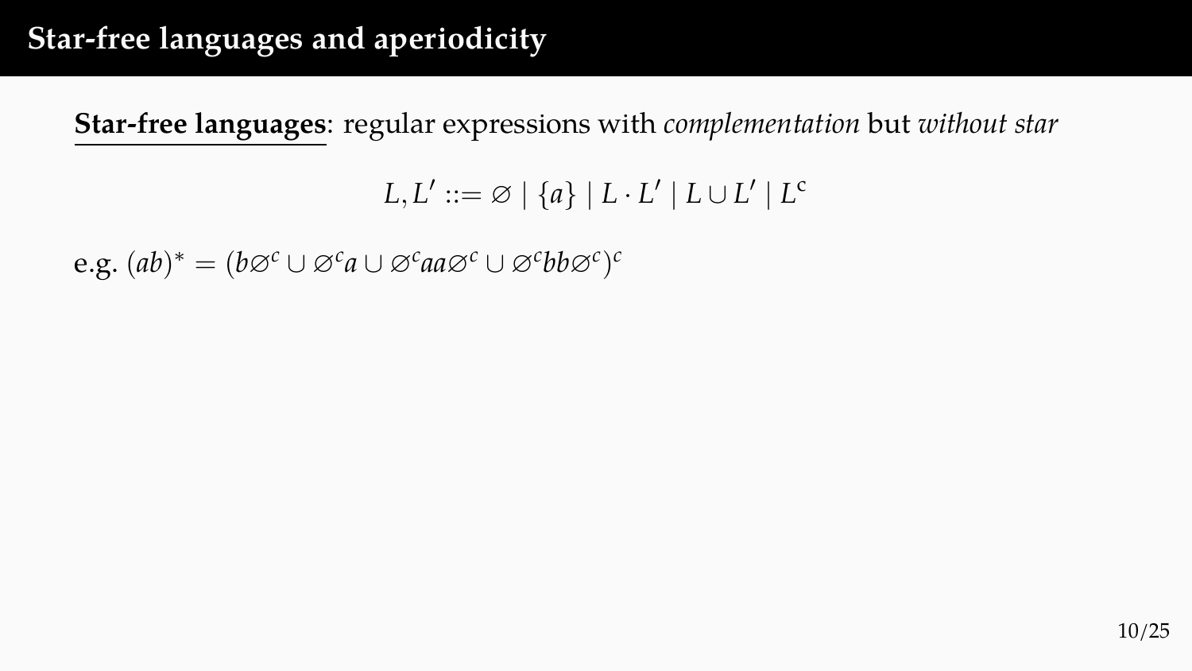# Star-free languages and aperiodicity

**Star-free languages**: regular expressions with *complementation* but *without star*

$$L, L' ::= \varnothing \mid \{a\} \mid L \cdot L' \mid L \cup L' \mid L^{\mathrm{c}}$$

e.g. $(ab)^* = (b\varnothing^c \cup \varnothing^c a \cup \varnothing^c aa \varnothing^c \cup \varnothing^c bb \varnothing^c)^c$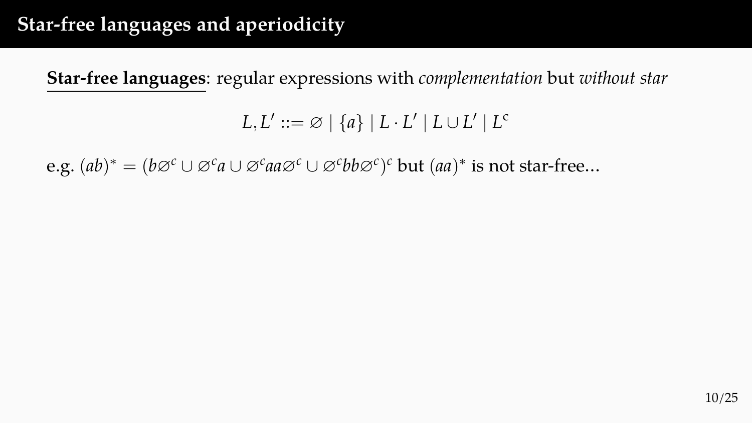# Star-free languages and aperiodicity

**Star-free languages**: regular expressions with *complementation* but *without star*

$$L, L' ::= \varnothing \mid \{a\} \mid L \cdot L' \mid L \cup L' \mid L^{c}$$

e.g. $(ab)^* = (b\varnothing^c \cup \varnothing^c a \cup \varnothing^c aa \varnothing^c \cup \varnothing^c bb \varnothing^c)^c$ but $(aa)^*$ is not star-free...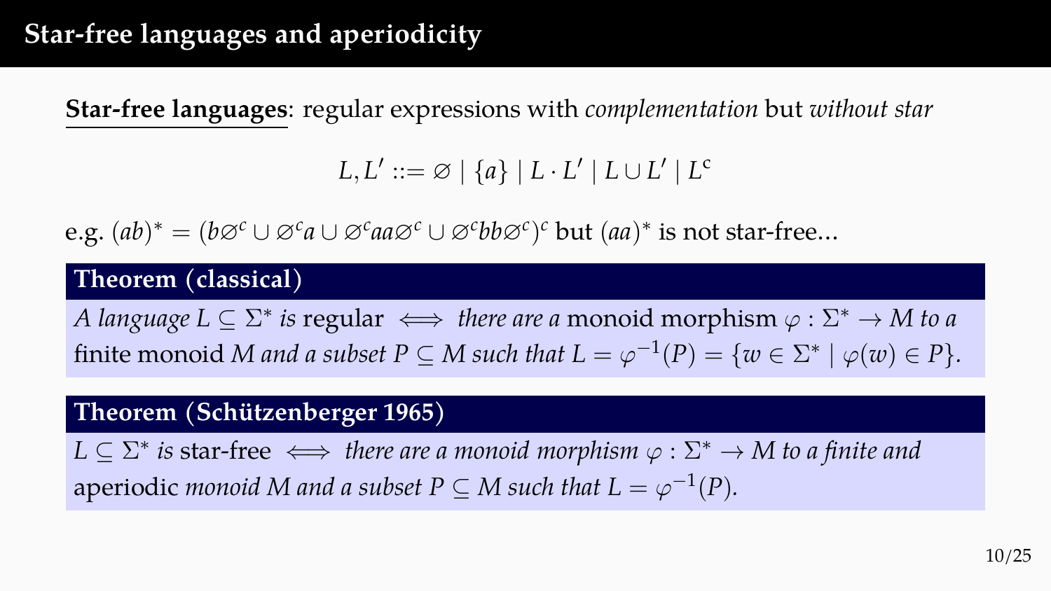# Star-free languages and aperiodicity

**Star-free languages**: regular expressions with *complementation* but *without star*

$$L, L' ::= \varnothing \mid \{a\} \mid L \cdot L' \mid L \cup L' \mid L^{c}$$

e.g. $(ab)^* = (b\varnothing^c \cup \varnothing^c a \cup \varnothing^c aa \varnothing^c \cup \varnothing^c bb \varnothing^c)^c$ but $(aa)^*$ is not star-free...

**Theorem (classical)**

*A language $L \subseteq \Sigma^*$ is* regular $\iff$ *there are a* monoid morphism $\varphi : \Sigma^* \to M$ *to a* finite monoid $M$ *and a subset $P \subseteq M$ such that $L = \varphi^{-1}(P) = \{w \in \Sigma^* \mid \varphi(w) \in P\}$.*

**Theorem (Schützenberger 1965)**

*$L \subseteq \Sigma^*$ is* star-free $\iff$ *there are a monoid morphism $\varphi : \Sigma^* \to M$ to a finite and* aperiodic *monoid $M$ and a subset $P \subseteq M$ such that $L = \varphi^{-1}(P)$.*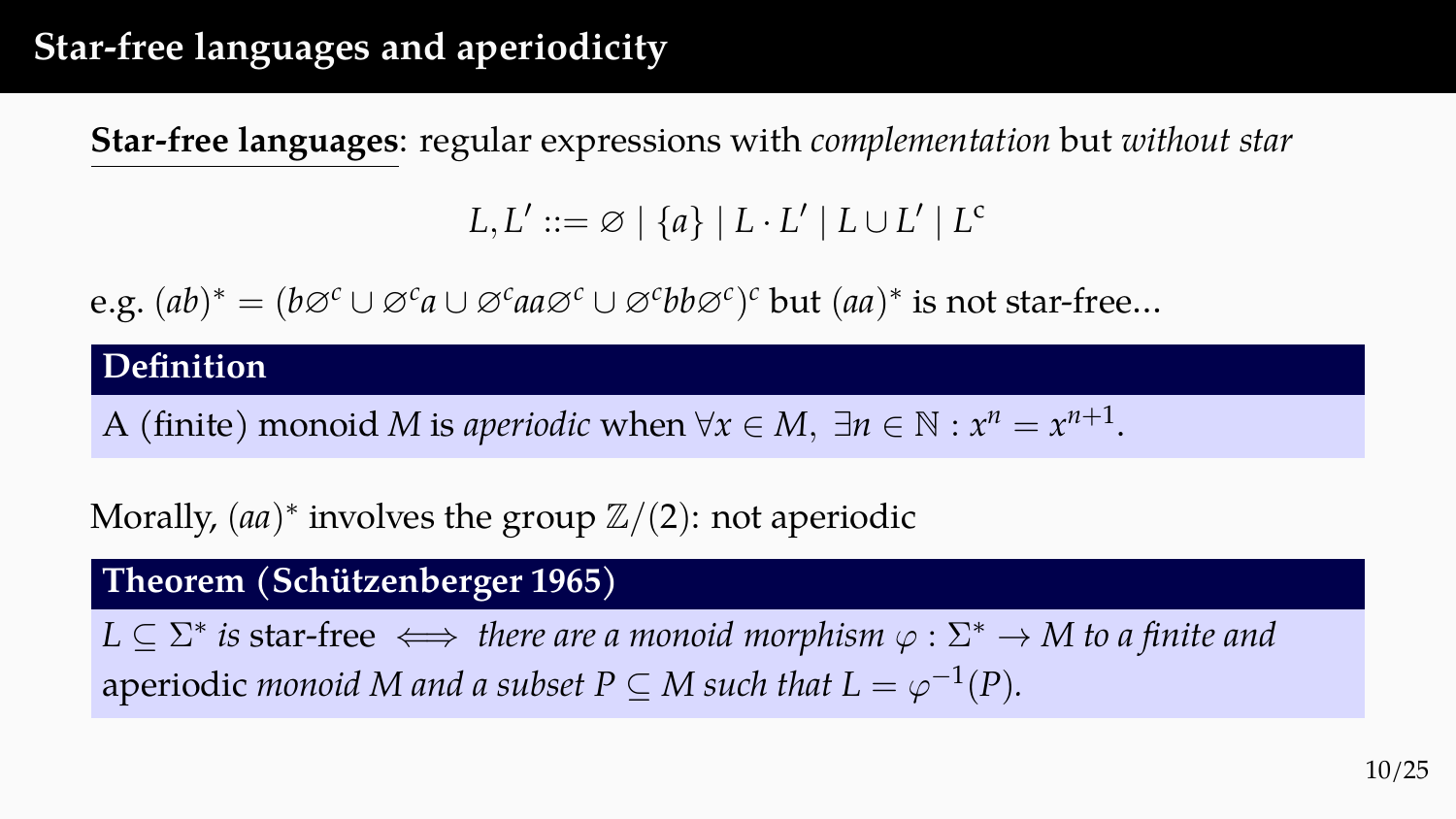# Star-free languages and aperiodicity

**Star-free languages**: regular expressions with *complementation* but *without star*

$$L, L' ::= \varnothing \mid \{a\} \mid L \cdot L' \mid L \cup L' \mid L^{\mathrm{c}}$$

e.g. $(ab)^* = (b\varnothing^c \cup \varnothing^c a \cup \varnothing^c aa \varnothing^c \cup \varnothing^c bb \varnothing^c)^c$ but $(aa)^*$ is not star-free...

**Definition**

A (finite) monoid $M$ is *aperiodic* when $\forall x \in M,\ \exists n \in \mathbb{N} : x^n = x^{n+1}$.

Morally, $(aa)^*$ involves the group $\mathbb{Z}/(2)$: not aperiodic

**Theorem (Schützenberger 1965)**

*$L \subseteq \Sigma^*$ is* star-free $\iff$ *there are a monoid morphism $\varphi : \Sigma^* \to M$ to a finite and* aperiodic *monoid $M$ and a subset $P \subseteq M$ such that $L = \varphi^{-1}(P)$.*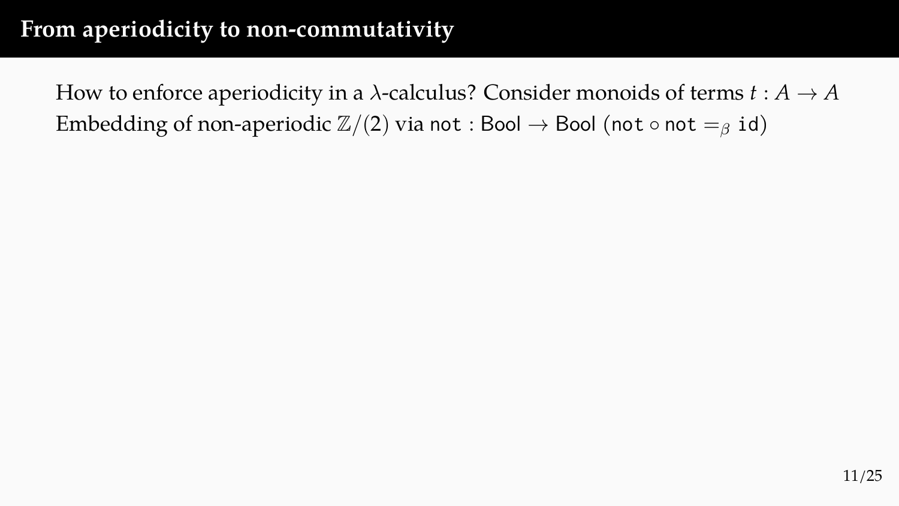# From aperiodicity to non-commutativity

How to enforce aperiodicity in a $\lambda$-calculus? Consider monoids of terms $t : A \to A$

Embedding of non-aperiodic $\mathbb{Z}/(2)$ via $\texttt{not} : \mathsf{Bool} \to \mathsf{Bool}$ ($\texttt{not} \circ \texttt{not} =_\beta \texttt{id}$)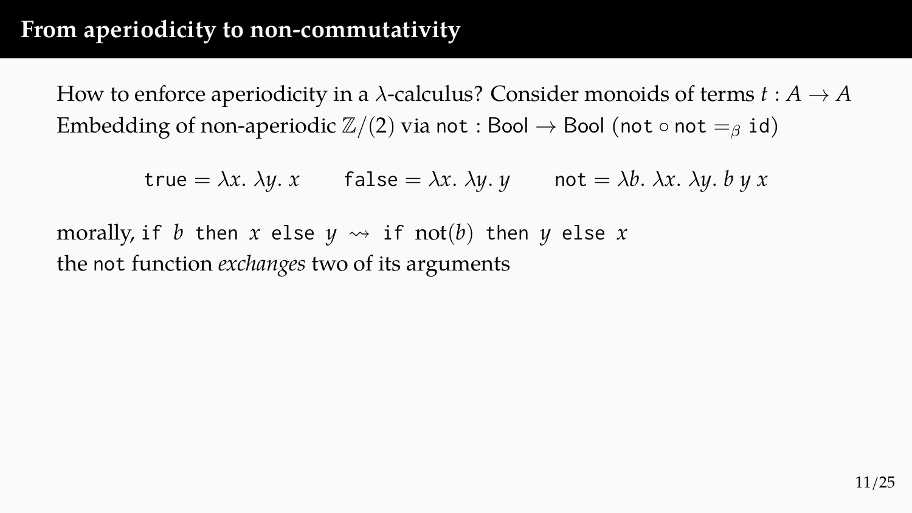# From aperiodicity to non-commutativity

How to enforce aperiodicity in a $\lambda$-calculus? Consider monoids of terms $t : A \to A$
Embedding of non-aperiodic $\mathbb{Z}/(2)$ via $\mathtt{not} : \mathsf{Bool} \to \mathsf{Bool}$ ($\mathtt{not} \circ \mathtt{not} =_\beta \mathtt{id}$)

$$\mathtt{true} = \lambda x.\, \lambda y.\, x \qquad \mathtt{false} = \lambda x.\, \lambda y.\, y \qquad \mathtt{not} = \lambda b.\, \lambda x.\, \lambda y.\, b\; y\; x$$

morally, $\mathtt{if}\ b\ \mathtt{then}\ x\ \mathtt{else}\ y \rightsquigarrow \mathtt{if}\ \mathrm{not}(b)\ \mathtt{then}\ y\ \mathtt{else}\ x$
the not function *exchanges* two of its arguments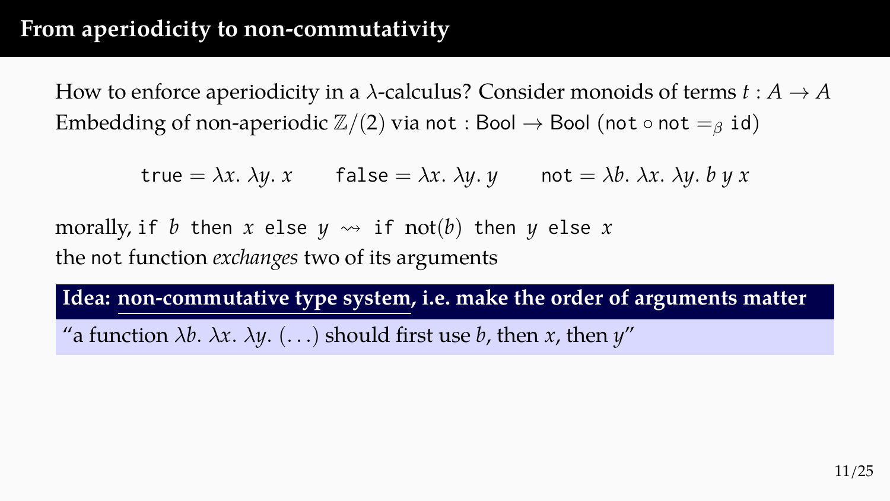# From aperiodicity to non-commutativity

How to enforce aperiodicity in a $\lambda$-calculus? Consider monoids of terms $t : A \to A$

Embedding of non-aperiodic $\mathbb{Z}/(2)$ via $\mathtt{not} : \mathsf{Bool} \to \mathsf{Bool}$ ($\mathtt{not} \circ \mathtt{not} =_\beta \mathtt{id}$)

$$\mathtt{true} = \lambda x.\, \lambda y.\, x \qquad \mathtt{false} = \lambda x.\, \lambda y.\, y \qquad \mathtt{not} = \lambda b.\, \lambda x.\, \lambda y.\, b\, y\, x$$

morally, $\mathtt{if}\ b\ \mathtt{then}\ x\ \mathtt{else}\ y \rightsquigarrow \mathtt{if}\ \mathrm{not}(b)\ \mathtt{then}\ y\ \mathtt{else}\ x$

the not function *exchanges* two of its arguments

**Idea: non-commutative type system, i.e. make the order of arguments matter**

"a function $\lambda b.\, \lambda x.\, \lambda y.\, (\dots)$ should first use $b$, then $x$, then $y$"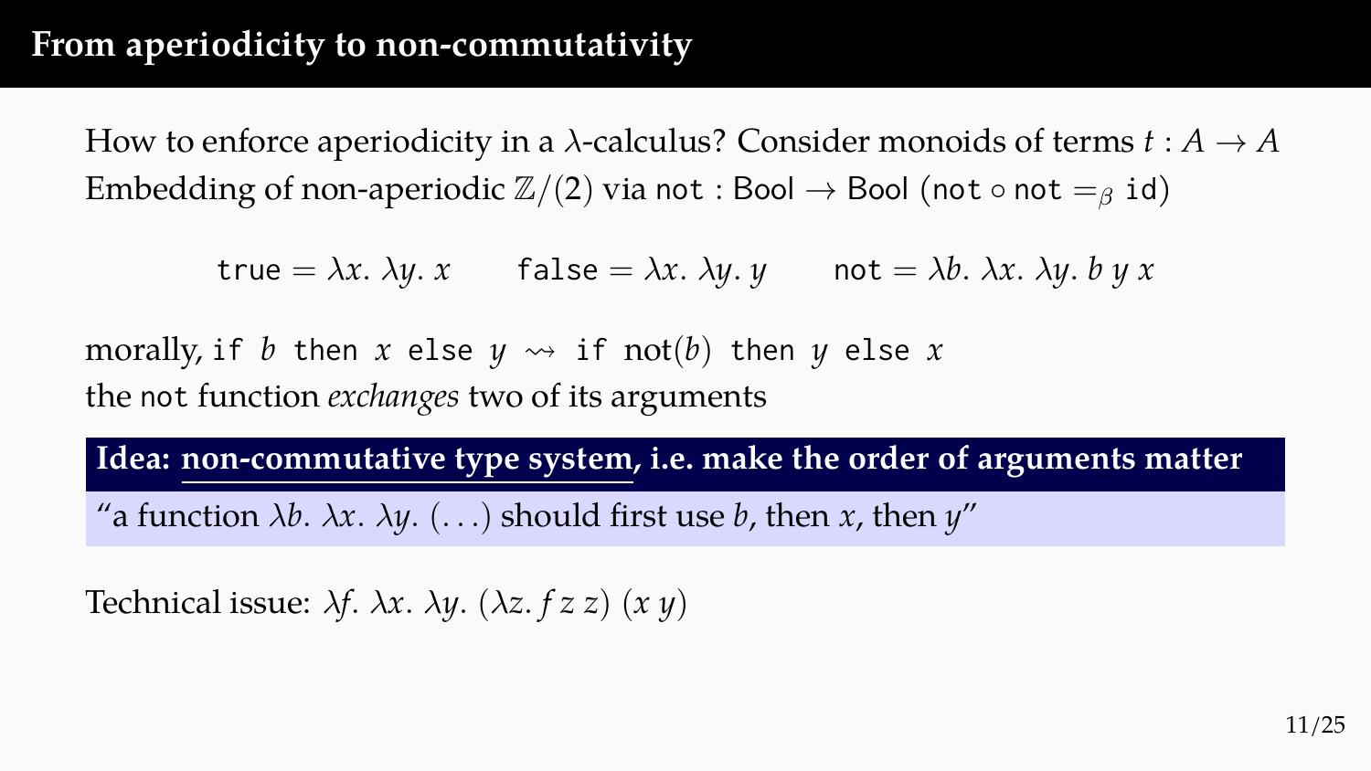## From aperiodicity to non-commutativity

How to enforce aperiodicity in a $\lambda$-calculus? Consider monoids of terms $t : A \to A$
Embedding of non-aperiodic $\mathbb{Z}/(2)$ via $\texttt{not} : \mathsf{Bool} \to \mathsf{Bool}$ ($\texttt{not} \circ \texttt{not} =_\beta \texttt{id}$)

$$\texttt{true} = \lambda x.\ \lambda y.\ x \qquad \texttt{false} = \lambda x.\ \lambda y.\ y \qquad \texttt{not} = \lambda b.\ \lambda x.\ \lambda y.\ b\ y\ x$$

morally, $\texttt{if}\ b\ \texttt{then}\ x\ \texttt{else}\ y \rightsquigarrow \texttt{if}\ \mathrm{not}(b)\ \texttt{then}\ y\ \texttt{else}\ x$
the not function *exchanges* two of its arguments

**Idea: non-commutative type system, i.e. make the order of arguments matter**

"a function $\lambda b.\ \lambda x.\ \lambda y.\ (\dots)$ should first use $b$, then $x$, then $y$"

Technical issue: $\lambda f.\ \lambda x.\ \lambda y.\ (\lambda z.\ f\ z\ z)\ (x\ y)$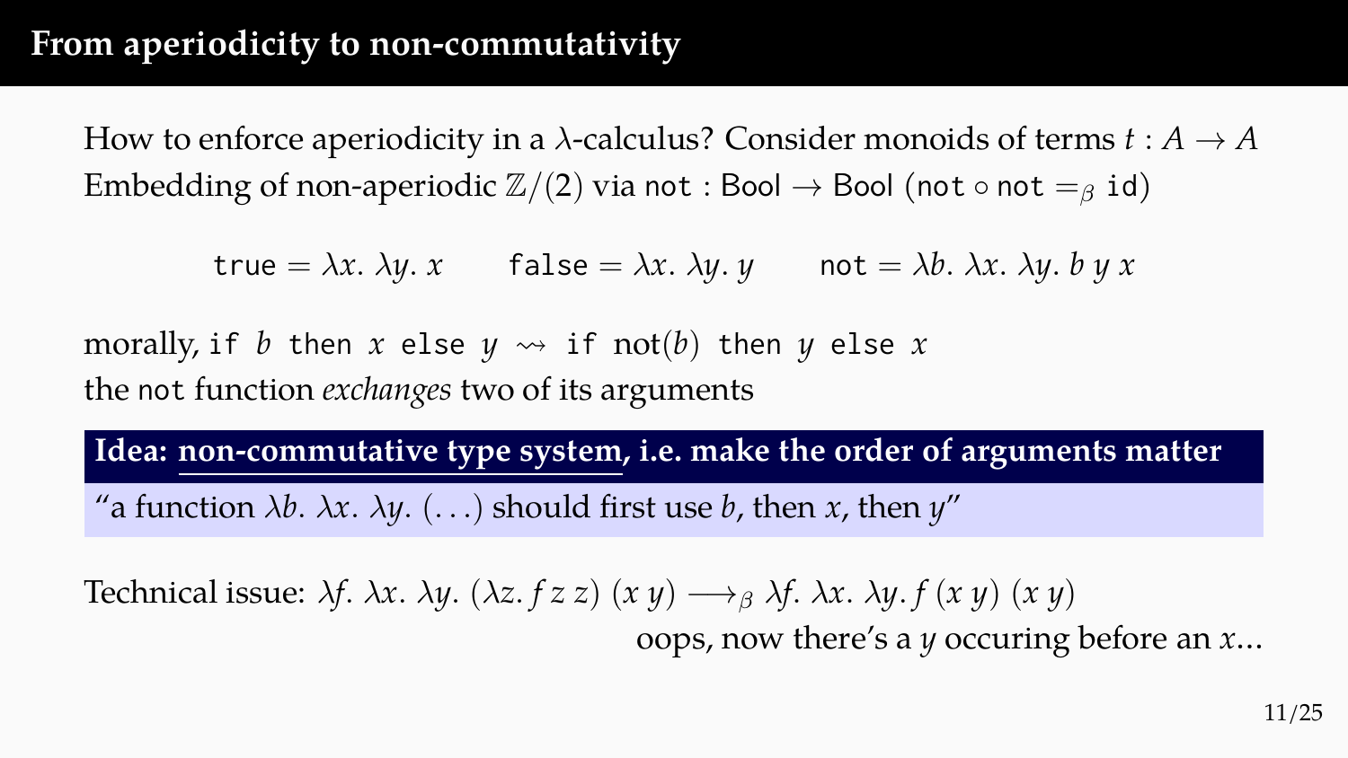## From aperiodicity to non-commutativity

How to enforce aperiodicity in a $\lambda$-calculus? Consider monoids of terms $t : A \to A$
Embedding of non-aperiodic $\mathbb{Z}/(2)$ via $\texttt{not} : \mathsf{Bool} \to \mathsf{Bool}$ ($\texttt{not} \circ \texttt{not} =_\beta \texttt{id}$)

$$\texttt{true} = \lambda x.\ \lambda y.\ x \qquad \texttt{false} = \lambda x.\ \lambda y.\ y \qquad \texttt{not} = \lambda b.\ \lambda x.\ \lambda y.\ b\ y\ x$$

morally, $\texttt{if}\ b\ \texttt{then}\ x\ \texttt{else}\ y \rightsquigarrow \texttt{if}\ \mathrm{not}(b)\ \texttt{then}\ y\ \texttt{else}\ x$
the not function *exchanges* two of its arguments

**Idea: non-commutative type system, i.e. make the order of arguments matter**

"a function $\lambda b.\ \lambda x.\ \lambda y.\ (\ldots)$ should first use $b$, then $x$, then $y$"

Technical issue: $\lambda f.\ \lambda x.\ \lambda y.\ (\lambda z.\ f\ z\ z)\ (x\ y) \longrightarrow_\beta \lambda f.\ \lambda x.\ \lambda y.\ f\ (x\ y)\ (x\ y)$
oops, now there's a $y$ occuring before an $x$...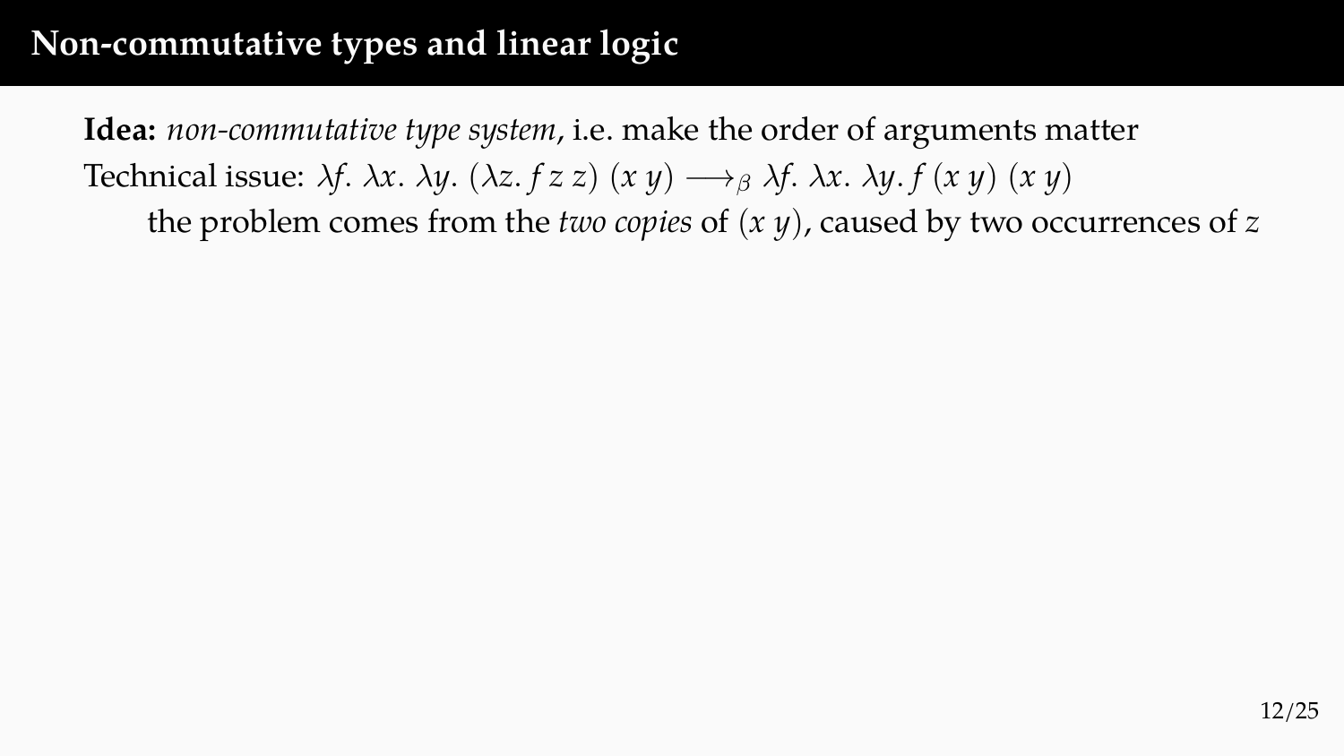# Non-commutative types and linear logic

**Idea:** *non-commutative type system*, i.e. make the order of arguments matter

Technical issue: $\lambda f.\ \lambda x.\ \lambda y.\ (\lambda z.\ f\, z\, z)\ (x\ y) \longrightarrow_{\beta} \lambda f.\ \lambda x.\ \lambda y.\ f\ (x\ y)\ (x\ y)$

the problem comes from the *two copies* of $(x\ y)$, caused by two occurrences of $z$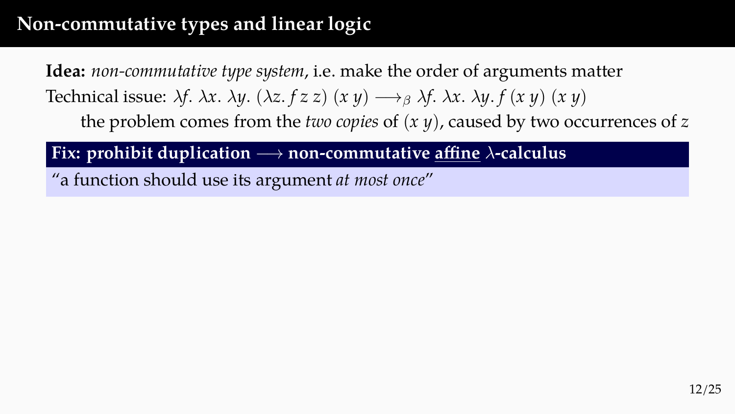# Non-commutative types and linear logic

**Idea:** *non-commutative type system*, i.e. make the order of arguments matter

Technical issue: $\lambda f.\ \lambda x.\ \lambda y.\ (\lambda z.\ f\, z\, z)\ (x\ y) \longrightarrow_\beta \lambda f.\ \lambda x.\ \lambda y.\ f\ (x\ y)\ (x\ y)$

the problem comes from the *two copies* of $(x\ y)$, caused by two occurrences of $z$

**Fix: prohibit duplication $\longrightarrow$ non-commutative <u>affine</u> $\lambda$-calculus**

"a function should use its argument *at most once*"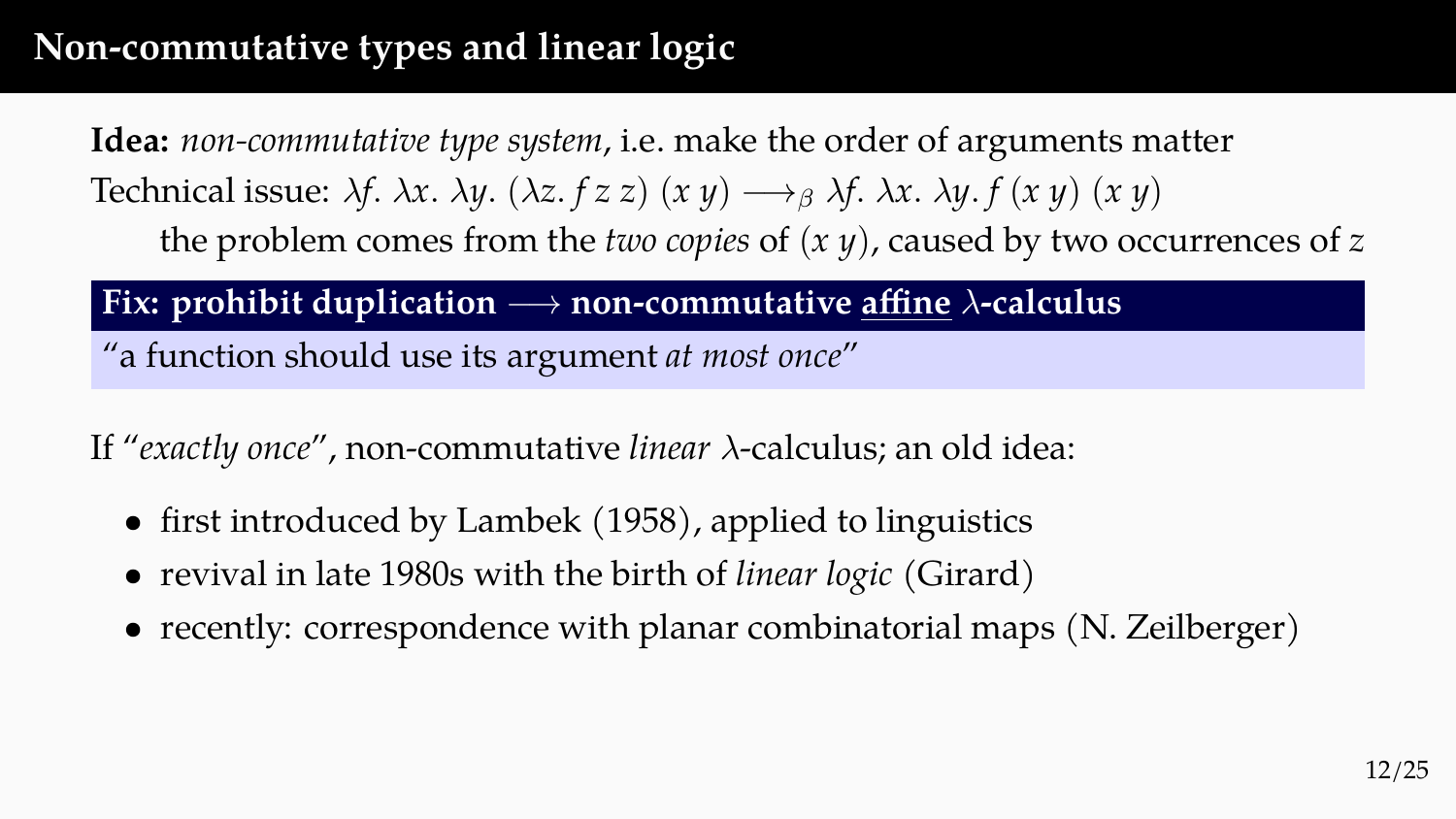# Non-commutative types and linear logic

**Idea:** *non-commutative type system*, i.e. make the order of arguments matter

Technical issue: $\lambda f.\ \lambda x.\ \lambda y.\ (\lambda z.\ f\ z\ z)\ (x\ y) \longrightarrow_\beta \lambda f.\ \lambda x.\ \lambda y.\ f\ (x\ y)\ (x\ y)$

the problem comes from the *two copies* of $(x\ y)$, caused by two occurrences of $z$

**Fix: prohibit duplication $\longrightarrow$ non-commutative affine $\lambda$-calculus**

"a function should use its argument *at most once*"

If "*exactly once*", non-commutative *linear* $\lambda$-calculus; an old idea:

- first introduced by Lambek (1958), applied to linguistics
- revival in late 1980s with the birth of *linear logic* (Girard)
- recently: correspondence with planar combinatorial maps (N. Zeilberger)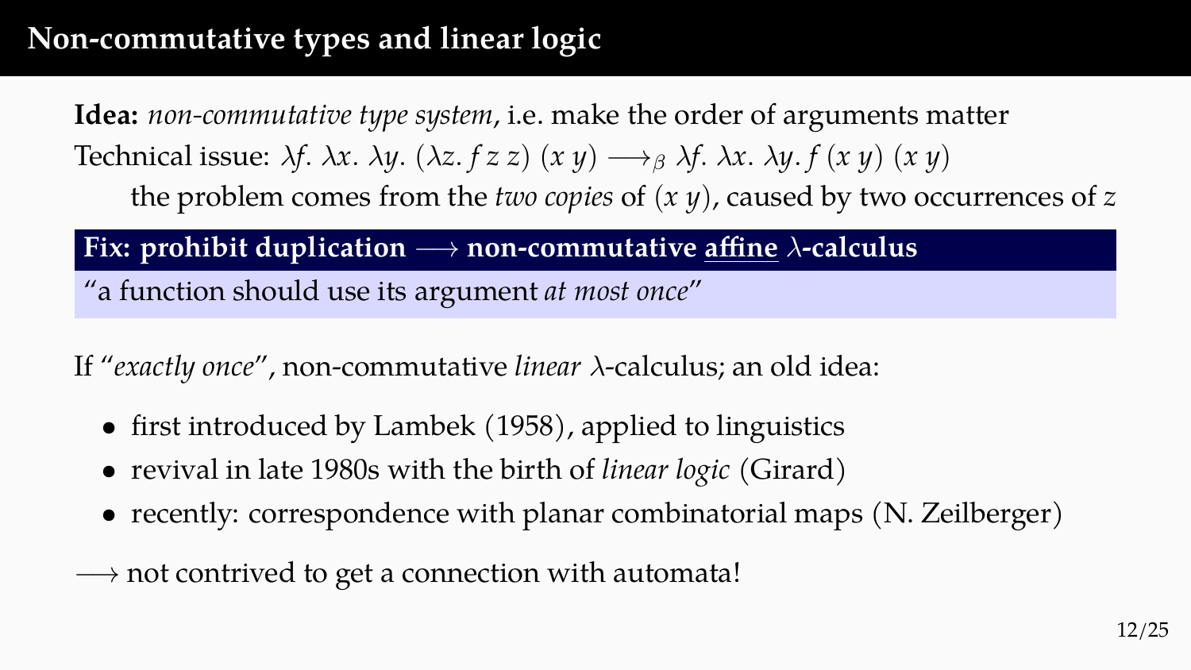# Non-commutative types and linear logic

**Idea:** *non-commutative type system*, i.e. make the order of arguments matter

Technical issue: $\lambda f.\ \lambda x.\ \lambda y.\ (\lambda z.\ f\ z\ z)\ (x\ y) \longrightarrow_\beta \lambda f.\ \lambda x.\ \lambda y.\ f\ (x\ y)\ (x\ y)$

the problem comes from the *two copies* of $(x\ y)$, caused by two occurrences of $z$

**Fix: prohibit duplication $\longrightarrow$ non-commutative affine $\lambda$-calculus**

"a function should use its argument *at most once*"

If "*exactly once*", non-commutative *linear* $\lambda$-calculus; an old idea:

- first introduced by Lambek (1958), applied to linguistics
- revival in late 1980s with the birth of *linear logic* (Girard)
- recently: correspondence with planar combinatorial maps (N. Zeilberger)

$\longrightarrow$ not contrived to get a connection with automata!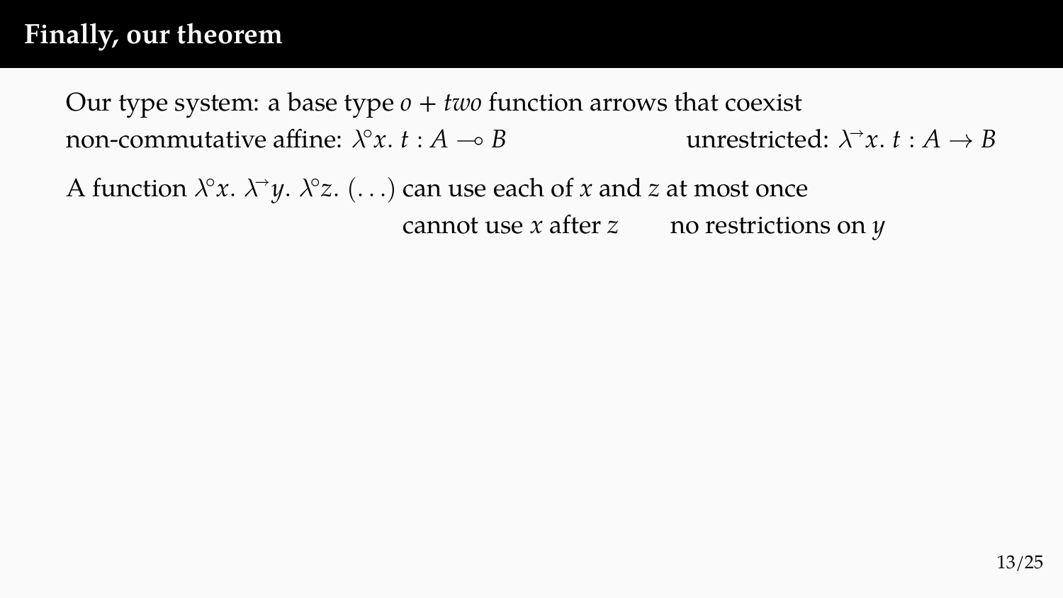# Finally, our theorem

Our type system: a base type $o$ + *two* function arrows that coexist

non-commutative affine: $\lambda^{\circ} x.\ t : A \multimap B$ unrestricted: $\lambda^{\to} x.\ t : A \to B$

A function $\lambda^{\circ} x.\ \lambda^{\to} y.\ \lambda^{\circ} z.\ (\ldots)$ can use each of $x$ and $z$ at most once

cannot use $x$ after $z$ no restrictions on $y$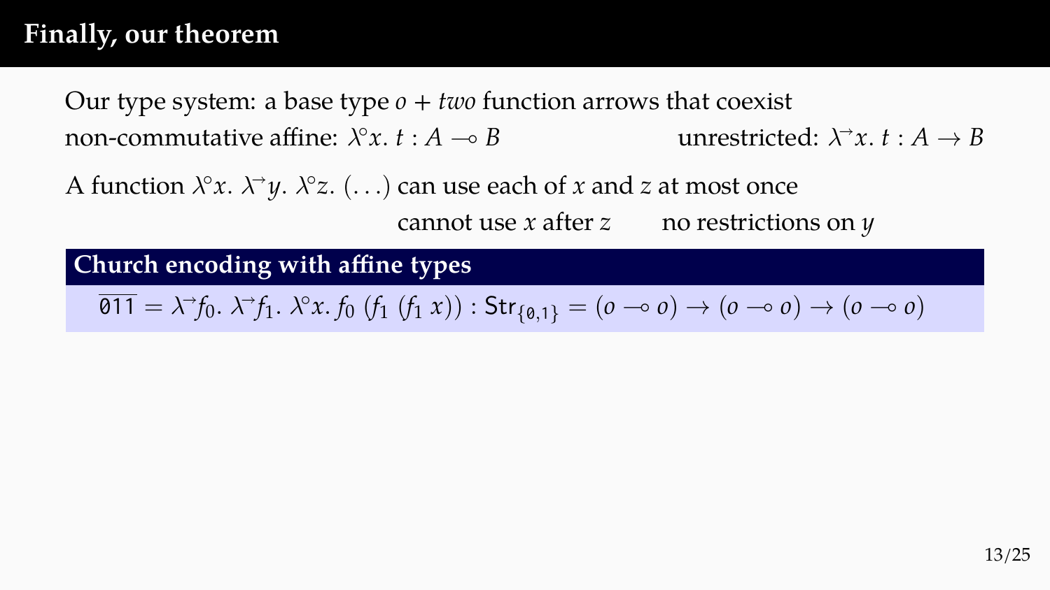## Finally, our theorem

Our type system: a base type $o$ + *two* function arrows that coexist

non-commutative affine: $\lambda^{\circ}x.\ t : A \multimap B$ unrestricted: $\lambda^{\to}x.\ t : A \to B$

A function $\lambda^{\circ}x.\ \lambda^{\to}y.\ \lambda^{\circ}z.\ (\ldots)$ can use each of $x$ and $z$ at most once

cannot use $x$ after $z$ no restrictions on $y$

**Church encoding with affine types**

$$\overline{\mathtt{011}} = \lambda^{\to}f_0.\ \lambda^{\to}f_1.\ \lambda^{\circ}x.\ f_0\ (f_1\ (f_1\ x)) : \mathsf{Str}_{\{\mathtt{0},\mathtt{1}\}} = (o \multimap o) \to (o \multimap o) \to (o \multimap o)$$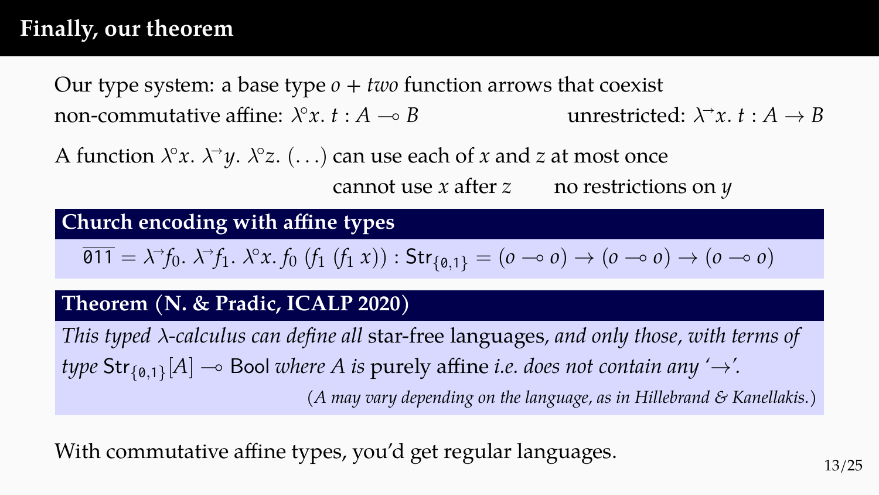# Finally, our theorem

Our type system: a base type $o$ + *two* function arrows that coexist

non-commutative affine: $\lambda^{\circ}x.\ t : A \multimap B$ unrestricted: $\lambda^{\to}x.\ t : A \to B$

A function $\lambda^{\circ}x.\ \lambda^{\to}y.\ \lambda^{\circ}z.\ (\ldots)$ can use each of $x$ and $z$ at most once

cannot use $x$ after $z$ no restrictions on $y$

**Church encoding with affine types**

$$\overline{\mathtt{011}} = \lambda^{\to}f_0.\ \lambda^{\to}f_1.\ \lambda^{\circ}x.\ f_0\ (f_1\ (f_1\ x)) : \mathsf{Str}_{\{\mathtt{0},\mathtt{1}\}} = (o \multimap o) \to (o \multimap o) \to (o \multimap o)$$

**Theorem (N. & Pradic, ICALP 2020)**

*This typed* $\lambda$*-calculus can define all* star-free languages*, and only those, with terms of type* $\mathsf{Str}_{\{\mathtt{0},\mathtt{1}\}}[A] \multimap \mathsf{Bool}$ *where* $A$ *is* purely affine *i.e. does not contain any '$\to$'.*

(*$A$ may vary depending on the language, as in Hillebrand & Kanellakis.*)

With commutative affine types, you'd get regular languages.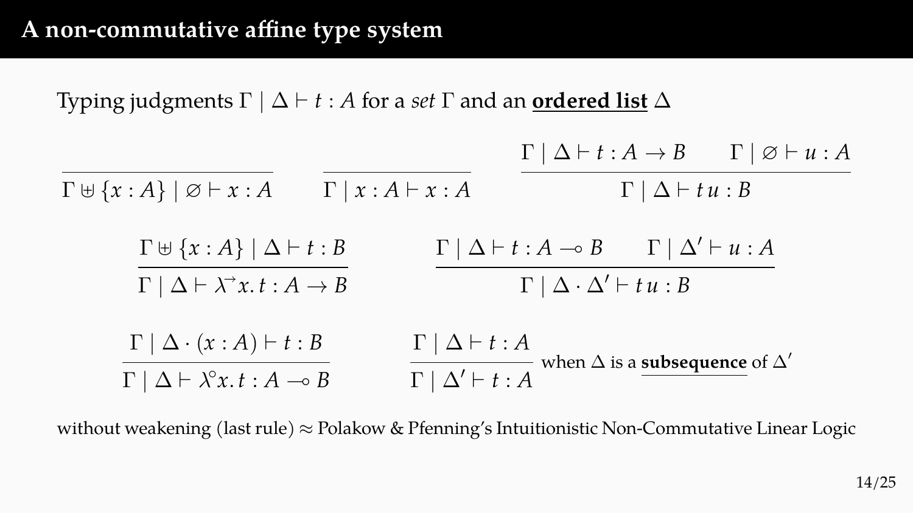# A non-commutative affine type system

Typing judgments $\Gamma \mid \Delta \vdash t : A$ for a *set* $\Gamma$ and an **ordered list** $\Delta$

$$\frac{}{\Gamma \uplus \{x : A\} \mid \varnothing \vdash x : A} \qquad \frac{}{\Gamma \mid x : A \vdash x : A} \qquad \frac{\Gamma \mid \Delta \vdash t : A \to B \qquad \Gamma \mid \varnothing \vdash u : A}{\Gamma \mid \Delta \vdash t\, u : B}$$

$$\frac{\Gamma \uplus \{x : A\} \mid \Delta \vdash t : B}{\Gamma \mid \Delta \vdash \lambda^{\to} x.\, t : A \to B} \qquad \frac{\Gamma \mid \Delta \vdash t : A \multimap B \qquad \Gamma \mid \Delta' \vdash u : A}{\Gamma \mid \Delta \cdot \Delta' \vdash t\, u : B}$$

$$\frac{\Gamma \mid \Delta \cdot (x : A) \vdash t : B}{\Gamma \mid \Delta \vdash \lambda^{\circ} x.\, t : A \multimap B} \qquad \frac{\Gamma \mid \Delta \vdash t : A}{\Gamma \mid \Delta' \vdash t : A} \text{ when } \Delta \text{ is a } \textbf{subsequence} \text{ of } \Delta'$$

without weakening (last rule) ≈ Polakow & Pfenning's Intuitionistic Non-Commutative Linear Logic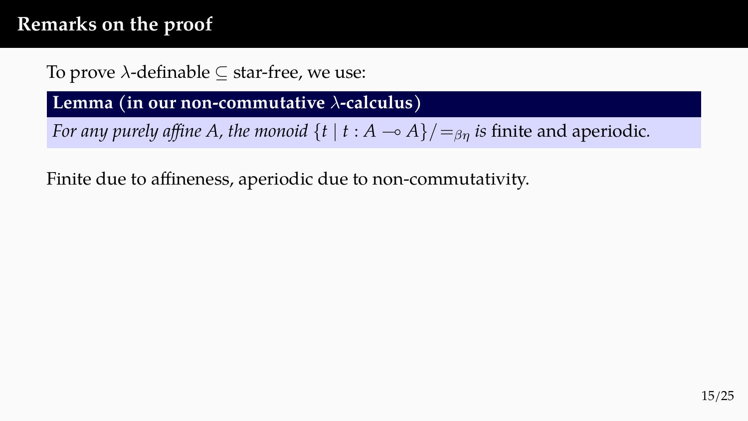## Remarks on the proof

To prove $\lambda$-definable $\subseteq$ star-free, we use:

**Lemma (in our non-commutative $\lambda$-calculus)**

*For any purely affine $A$, the monoid $\{t \mid t : A \multimap A\}/=_{\beta\eta}$ is* finite and aperiodic.

Finite due to affineness, aperiodic due to non-commutativity.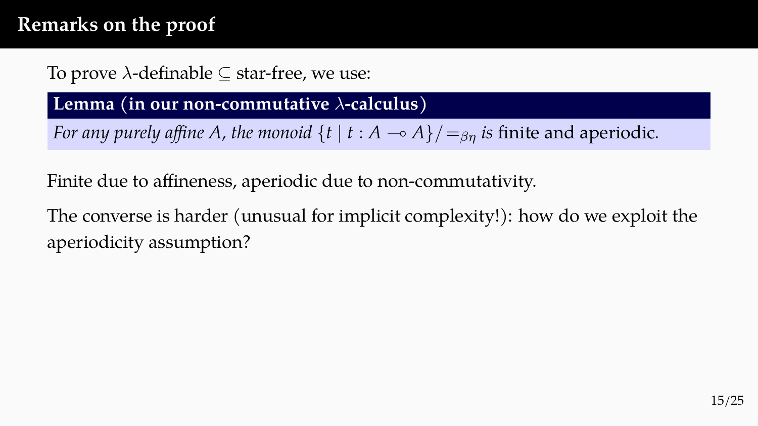# Remarks on the proof

To prove $\lambda$-definable $\subseteq$ star-free, we use:

**Lemma (in our non-commutative $\lambda$-calculus)**

*For any purely affine $A$, the monoid $\{t \mid t : A \multimap A\}/=_{\beta\eta}$ is* finite and aperiodic.

Finite due to affineness, aperiodic due to non-commutativity.

The converse is harder (unusual for implicit complexity!): how do we exploit the aperiodicity assumption?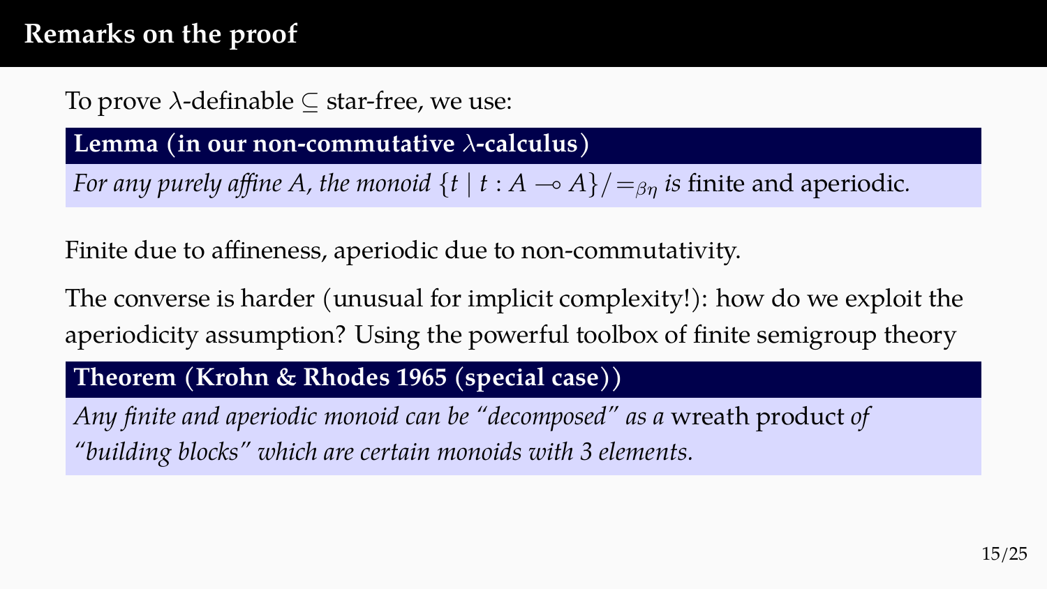# Remarks on the proof

To prove $\lambda$-definable $\subseteq$ star-free, we use:

**Lemma (in our non-commutative $\lambda$-calculus)**

*For any purely affine $A$, the monoid $\{t \mid t : A \multimap A\}/=_{\beta\eta}$ is* finite and aperiodic.

Finite due to affineness, aperiodic due to non-commutativity.

The converse is harder (unusual for implicit complexity!): how do we exploit the aperiodicity assumption? Using the powerful toolbox of finite semigroup theory

**Theorem (Krohn & Rhodes 1965 (special case))**

*Any finite and aperiodic monoid can be "decomposed" as a* wreath product *of "building blocks" which are certain monoids with 3 elements.*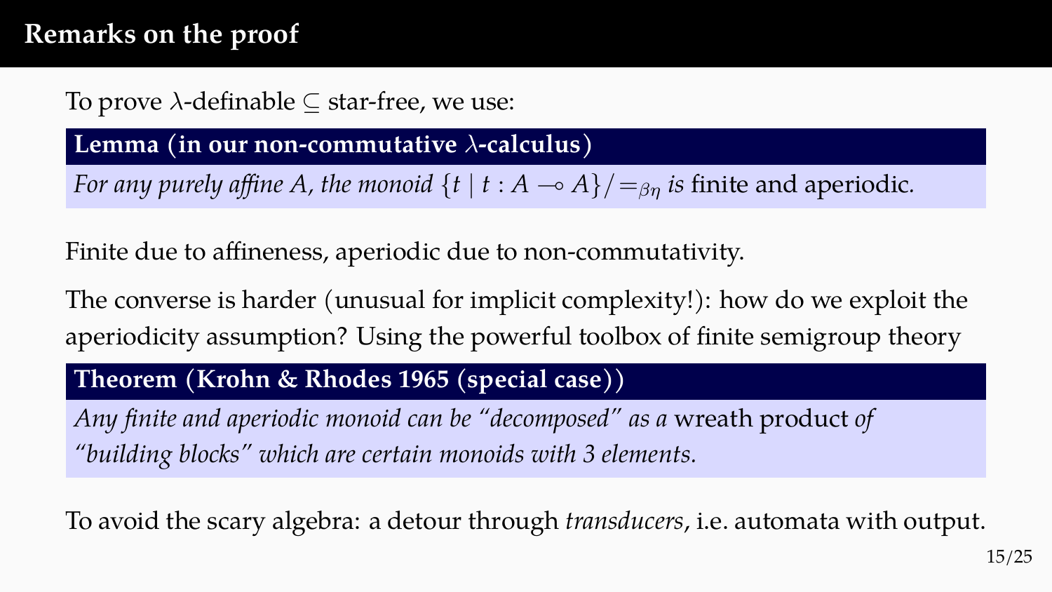## Remarks on the proof

To prove $\lambda$-definable $\subseteq$ star-free, we use:

**Lemma (in our non-commutative $\lambda$-calculus)**

*For any purely affine $A$, the monoid $\{t \mid t : A \multimap A\}/{=_{\beta\eta}}$ is* finite and aperiodic.

Finite due to affineness, aperiodic due to non-commutativity.

The converse is harder (unusual for implicit complexity!): how do we exploit the aperiodicity assumption? Using the powerful toolbox of finite semigroup theory

**Theorem (Krohn & Rhodes 1965 (special case))**

*Any finite and aperiodic monoid can be "decomposed" as a* wreath product *of "building blocks" which are certain monoids with 3 elements.*

To avoid the scary algebra: a detour through *transducers*, i.e. automata with output.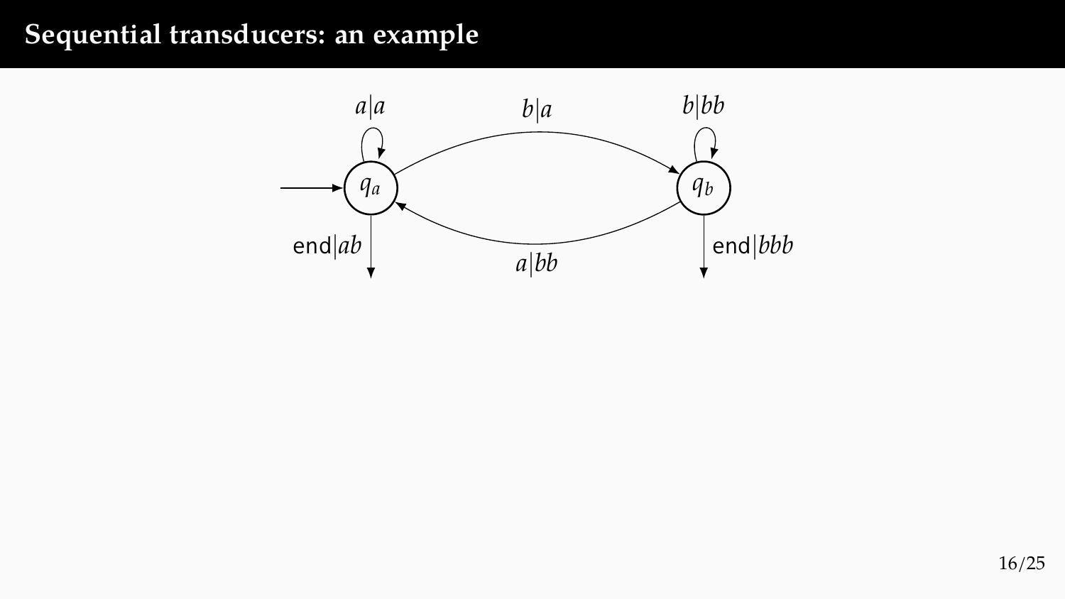# Sequential transducers: an example

$q_a$ (initial state), $q_b$

- $q_a \xrightarrow{a|a} q_a$
- $q_a \xrightarrow{b|a} q_b$
- $q_b \xrightarrow{b|bb} q_b$
- $q_b \xrightarrow{a|bb} q_a$
- $q_a$: end$|ab$
- $q_b$: end$|bbb$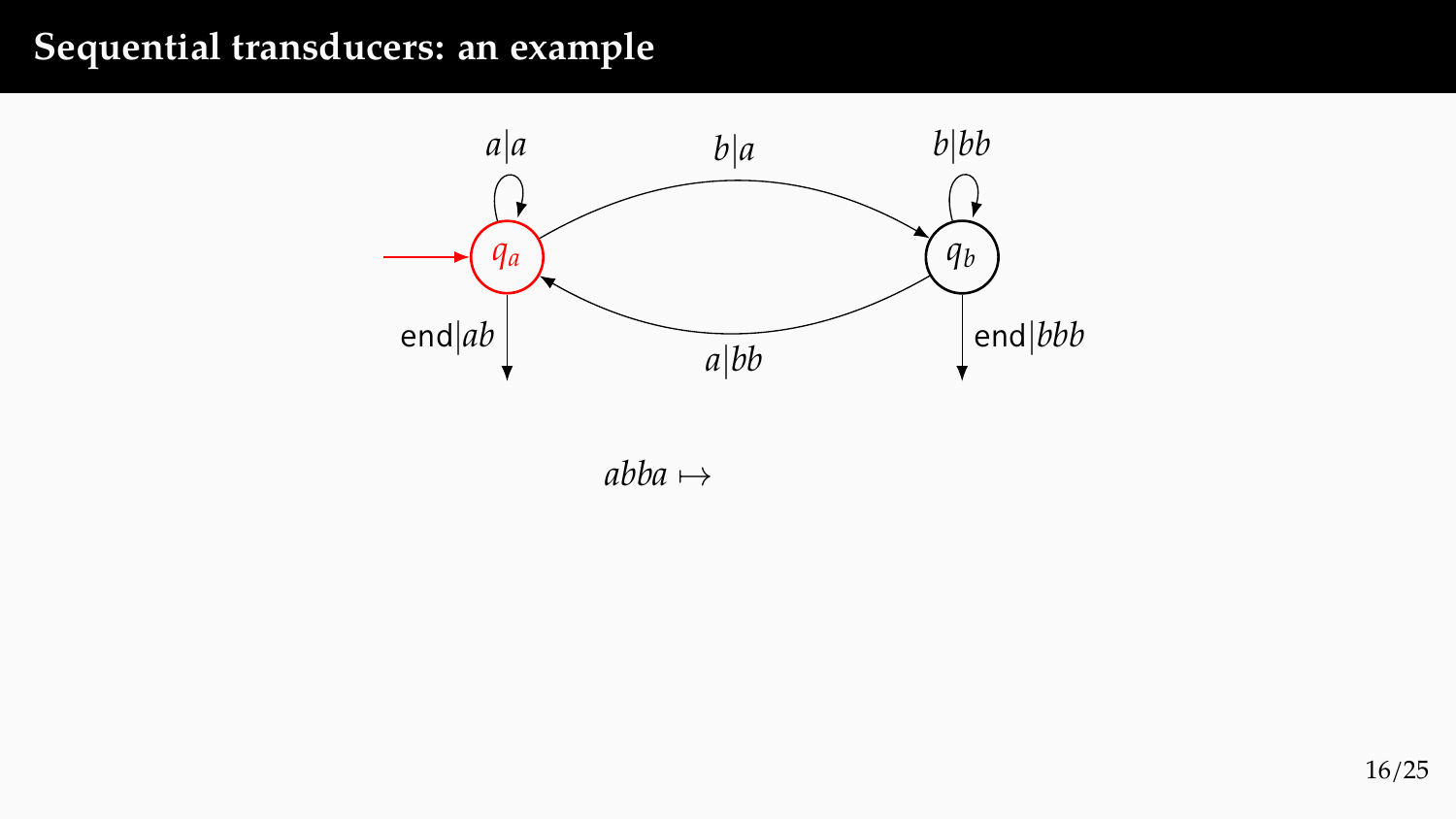# Sequential transducers: an example

$q_a$ —$a|a$→ $q_a$

$q_a$ —$b|a$→ $q_b$

$q_b$ —$b|bb$→ $q_b$

$q_b$ —$a|bb$→ $q_a$

$q_a$: end$|ab$

$q_b$: end$|bbb$

$abba \mapsto$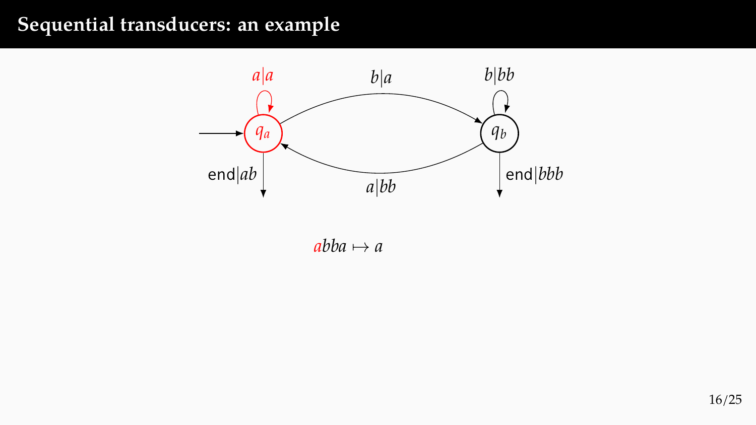# Sequential transducers: an example

$abba \mapsto a$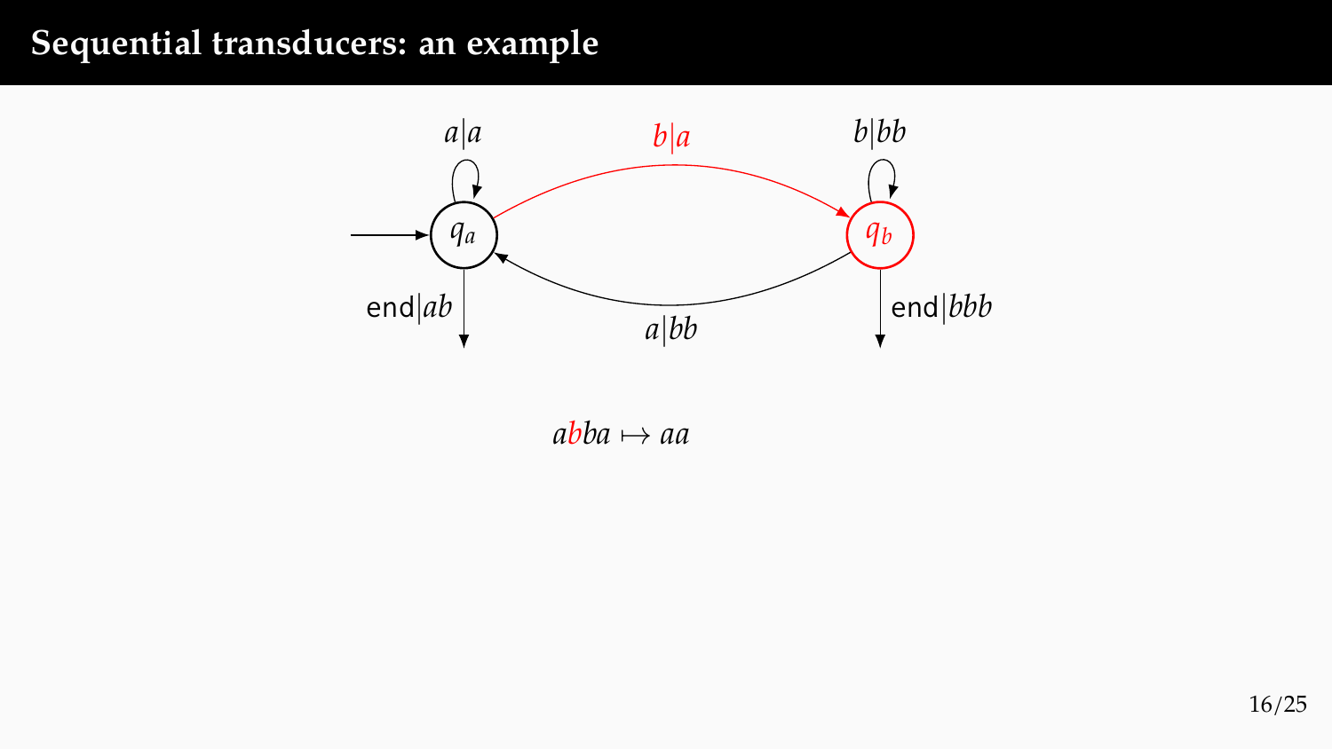# Sequential transducers: an example

$q_a$ — $a|a$ (self-loop), $\mathsf{end}|ab$

$q_a \to q_b$: $b|a$

$q_b$ — $b|bb$ (self-loop), $\mathsf{end}|bbb$

$q_b \to q_a$: $a|bb$

$abba \mapsto aa$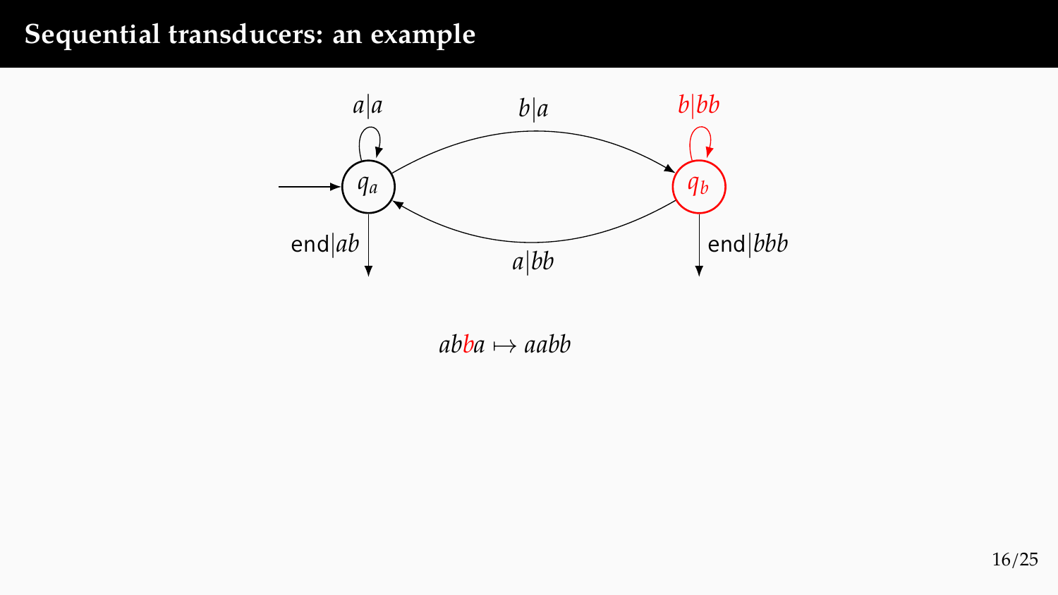# Sequential transducers: an example

$q_a$ (initial state):
- $a|a$ → $q_a$
- $b|a$ → $q_b$
- $\mathsf{end}|ab$

$q_b$:
- $b|bb$ → $q_b$
- $a|bb$ → $q_a$
- $\mathsf{end}|bbb$

$abba \mapsto aabb$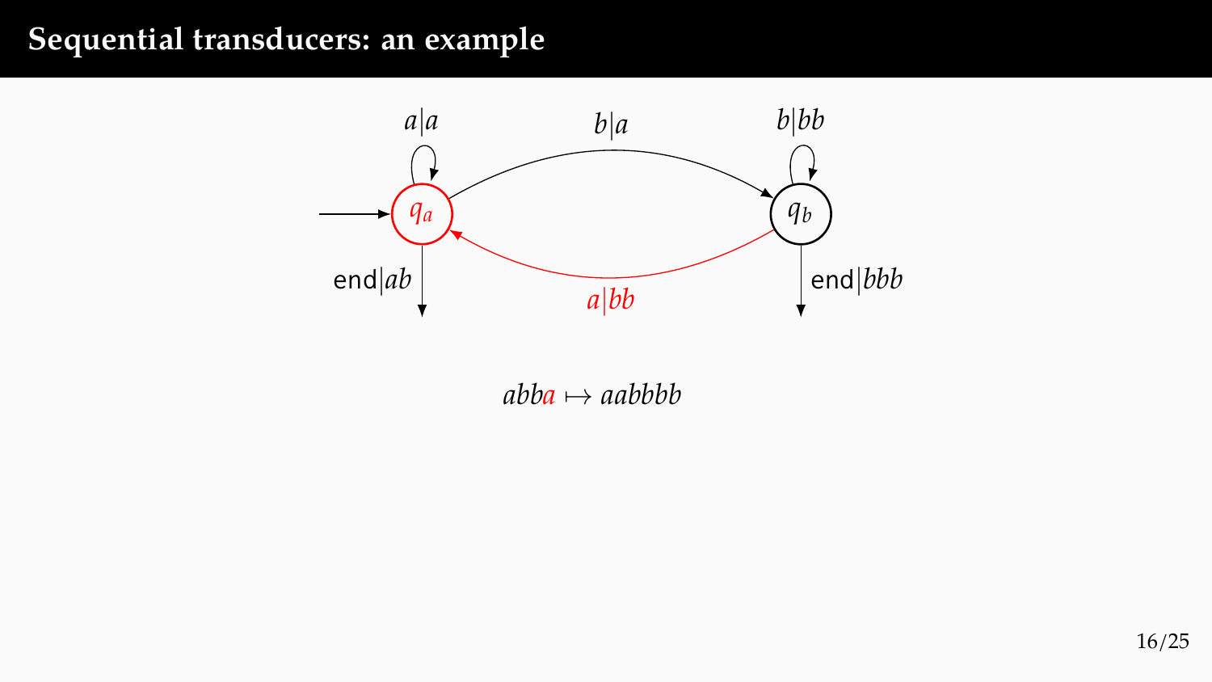# Sequential transducers: an example

$q_a$ — $a|a$ (loop), $\text{end}|ab$

$q_b$ — $b|bb$ (loop), $\text{end}|bbb$

$q_a \xrightarrow{b|a} q_b$

$q_b \xrightarrow{a|bb} q_a$

$$abba \mapsto aabbbb$$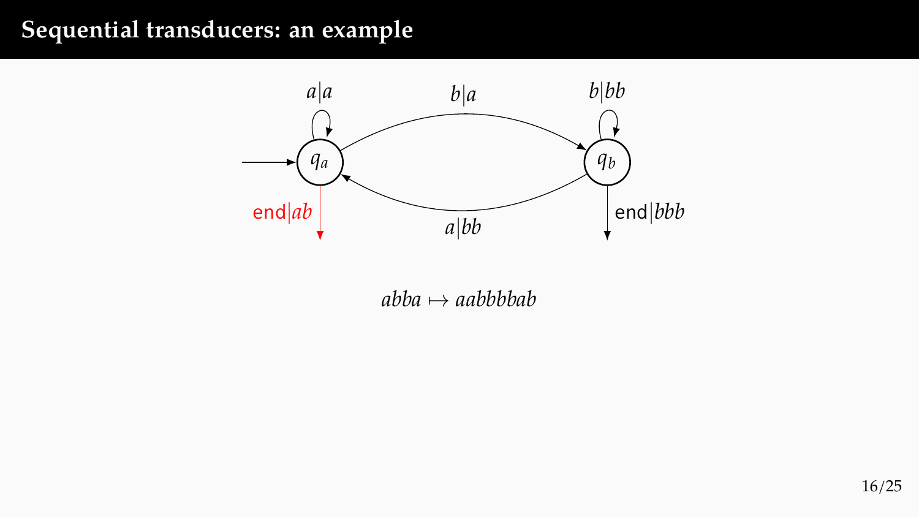# Sequential transducers: an example

$$abba \mapsto aabbbbab$$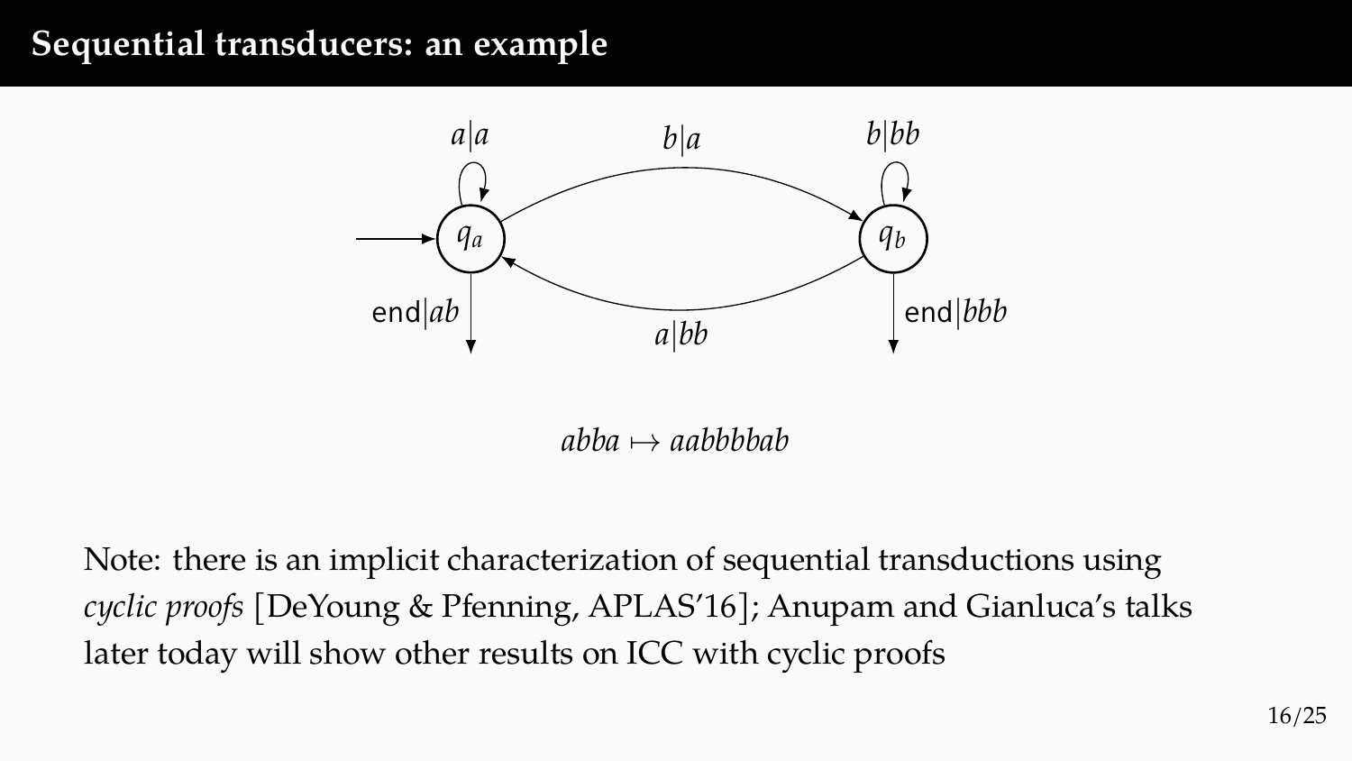# Sequential transducers: an example

$q_a$, $q_b$

$a|a$ $\quad$ $b|a$ $\quad$ $b|bb$

$\mathsf{end}|ab$ $\quad$ $a|bb$ $\quad$ $\mathsf{end}|bbb$

$$abba \mapsto aabbbbab$$

Note: there is an implicit characterization of sequential transductions using *cyclic proofs* [DeYoung & Pfenning, APLAS'16]; Anupam and Gianluca's talks later today will show other results on ICC with cyclic proofs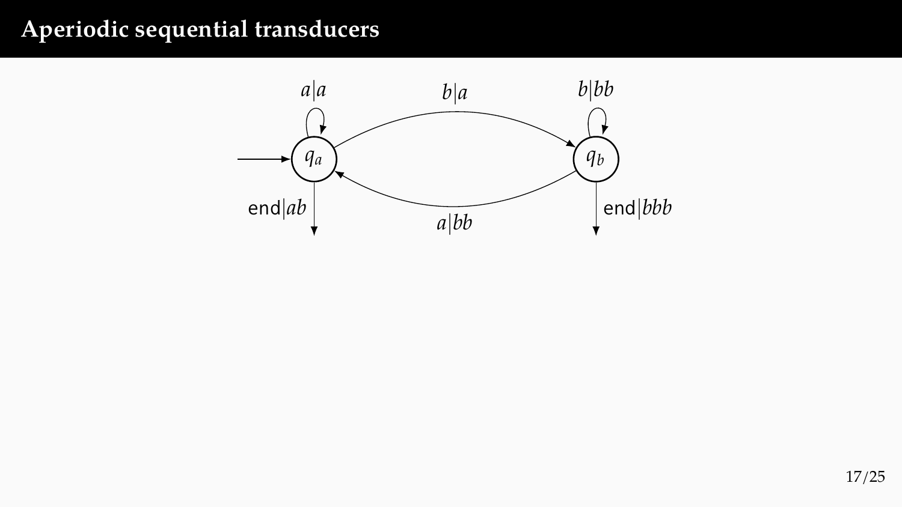# Aperiodic sequential transducers

$a|a$

$b|a$

$b|bb$

$q_a$

$q_b$

end$|ab$

$a|bb$

end$|bbb$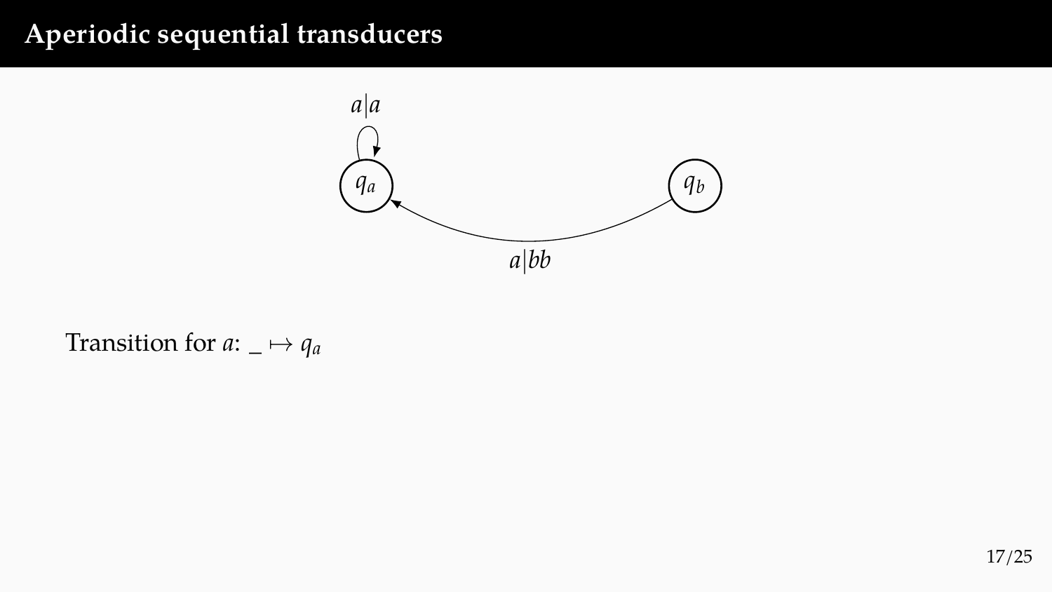# Aperiodic sequential transducers

$a|a$

$q_a$

$q_b$

$a|bb$

Transition for $a$: $\_ \mapsto q_a$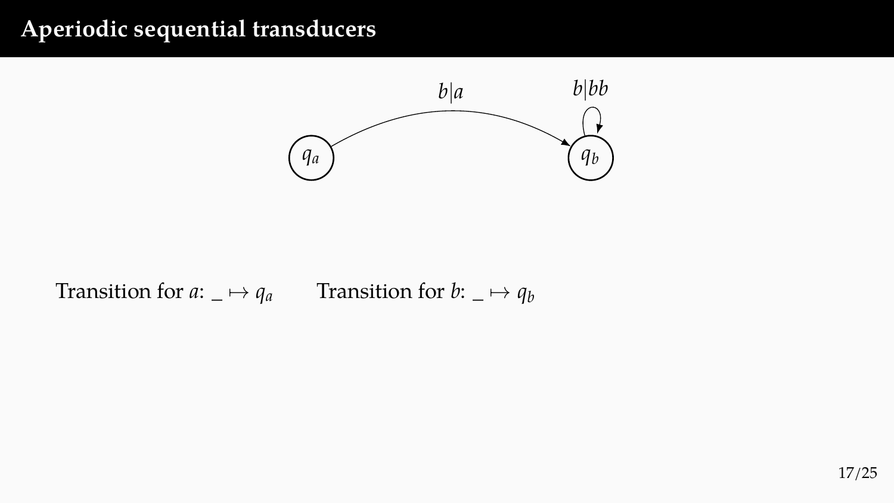# Aperiodic sequential transducers

$b|a$

$b|bb$

$q_a$

$q_b$

Transition for $a$: $\_ \mapsto q_a$ Transition for $b$: $\_ \mapsto q_b$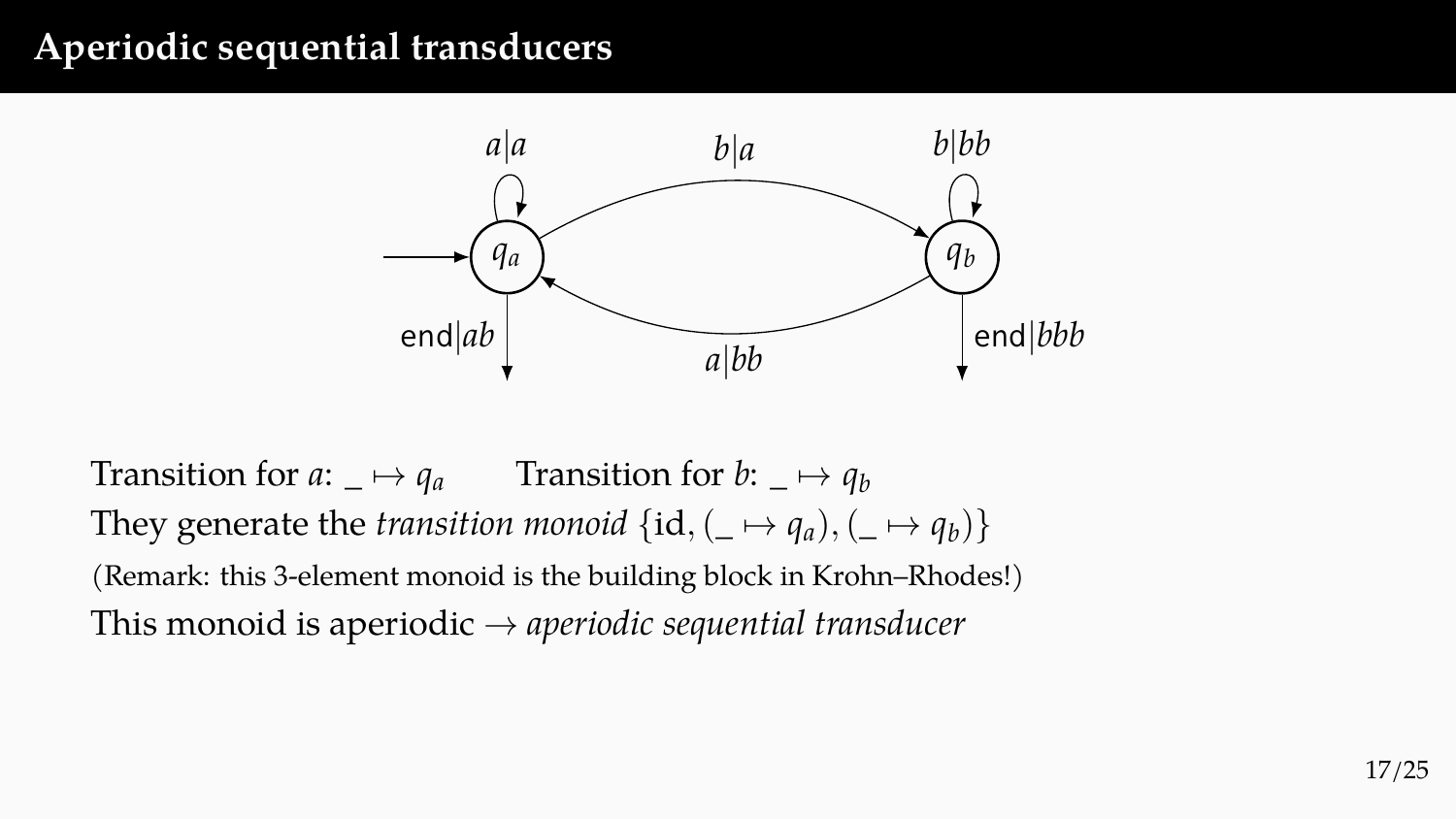# Aperiodic sequential transducers

Transition for $a$: $\_ \mapsto q_a$ Transition for $b$: $\_ \mapsto q_b$

They generate the *transition monoid* $\{\mathrm{id}, (\_ \mapsto q_a), (\_ \mapsto q_b)\}$

(Remark: this 3-element monoid is the building block in Krohn–Rhodes!)

This monoid is aperiodic $\to$ *aperiodic sequential transducer*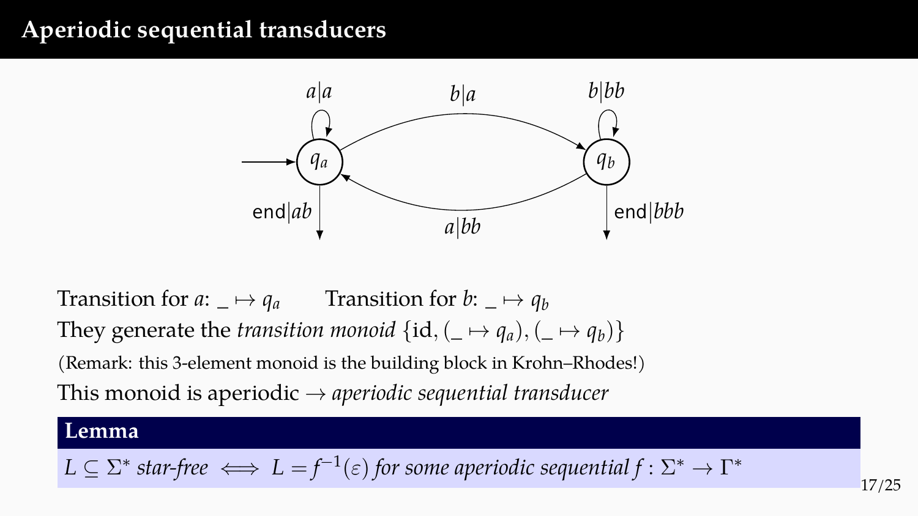# Aperiodic sequential transducers

Transition for $a$: $\_ \mapsto q_a$ Transition for $b$: $\_ \mapsto q_b$

They generate the *transition monoid* $\{\mathrm{id}, (\_ \mapsto q_a), (\_ \mapsto q_b)\}$

(Remark: this 3-element monoid is the building block in Krohn–Rhodes!)

This monoid is aperiodic → *aperiodic sequential transducer*

**Lemma**

*$L \subseteq \Sigma^*$ star-free $\iff$ $L = f^{-1}(\varepsilon)$ for some aperiodic sequential $f : \Sigma^* \to \Gamma^*$*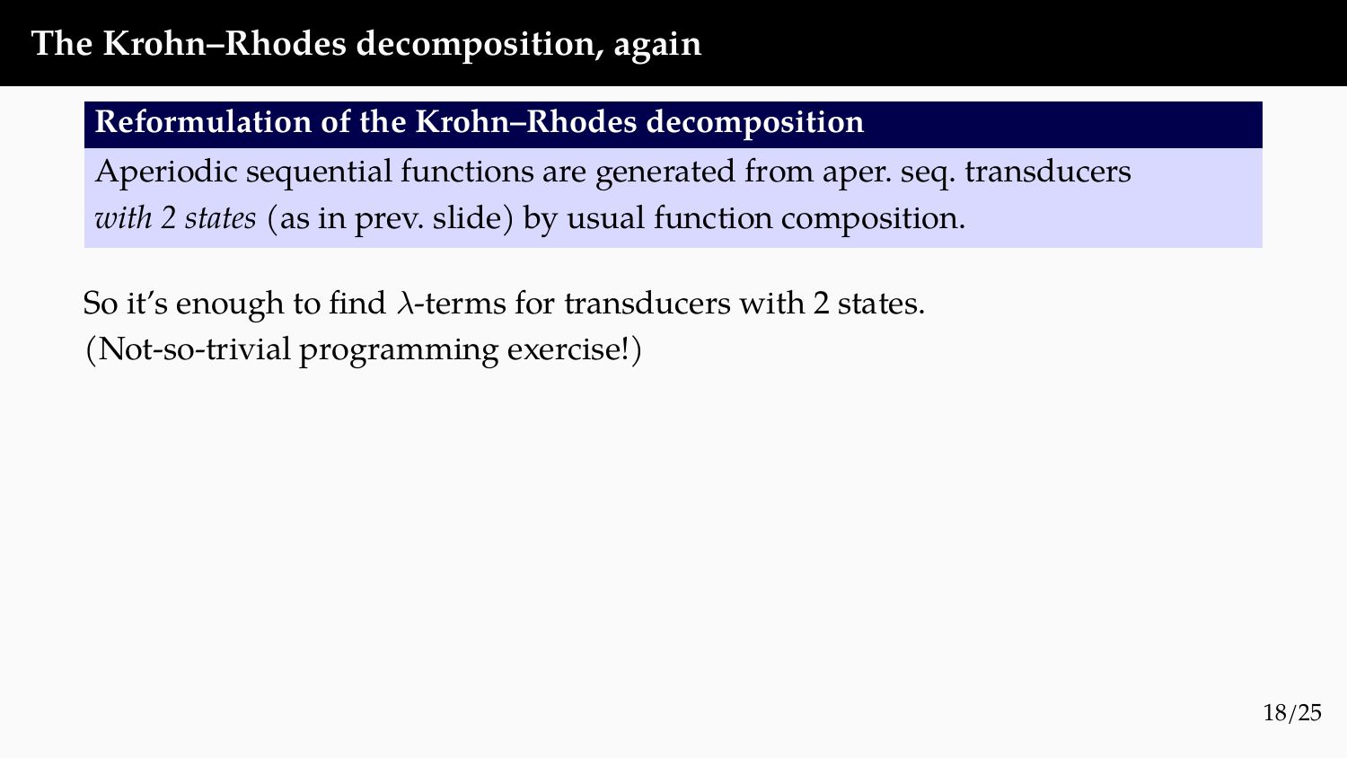# The Krohn–Rhodes decomposition, again

**Reformulation of the Krohn–Rhodes decomposition**

Aperiodic sequential functions are generated from aper. seq. transducers *with 2 states* (as in prev. slide) by usual function composition.

So it's enough to find $\lambda$-terms for transducers with 2 states.
(Not-so-trivial programming exercise!)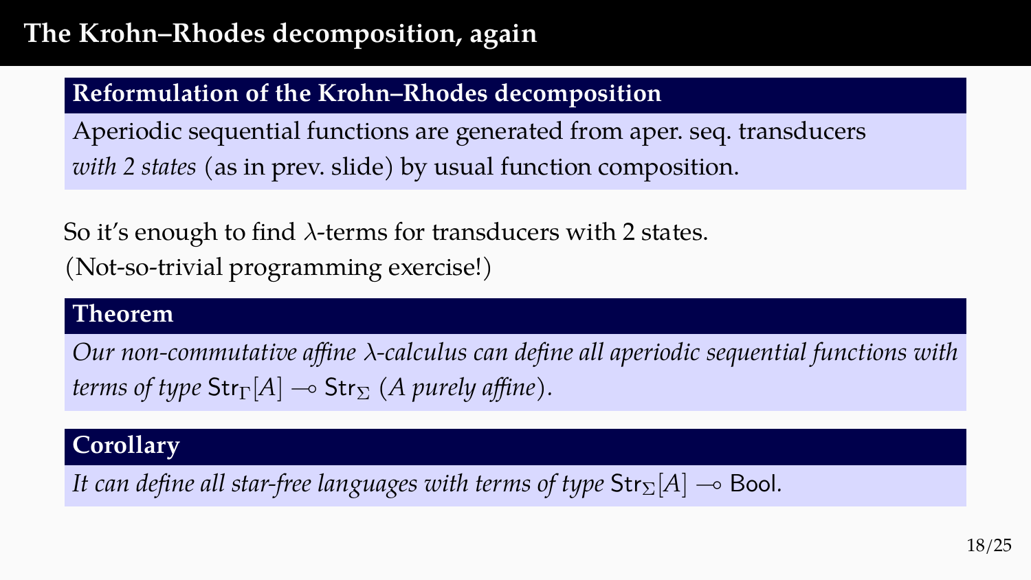# The Krohn–Rhodes decomposition, again

**Reformulation of the Krohn–Rhodes decomposition**

Aperiodic sequential functions are generated from aper. seq. transducers *with 2 states* (as in prev. slide) by usual function composition.

So it's enough to find $\lambda$-terms for transducers with 2 states.
(Not-so-trivial programming exercise!)

**Theorem**

*Our non-commutative affine $\lambda$-calculus can define all aperiodic sequential functions with terms of type $\mathsf{Str}_\Gamma[A] \multimap \mathsf{Str}_\Sigma$ ($A$ purely affine).*

**Corollary**

*It can define all star-free languages with terms of type $\mathsf{Str}_\Sigma[A] \multimap \mathsf{Bool}$.*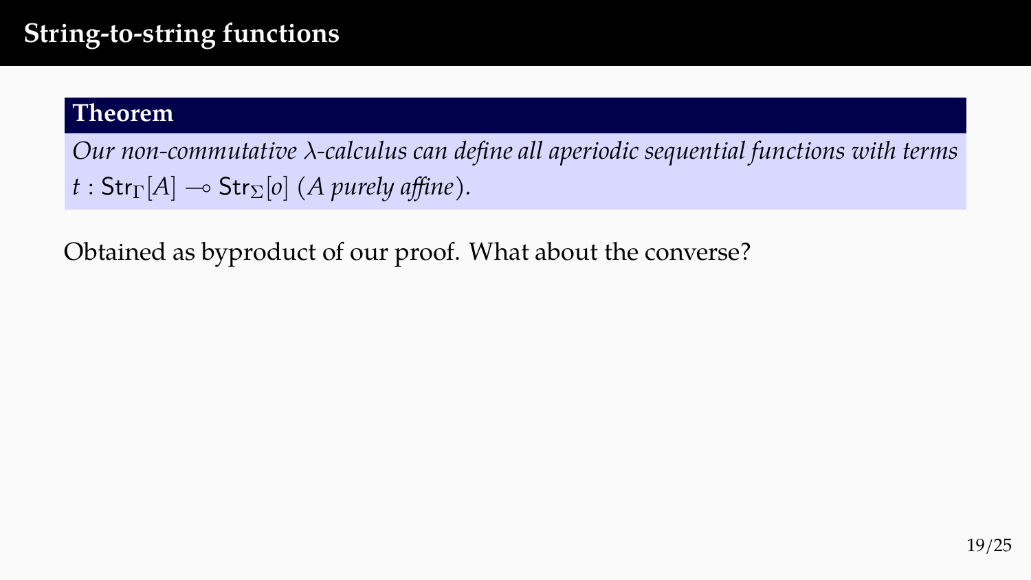# String-to-string functions

**Theorem**

*Our non-commutative λ-calculus can define all aperiodic sequential functions with terms $t : \mathsf{Str}_\Gamma[A] \multimap \mathsf{Str}_\Sigma[o]$ ($A$ purely affine).*

Obtained as byproduct of our proof. What about the converse?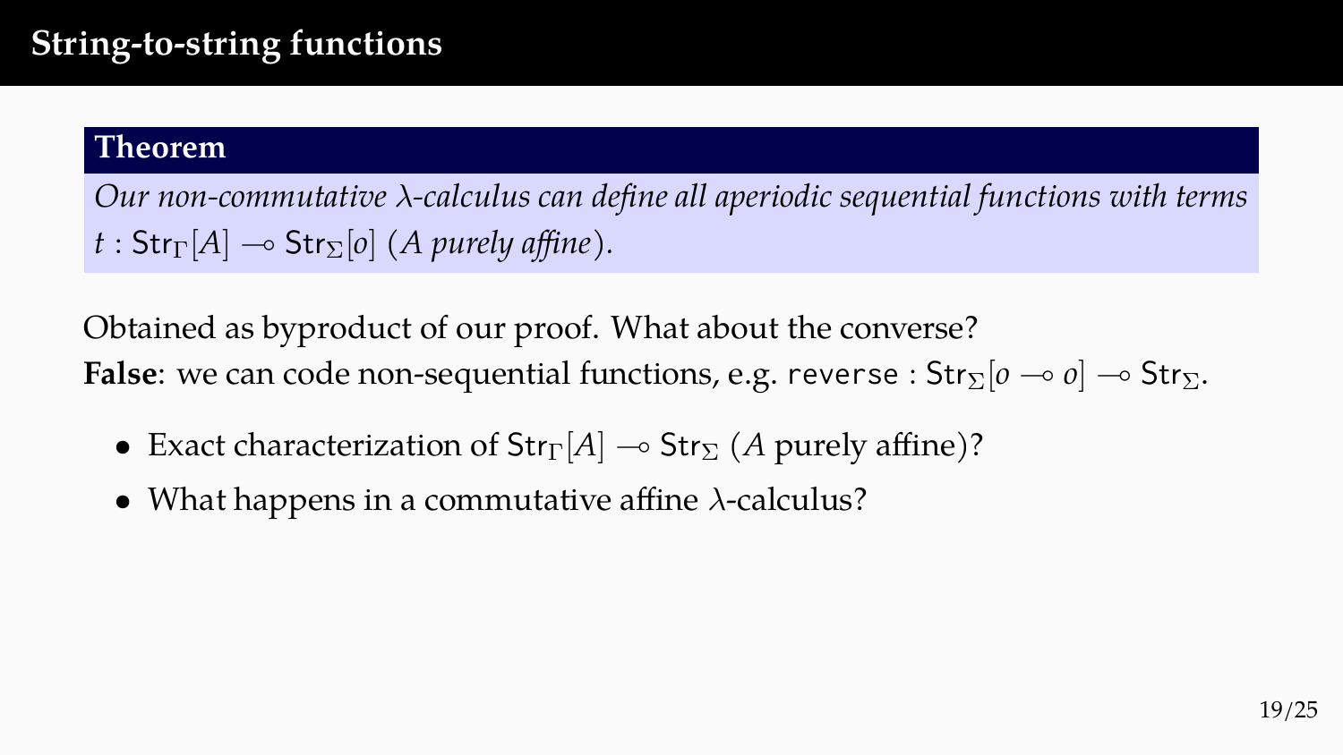# String-to-string functions

**Theorem**

*Our non-commutative λ-calculus can define all aperiodic sequential functions with terms* $t : \mathsf{Str}_\Gamma[A] \multimap \mathsf{Str}_\Sigma[o]$ *(A purely affine).*

Obtained as byproduct of our proof. What about the converse?

**False**: we can code non-sequential functions, e.g. `reverse` : $\mathsf{Str}_\Sigma[o \multimap o] \multimap \mathsf{Str}_\Sigma$.

- Exact characterization of $\mathsf{Str}_\Gamma[A] \multimap \mathsf{Str}_\Sigma$ ($A$ purely affine)?
- What happens in a commutative affine λ-calculus?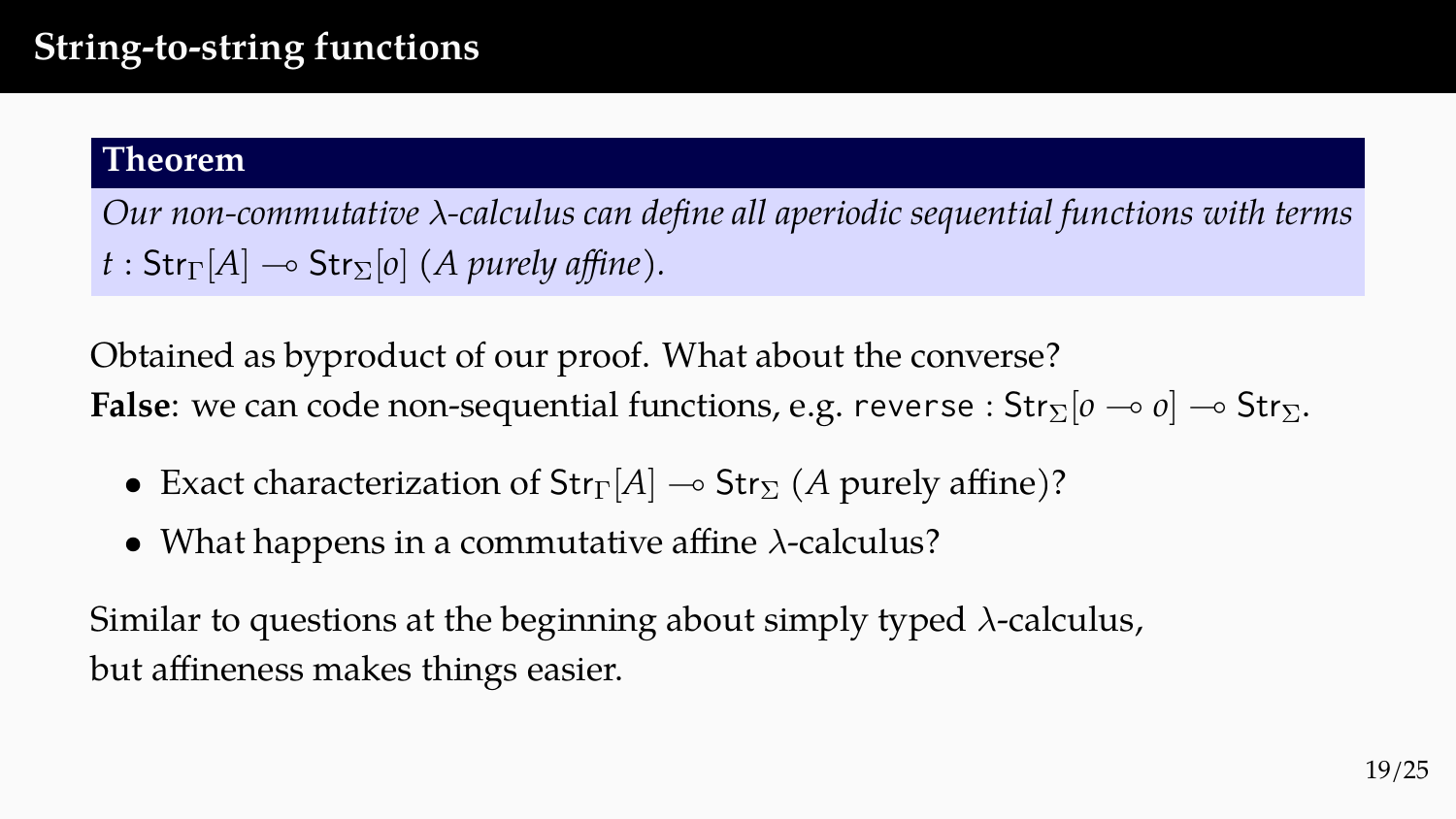# String-to-string functions

**Theorem**

*Our non-commutative $\lambda$-calculus can define all aperiodic sequential functions with terms $t : \mathsf{Str}_\Gamma[A] \multimap \mathsf{Str}_\Sigma[o]$ ($A$ purely affine).*

Obtained as byproduct of our proof. What about the converse?
**False**: we can code non-sequential functions, e.g. `reverse` : $\mathsf{Str}_\Sigma[o \multimap o] \multimap \mathsf{Str}_\Sigma$.

- Exact characterization of $\mathsf{Str}_\Gamma[A] \multimap \mathsf{Str}_\Sigma$ ($A$ purely affine)?
- What happens in a commutative affine $\lambda$-calculus?

Similar to questions at the beginning about simply typed $\lambda$-calculus,
but affineness makes things easier.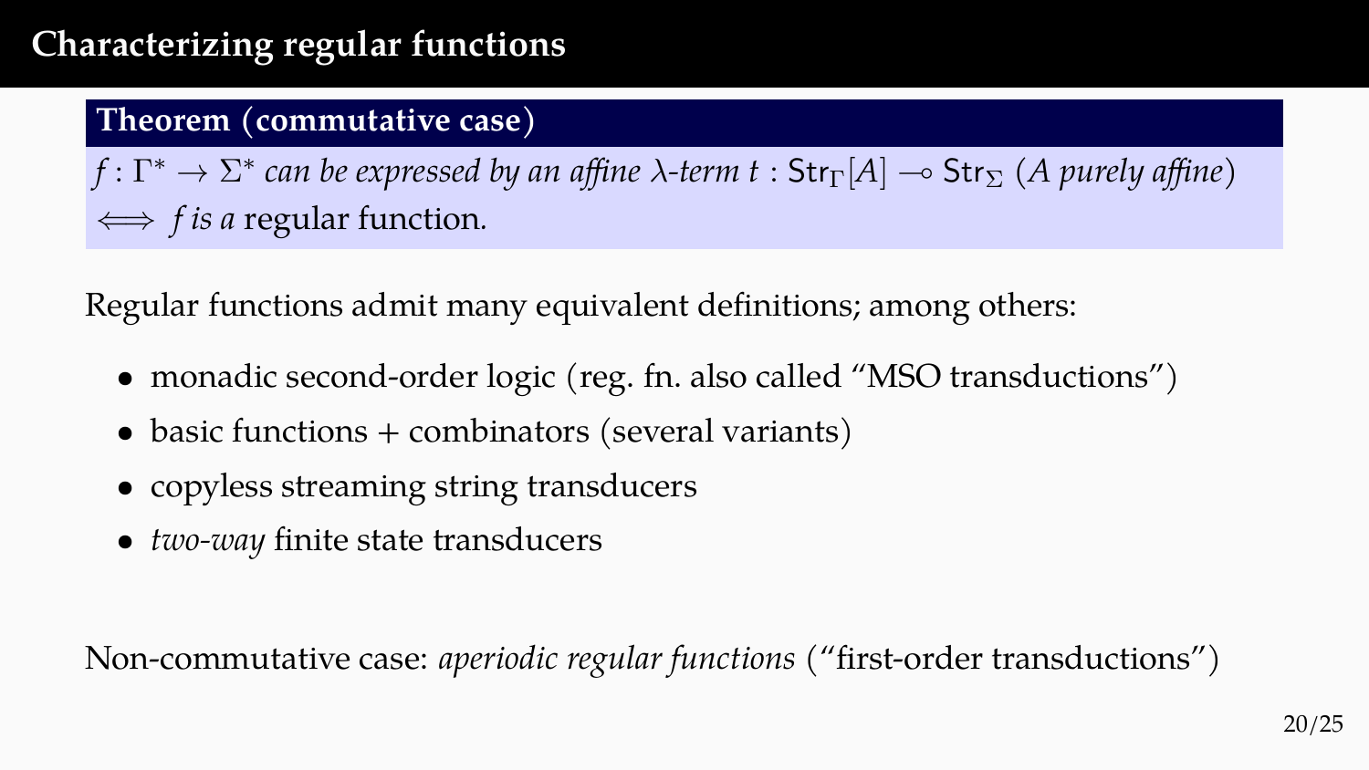# Characterizing regular functions

**Theorem (commutative case)**

*$f : \Gamma^* \to \Sigma^*$ can be expressed by an affine $\lambda$-term $t : \mathsf{Str}_\Gamma[A] \multimap \mathsf{Str}_\Sigma$ ($A$ purely affine)*
*$\iff$ f is a* regular function.

Regular functions admit many equivalent definitions; among others:

- monadic second-order logic (reg. fn. also called "MSO transductions")
- basic functions + combinators (several variants)
- copyless streaming string transducers
- *two-way* finite state transducers

Non-commutative case: *aperiodic regular functions* ("first-order transductions")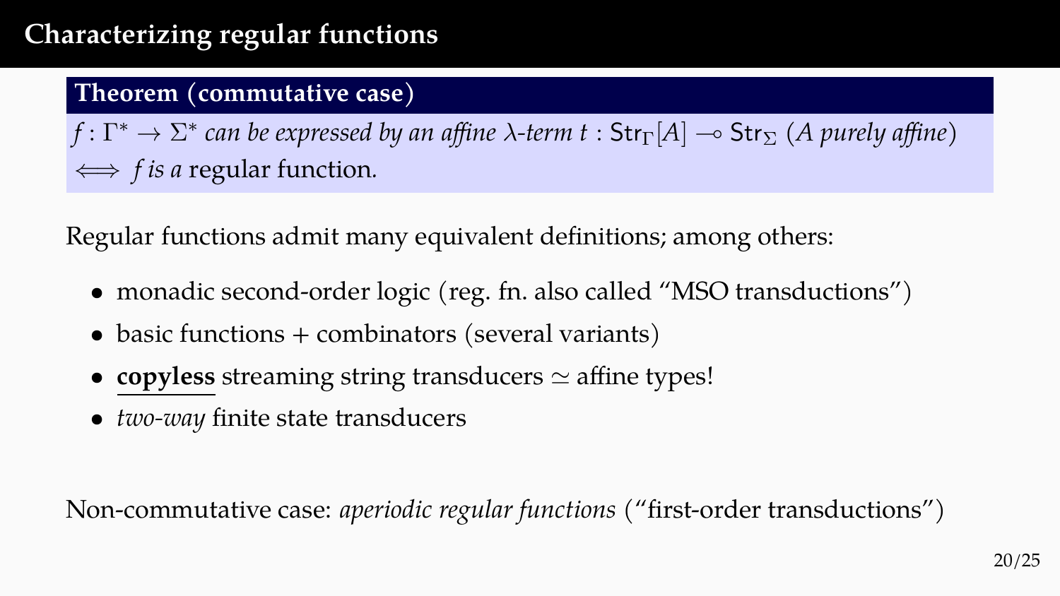# Characterizing regular functions

**Theorem (commutative case)**

$f : \Gamma^* \to \Sigma^*$ *can be expressed by an affine* $\lambda$*-term* $t : \mathsf{Str}_\Gamma[A] \multimap \mathsf{Str}_\Sigma$ *(*$A$ *purely affine)*
$\iff$ *f is a* regular function.

Regular functions admit many equivalent definitions; among others:

- monadic second-order logic (reg. fn. also called "MSO transductions")
- basic functions + combinators (several variants)
- **copyless** streaming string transducers $\simeq$ affine types!
- *two-way* finite state transducers

Non-commutative case: *aperiodic regular functions* ("first-order transductions")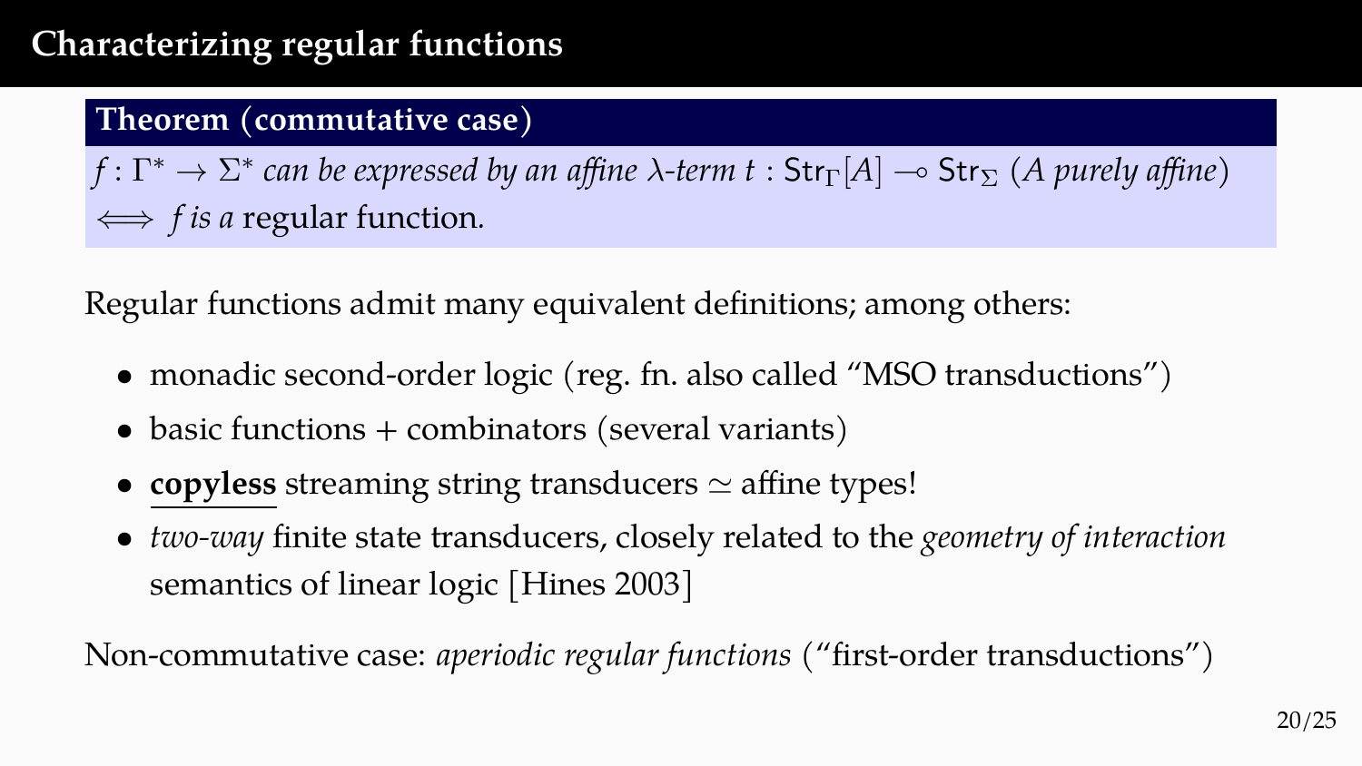# Characterizing regular functions

**Theorem (commutative case)**

*$f : \Gamma^* \to \Sigma^*$ can be expressed by an affine $\lambda$-term $t : \mathsf{Str}_\Gamma[A] \multimap \mathsf{Str}_\Sigma$ ($A$ purely affine)*
*$\iff f$ is a* regular function.

Regular functions admit many equivalent definitions; among others:

- monadic second-order logic (reg. fn. also called "MSO transductions")
- basic functions + combinators (several variants)
- **copyless** streaming string transducers $\simeq$ affine types!
- *two-way* finite state transducers, closely related to the *geometry of interaction* semantics of linear logic [Hines 2003]

Non-commutative case: *aperiodic regular functions* ("first-order transductions")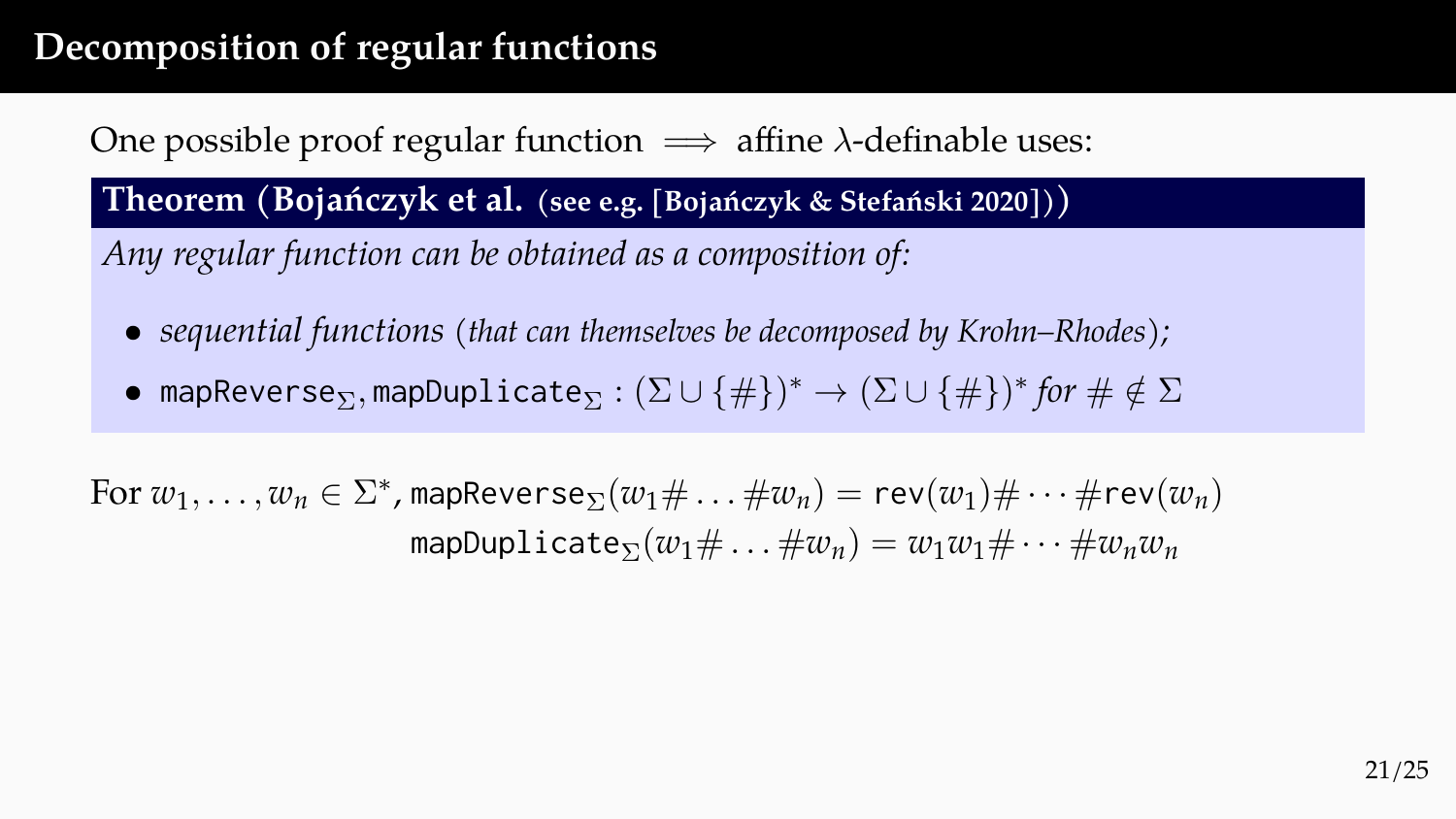## Decomposition of regular functions

One possible proof regular function $\Longrightarrow$ affine $\lambda$-definable uses:

**Theorem (Bojańczyk et al. (see e.g. [Bojańczyk & Stefański 2020]))**

*Any regular function can be obtained as a composition of:*

- *sequential functions (that can themselves be decomposed by Krohn–Rhodes);*
- $\texttt{mapReverse}_\Sigma, \texttt{mapDuplicate}_\Sigma : (\Sigma \cup \{\#\})^* \to (\Sigma \cup \{\#\})^*$ *for* $\# \notin \Sigma$

For $w_1, \ldots, w_n \in \Sigma^*$, $\texttt{mapReverse}_\Sigma(w_1\# \ldots \#w_n) = \texttt{rev}(w_1)\# \cdots \#\texttt{rev}(w_n)$

$\texttt{mapDuplicate}_\Sigma(w_1\# \ldots \#w_n) = w_1w_1\# \cdots \#w_nw_n$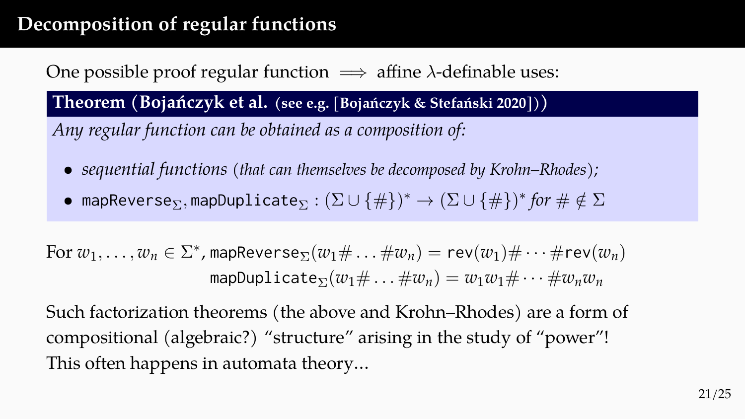# Decomposition of regular functions

One possible proof regular function $\implies$ affine $\lambda$-definable uses:

**Theorem (Bojańczyk et al. (see e.g. [Bojańczyk & Stefański 2020]))**

*Any regular function can be obtained as a composition of:*

- *sequential functions (that can themselves be decomposed by Krohn–Rhodes);*
- $\mathtt{mapReverse}_\Sigma, \mathtt{mapDuplicate}_\Sigma : (\Sigma \cup \{\#\})^* \to (\Sigma \cup \{\#\})^*$ *for* $\# \notin \Sigma$

For $w_1, \ldots, w_n \in \Sigma^*$, $\mathtt{mapReverse}_\Sigma(w_1 \# \ldots \# w_n) = \mathtt{rev}(w_1) \# \cdots \# \mathtt{rev}(w_n)$

$\mathtt{mapDuplicate}_\Sigma(w_1 \# \ldots \# w_n) = w_1 w_1 \# \cdots \# w_n w_n$

Such factorization theorems (the above and Krohn–Rhodes) are a form of compositional (algebraic?) "structure" arising in the study of "power"!
This often happens in automata theory...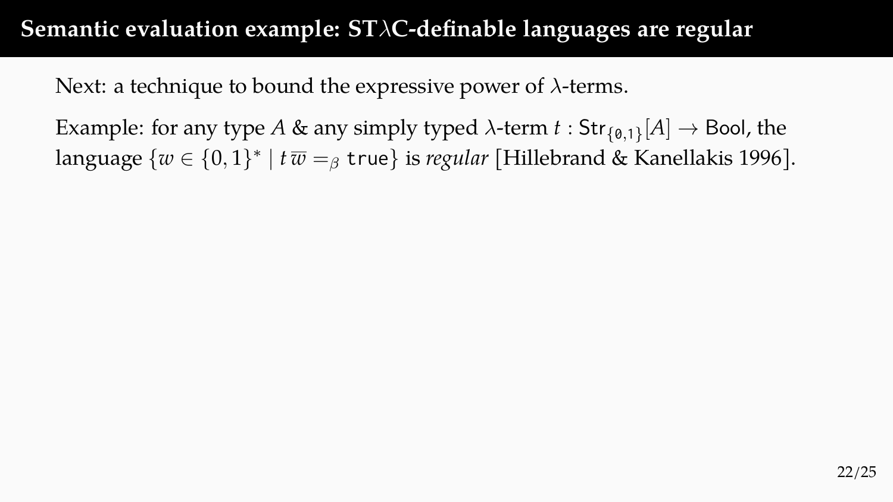# Semantic evaluation example: ST$\lambda$C-definable languages are regular

Next: a technique to bound the expressive power of $\lambda$-terms.

Example: for any type $A$ & any simply typed $\lambda$-term $t : \mathsf{Str}_{\{\mathtt{0},\mathtt{1}\}}[A] \to \mathsf{Bool}$, the language $\{w \in \{0,1\}^* \mid t\,\overline{w} =_\beta \mathtt{true}\}$ is *regular* [Hillebrand & Kanellakis 1996].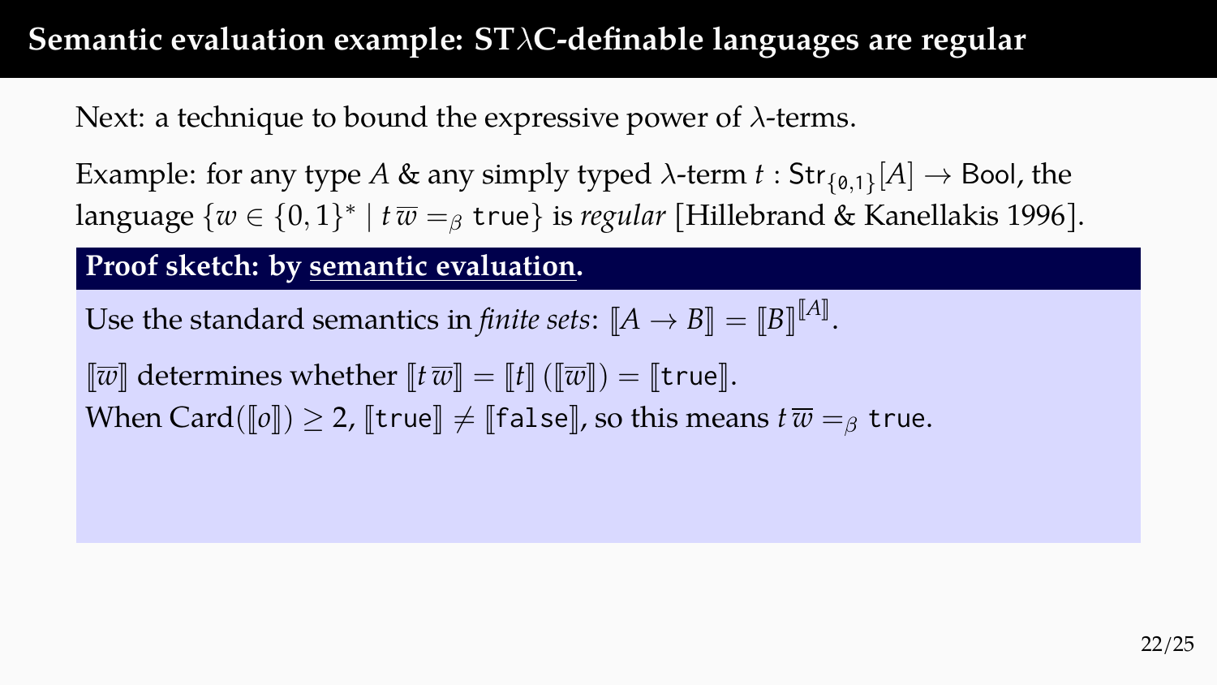# Semantic evaluation example: ST$\lambda$C-definable languages are regular

Next: a technique to bound the expressive power of $\lambda$-terms.

Example: for any type $A$ & any simply typed $\lambda$-term $t : \mathsf{Str}_{\{\mathtt{0},\mathtt{1}\}}[A] \to \mathsf{Bool}$, the language $\{w \in \{0,1\}^* \mid t\,\overline{w} =_\beta \mathtt{true}\}$ is *regular* [Hillebrand & Kanellakis 1996].

**Proof sketch: by semantic evaluation.**

Use the standard semantics in *finite sets*: $[\![A \to B]\!] = [\![B]\!]^{[\![A]\!]}$.

$[\![\overline{w}]\!]$ determines whether $[\![t\,\overline{w}]\!] = [\![t]\!]\,([\![\overline{w}]\!]) = [\![\mathtt{true}]\!]$.
When $\mathrm{Card}([\![o]\!]) \geq 2$, $[\![\mathtt{true}]\!] \neq [\![\mathtt{false}]\!]$, so this means $t\,\overline{w} =_\beta \mathtt{true}$.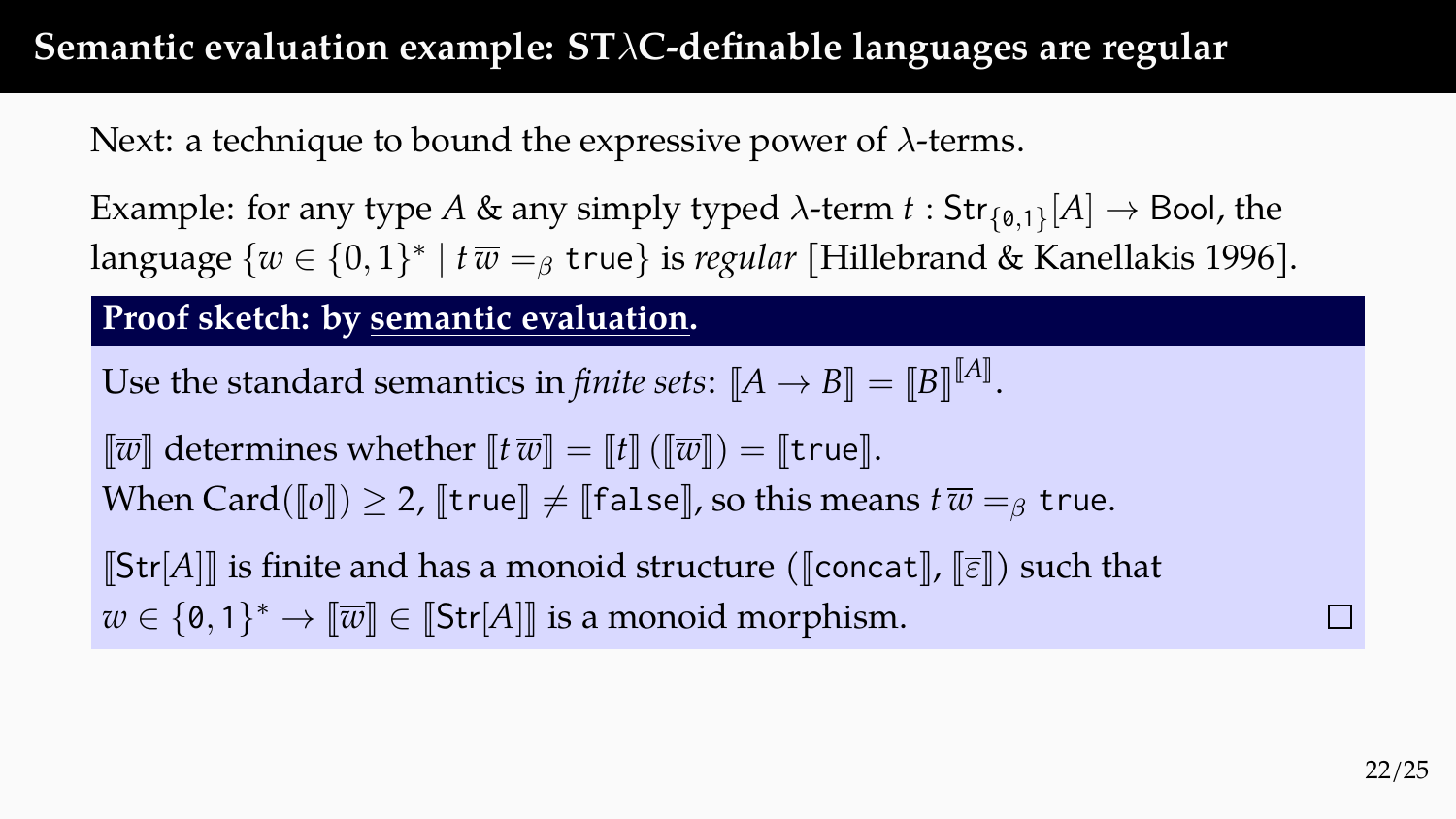# Semantic evaluation example: ST$\lambda$C-definable languages are regular

Next: a technique to bound the expressive power of $\lambda$-terms.

Example: for any type $A$ & any simply typed $\lambda$-term $t : \mathsf{Str}_{\{0,1\}}[A] \to \mathsf{Bool}$, the language $\{w \in \{0,1\}^* \mid t\,\overline{w} =_\beta \texttt{true}\}$ is *regular* [Hillebrand & Kanellakis 1996].

**Proof sketch: by semantic evaluation.**

Use the standard semantics in *finite sets*: $[\![A \to B]\!] = [\![B]\!]^{[\![A]\!]}$.

$[\![\overline{w}]\!]$ determines whether $[\![t\,\overline{w}]\!] = [\![t]\!]\,([\![\overline{w}]\!]) = [\![\texttt{true}]\!]$.
When $\mathrm{Card}([\![o]\!]) \geq 2$, $[\![\texttt{true}]\!] \neq [\![\texttt{false}]\!]$, so this means $t\,\overline{w} =_\beta \texttt{true}$.

$[\![\mathsf{Str}[A]]\!]$ is finite and has a monoid structure ($[\![\texttt{concat}]\!]$, $[\![\overline{\varepsilon}]\!]$) such that $w \in \{0,1\}^* \to [\![\overline{w}]\!] \in [\![\mathsf{Str}[A]]\!]$ is a monoid morphism. □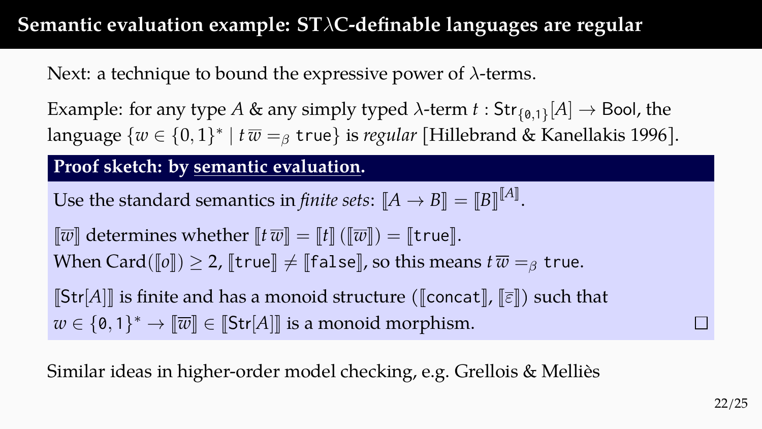# Semantic evaluation example: ST$\lambda$C-definable languages are regular

Next: a technique to bound the expressive power of $\lambda$-terms.

Example: for any type $A$ & any simply typed $\lambda$-term $t : \mathsf{Str}_{\{\mathtt{0},\mathtt{1}\}}[A] \to \mathsf{Bool}$, the language $\{w \in \{0,1\}^* \mid t\,\overline{w} =_\beta \mathtt{true}\}$ is *regular* [Hillebrand & Kanellakis 1996].

**Proof sketch: by semantic evaluation.**

Use the standard semantics in *finite sets*: $[\![A \to B]\!] = [\![B]\!]^{[\![A]\!]}$.

$[\![\overline{w}]\!]$ determines whether $[\![t\,\overline{w}]\!] = [\![t]\!]\,([\![\overline{w}]\!]) = [\![\mathtt{true}]\!]$.
When $\mathrm{Card}([\![o]\!]) \geq 2$, $[\![\mathtt{true}]\!] \neq [\![\mathtt{false}]\!]$, so this means $t\,\overline{w} =_\beta \mathtt{true}$.

$[\![\mathsf{Str}[A]]\!]$ is finite and has a monoid structure ($[\![\mathtt{concat}]\!]$, $[\![\overline{\varepsilon}]\!]$) such that $w \in \{\mathtt{0},\mathtt{1}\}^* \to [\![\overline{w}]\!] \in [\![\mathsf{Str}[A]]\!]$ is a monoid morphism. □

Similar ideas in higher-order model checking, e.g. Grellois & Melliès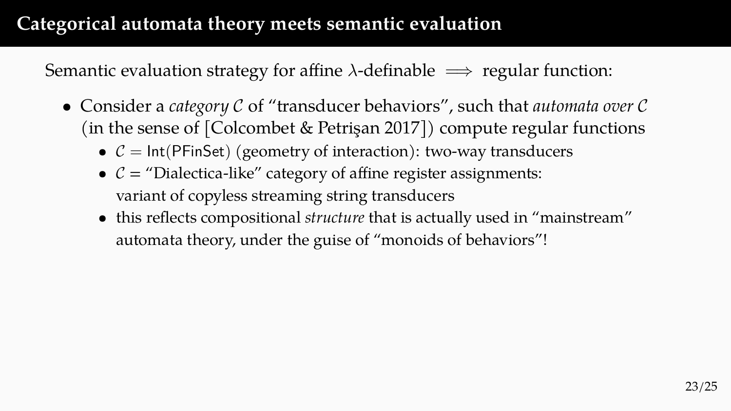# Categorical automata theory meets semantic evaluation

Semantic evaluation strategy for affine $\lambda$-definable $\Longrightarrow$ regular function:

- Consider a *category* $\mathcal{C}$ of "transducer behaviors", such that *automata over* $\mathcal{C}$ (in the sense of [Colcombet & Petrişan 2017]) compute regular functions
  - $\mathcal{C} = \mathsf{Int}(\mathsf{PFinSet})$ (geometry of interaction): two-way transducers
  - $\mathcal{C}$ = "Dialectica-like" category of affine register assignments: variant of copyless streaming string transducers
  - this reflects compositional *structure* that is actually used in "mainstream" automata theory, under the guise of "monoids of behaviors"!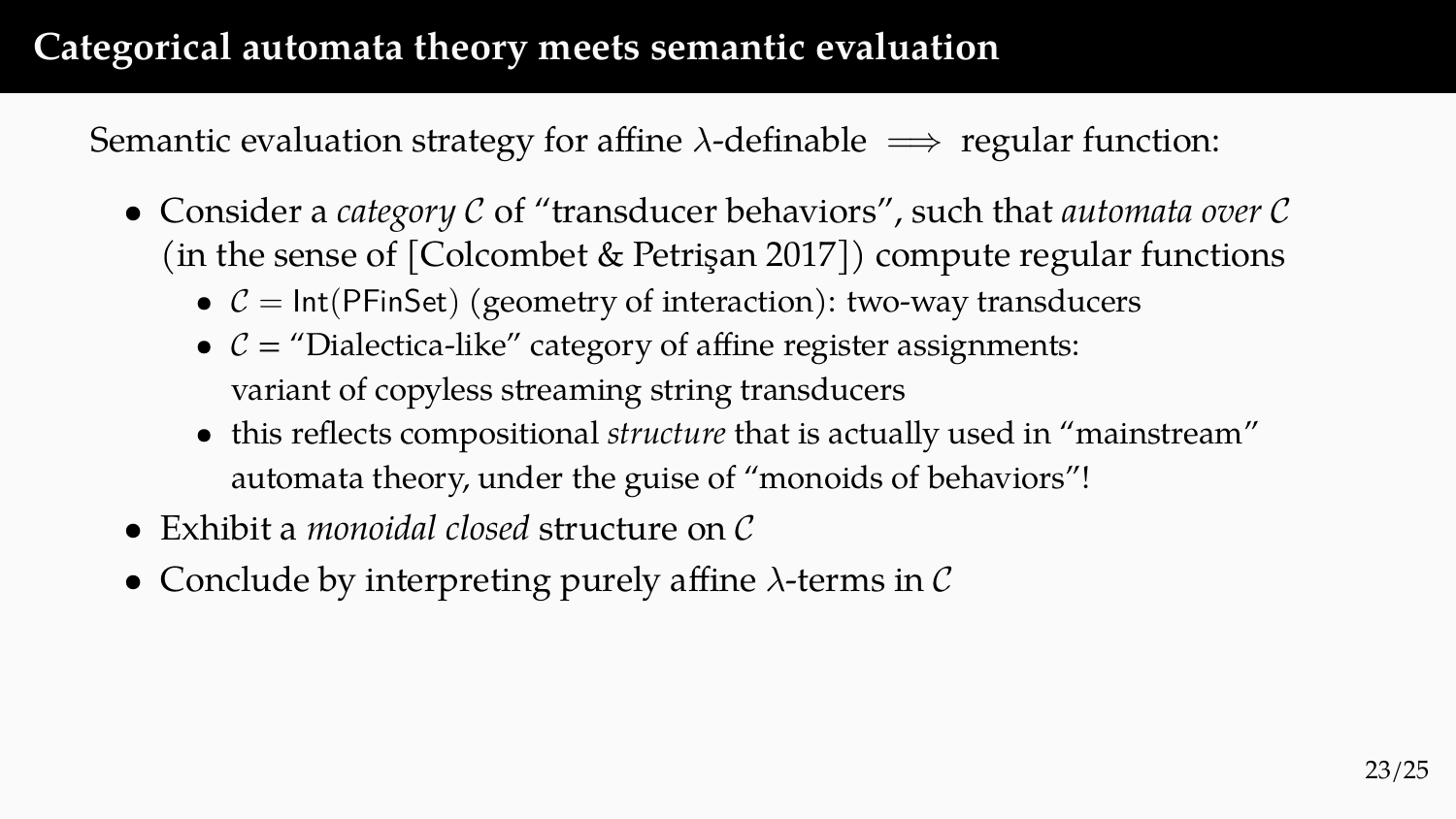# Categorical automata theory meets semantic evaluation

Semantic evaluation strategy for affine $\lambda$-definable $\implies$ regular function:

- Consider a *category* $\mathcal{C}$ of "transducer behaviors", such that *automata over* $\mathcal{C}$ (in the sense of [Colcombet & Petrişan 2017]) compute regular functions
  - $\mathcal{C} = \mathsf{Int}(\mathsf{PFinSet})$ (geometry of interaction): two-way transducers
  - $\mathcal{C}$ = "Dialectica-like" category of affine register assignments: variant of copyless streaming string transducers
  - this reflects compositional *structure* that is actually used in "mainstream" automata theory, under the guise of "monoids of behaviors"!
- Exhibit a *monoidal closed* structure on $\mathcal{C}$
- Conclude by interpreting purely affine $\lambda$-terms in $\mathcal{C}$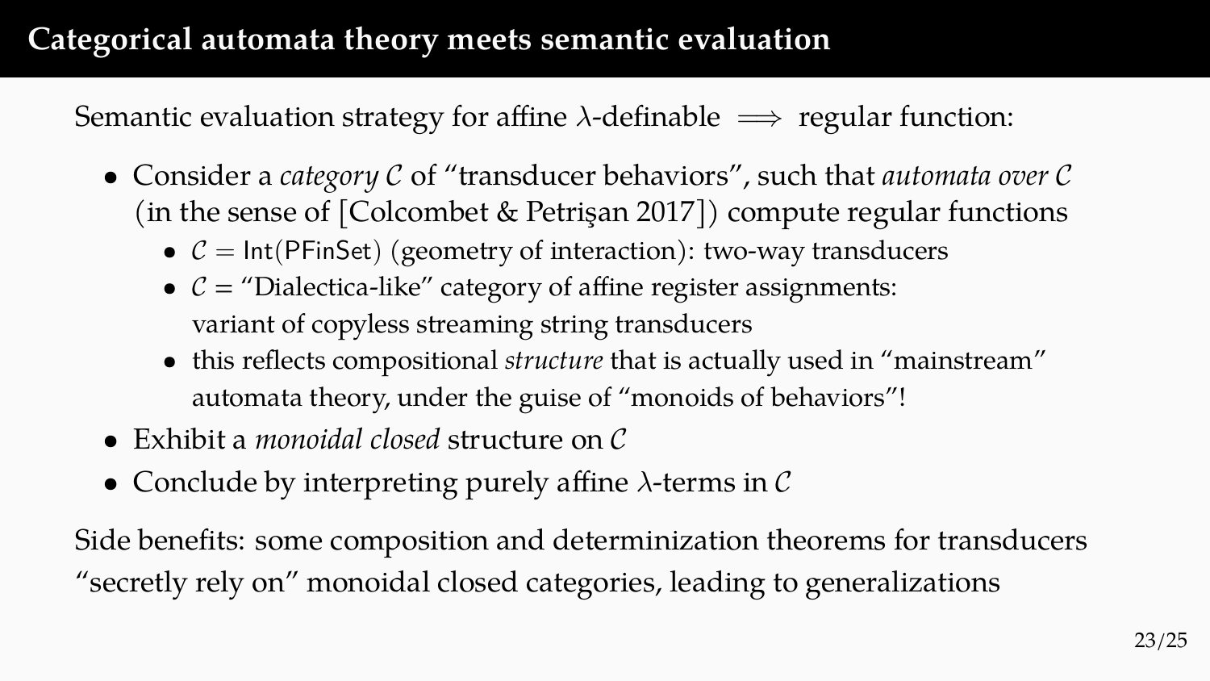# Categorical automata theory meets semantic evaluation

Semantic evaluation strategy for affine $\lambda$-definable $\implies$ regular function:

- Consider a *category* $\mathcal{C}$ of "transducer behaviors", such that *automata over* $\mathcal{C}$ (in the sense of [Colcombet & Petrişan 2017]) compute regular functions
  - $\mathcal{C} = \mathsf{Int}(\mathsf{PFinSet})$ (geometry of interaction): two-way transducers
  - $\mathcal{C}$ = "Dialectica-like" category of affine register assignments: variant of copyless streaming string transducers
  - this reflects compositional *structure* that is actually used in "mainstream" automata theory, under the guise of "monoids of behaviors"!
- Exhibit a *monoidal closed* structure on $\mathcal{C}$
- Conclude by interpreting purely affine $\lambda$-terms in $\mathcal{C}$

Side benefits: some composition and determinization theorems for transducers "secretly rely on" monoidal closed categories, leading to generalizations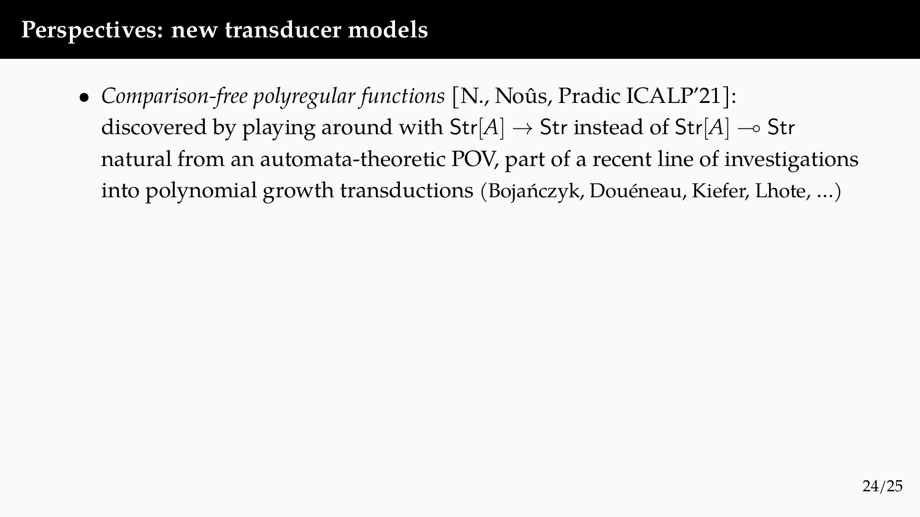# Perspectives: new transducer models

- *Comparison-free polyregular functions* [N., Noûs, Pradic ICALP'21]:
  discovered by playing around with $\mathsf{Str}[A] \to \mathsf{Str}$ instead of $\mathsf{Str}[A] \multimap \mathsf{Str}$
  natural from an automata-theoretic POV, part of a recent line of investigations into polynomial growth transductions (Bojańczyk, Douéneau, Kiefer, Lhote, ...)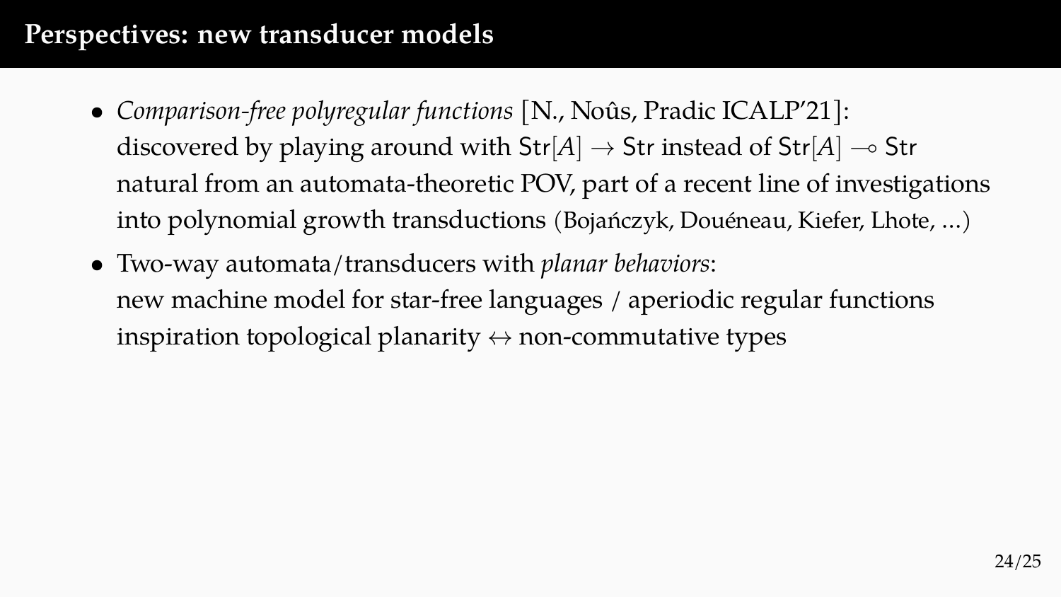# Perspectives: new transducer models

- *Comparison-free polyregular functions* [N., Noûs, Pradic ICALP'21]:
  discovered by playing around with $\mathsf{Str}[A] \to \mathsf{Str}$ instead of $\mathsf{Str}[A] \multimap \mathsf{Str}$
  natural from an automata-theoretic POV, part of a recent line of investigations into polynomial growth transductions (Bojańczyk, Douéneau, Kiefer, Lhote, ...)
- Two-way automata/transducers with *planar behaviors*:
  new machine model for star-free languages / aperiodic regular functions
  inspiration topological planarity $\leftrightarrow$ non-commutative types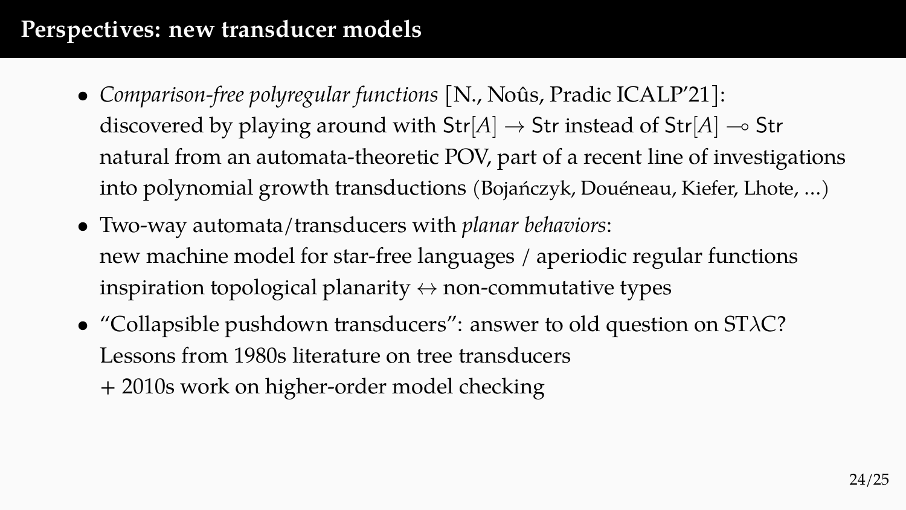# Perspectives: new transducer models

- *Comparison-free polyregular functions* [N., Noûs, Pradic ICALP'21]:
  discovered by playing around with $\mathsf{Str}[A] \to \mathsf{Str}$ instead of $\mathsf{Str}[A] \multimap \mathsf{Str}$
  natural from an automata-theoretic POV, part of a recent line of investigations into polynomial growth transductions (Bojańczyk, Douéneau, Kiefer, Lhote, ...)
- Two-way automata/transducers with *planar behaviors*:
  new machine model for star-free languages / aperiodic regular functions
  inspiration topological planarity $\leftrightarrow$ non-commutative types
- "Collapsible pushdown transducers": answer to old question on ST$\lambda$C?
  Lessons from 1980s literature on tree transducers
  \+ 2010s work on higher-order model checking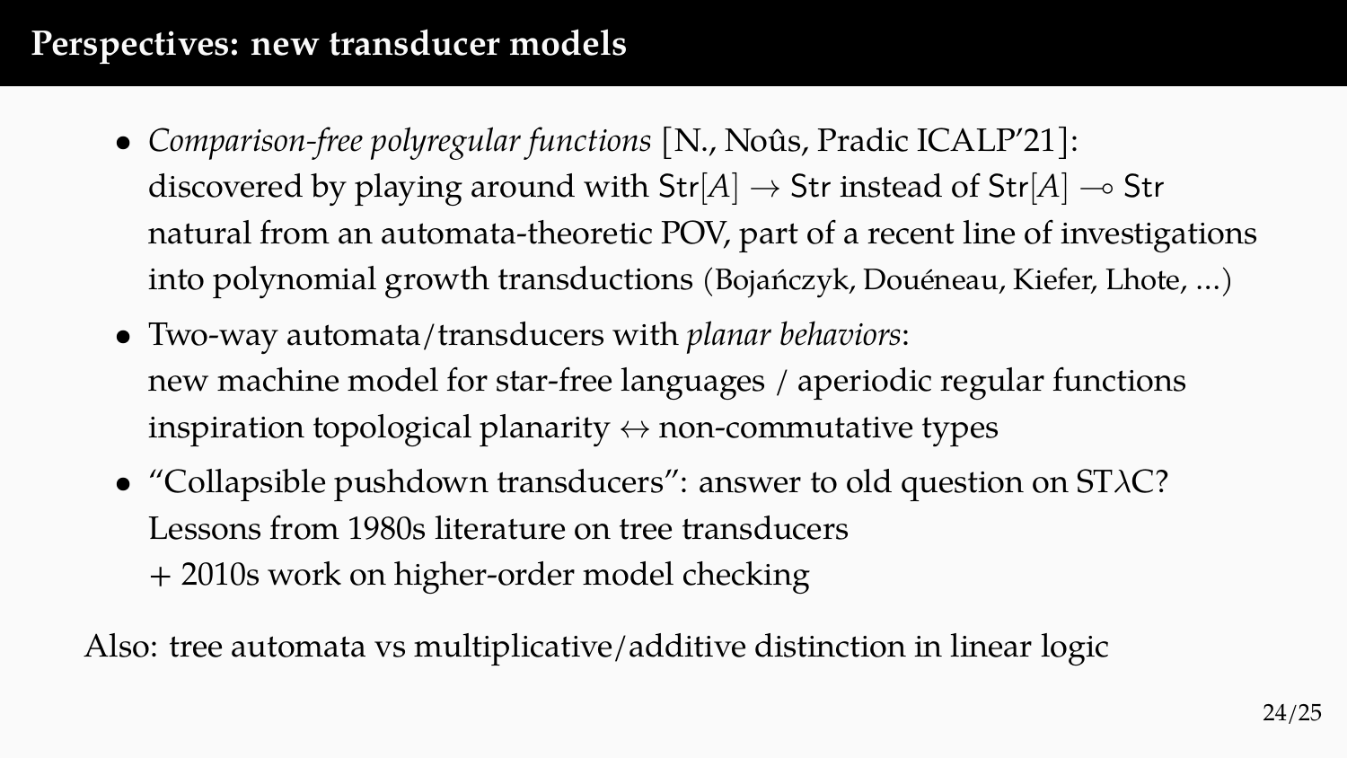# Perspectives: new transducer models

- *Comparison-free polyregular functions* [N., Noûs, Pradic ICALP'21]:
  discovered by playing around with $\mathsf{Str}[A] \to \mathsf{Str}$ instead of $\mathsf{Str}[A] \multimap \mathsf{Str}$
  natural from an automata-theoretic POV, part of a recent line of investigations into polynomial growth transductions (Bojańczyk, Douéneau, Kiefer, Lhote, ...)
- Two-way automata/transducers with *planar behaviors*:
  new machine model for star-free languages / aperiodic regular functions
  inspiration topological planarity $\leftrightarrow$ non-commutative types
- "Collapsible pushdown transducers": answer to old question on ST$\lambda$C?
  Lessons from 1980s literature on tree transducers
  \+ 2010s work on higher-order model checking

Also: tree automata vs multiplicative/additive distinction in linear logic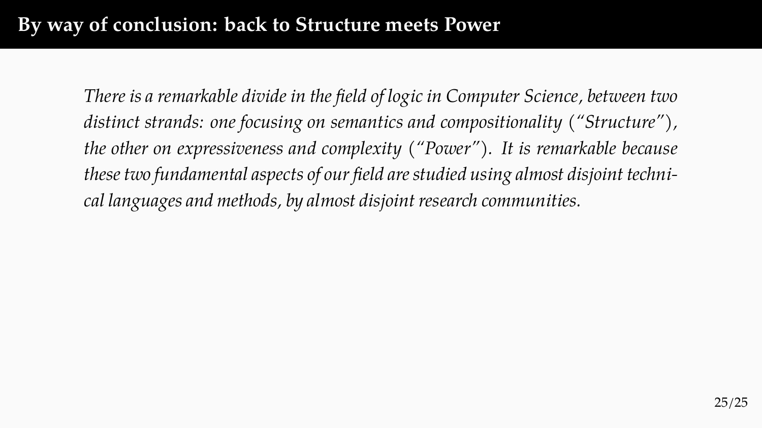# By way of conclusion: back to Structure meets Power

*There is a remarkable divide in the field of logic in Computer Science, between two distinct strands: one focusing on semantics and compositionality ("Structure"), the other on expressiveness and complexity ("Power"). It is remarkable because these two fundamental aspects of our field are studied using almost disjoint technical languages and methods, by almost disjoint research communities.*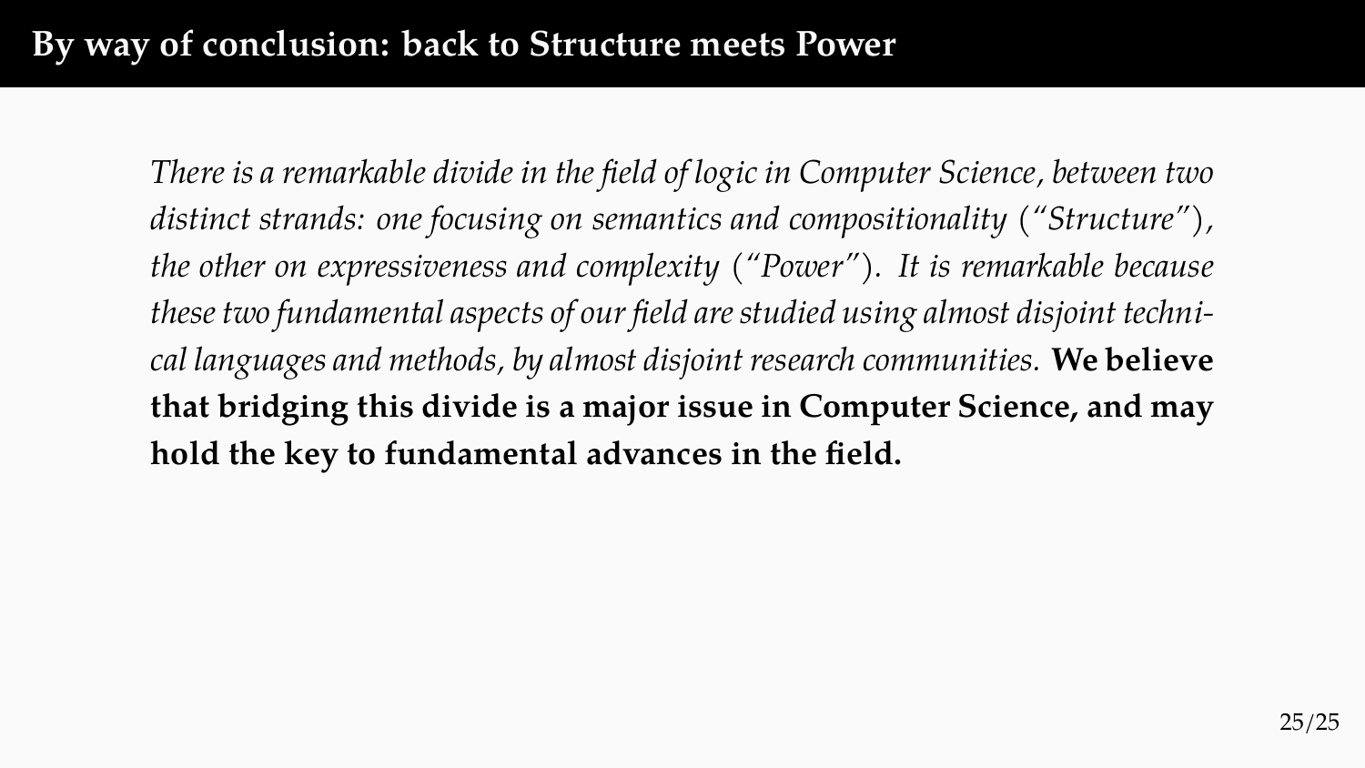# By way of conclusion: back to Structure meets Power

*There is a remarkable divide in the field of logic in Computer Science, between two distinct strands: one focusing on semantics and compositionality ("Structure"), the other on expressiveness and complexity ("Power"). It is remarkable because these two fundamental aspects of our field are studied using almost disjoint technical languages and methods, by almost disjoint research communities.* **We believe that bridging this divide is a major issue in Computer Science, and may hold the key to fundamental advances in the field.**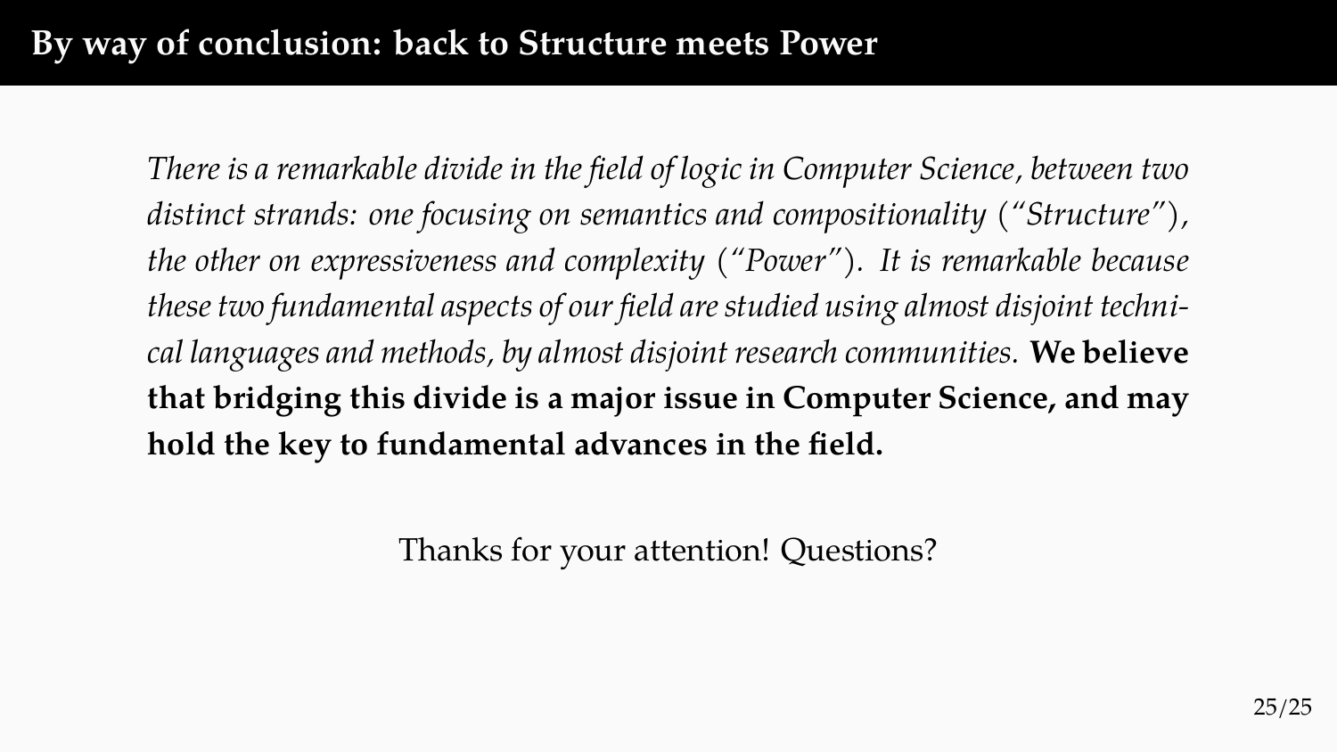# By way of conclusion: back to Structure meets Power

*There is a remarkable divide in the field of logic in Computer Science, between two distinct strands: one focusing on semantics and compositionality ("Structure"), the other on expressiveness and complexity ("Power"). It is remarkable because these two fundamental aspects of our field are studied using almost disjoint technical languages and methods, by almost disjoint research communities.* **We believe that bridging this divide is a major issue in Computer Science, and may hold the key to fundamental advances in the field.**

Thanks for your attention! Questions?